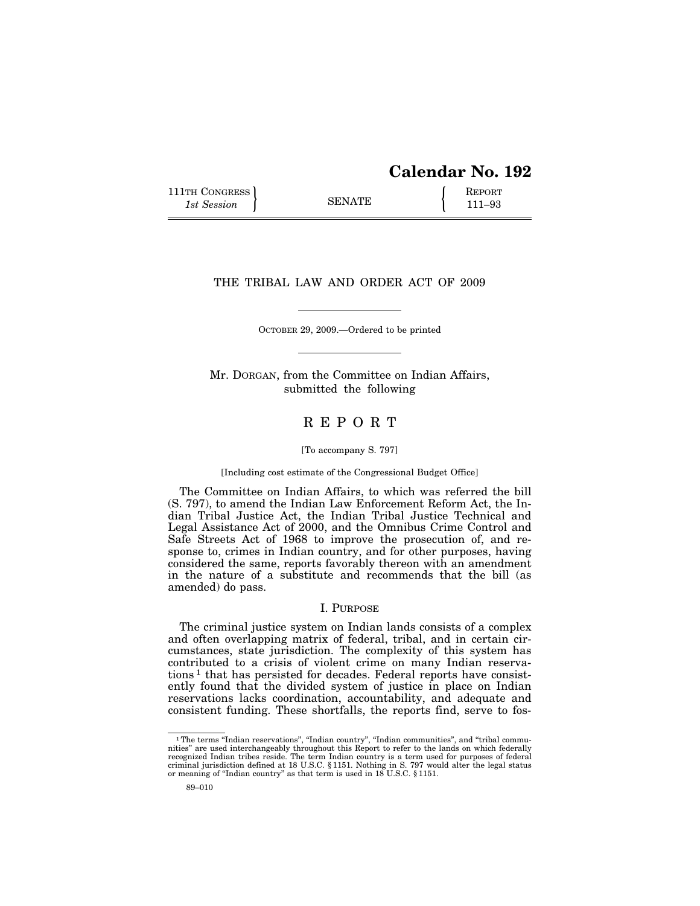# Calendar No. 192

111TH CONGRESS
*1st Session*

SENATE

REPORT
111–93

## THE TRIBAL LAW AND ORDER ACT OF 2009

OCTOBER 29, 2009.—Ordered to be printed

Mr. DORGAN, from the Committee on Indian Affairs, submitted the following

## REPORT

[To accompany S. 797]

[Including cost estimate of the Congressional Budget Office]

The Committee on Indian Affairs, to which was referred the bill (S. 797), to amend the Indian Law Enforcement Reform Act, the Indian Tribal Justice Act, the Indian Tribal Justice Technical and Legal Assistance Act of 2000, and the Omnibus Crime Control and Safe Streets Act of 1968 to improve the prosecution of, and response to, crimes in Indian country, and for other purposes, having considered the same, reports favorably thereon with an amendment in the nature of a substitute and recommends that the bill (as amended) do pass.

### I. PURPOSE

The criminal justice system on Indian lands consists of a complex and often overlapping matrix of federal, tribal, and in certain circumstances, state jurisdiction. The complexity of this system has contributed to a crisis of violent crime on many Indian reservations[1] that has persisted for decades. Federal reports have consistently found that the divided system of justice in place on Indian reservations lacks coordination, accountability, and adequate and consistent funding. These shortfalls, the reports find, serve to fos-

[1] The terms "Indian reservations", "Indian country", "Indian communities", and "tribal communities" are used interchangeably throughout this Report to refer to the lands on which federally recognized Indian tribes reside. The term Indian country is a term used for purposes of federal criminal jurisdiction defined at 18 U.S.C. § 1151. Nothing in S. 797 would alter the legal status or meaning of "Indian country" as that term is used in 18 U.S.C. § 1151.

89–010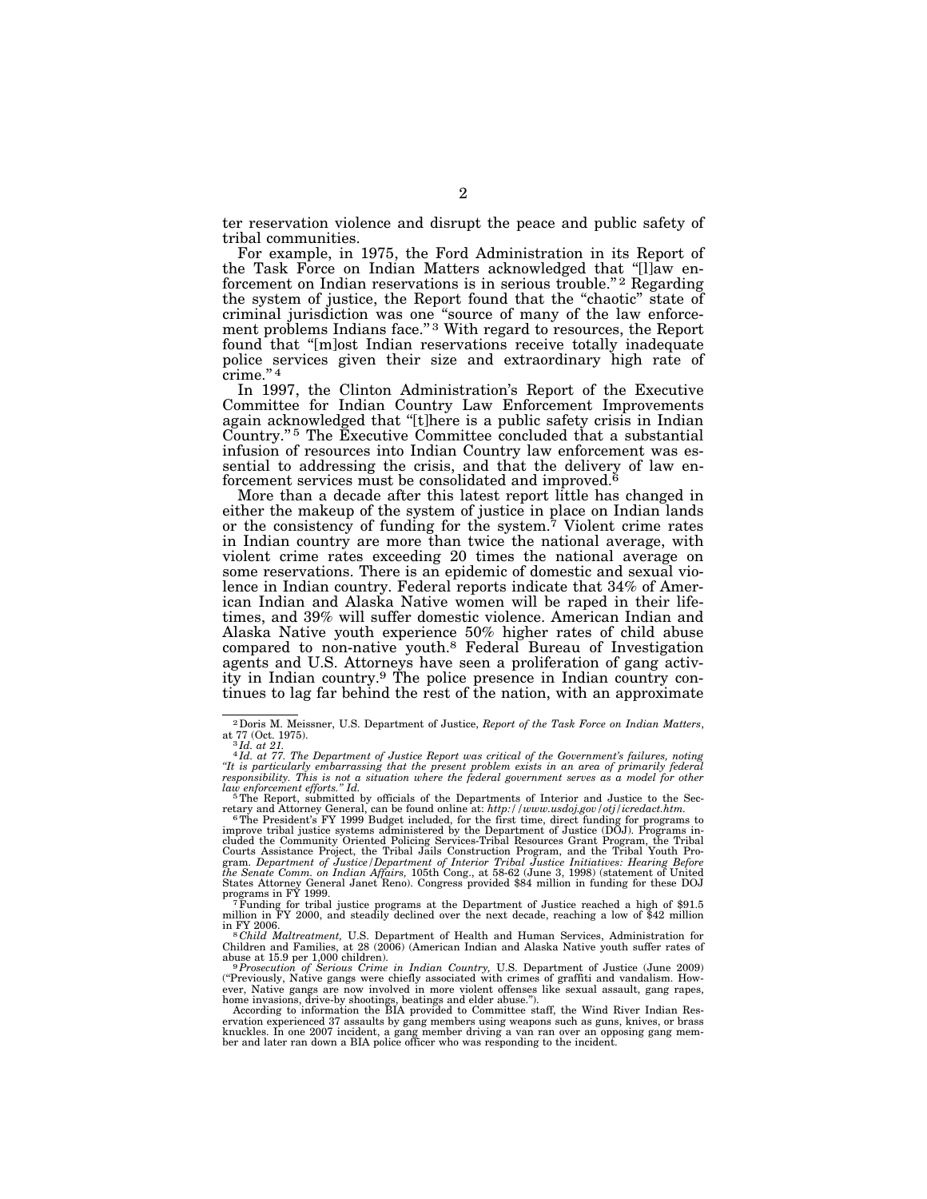ter reservation violence and disrupt the peace and public safety of tribal communities.

For example, in 1975, the Ford Administration in its Report of the Task Force on Indian Matters acknowledged that "[l]aw enforcement on Indian reservations is in serious trouble."[2] Regarding the system of justice, the Report found that the "chaotic" state of criminal jurisdiction was one "source of many of the law enforcement problems Indians face."[3] With regard to resources, the Report found that "[m]ost Indian reservations receive totally inadequate police services given their size and extraordinary high rate of crime."[4]

In 1997, the Clinton Administration's Report of the Executive Committee for Indian Country Law Enforcement Improvements again acknowledged that "[t]here is a public safety crisis in Indian Country."[5] The Executive Committee concluded that a substantial infusion of resources into Indian Country law enforcement was essential to addressing the crisis, and that the delivery of law enforcement services must be consolidated and improved.[6]

More than a decade after this latest report little has changed in either the makeup of the system of justice in place on Indian lands or the consistency of funding for the system.[7] Violent crime rates in Indian country are more than twice the national average, with violent crime rates exceeding 20 times the national average on some reservations. There is an epidemic of domestic and sexual violence in Indian country. Federal reports indicate that 34% of American Indian and Alaska Native women will be raped in their lifetimes, and 39% will suffer domestic violence. American Indian and Alaska Native youth experience 50% higher rates of child abuse compared to non-native youth.[8] Federal Bureau of Investigation agents and U.S. Attorneys have seen a proliferation of gang activity in Indian country.[9] The police presence in Indian country continues to lag far behind the rest of the nation, with an approximate

---

[2] Doris M. Meissner, U.S. Department of Justice, *Report of the Task Force on Indian Matters*, at 77 (Oct. 1975).

[3] *Id. at 21.*

[4] *Id. at 77. The Department of Justice Report was critical of the Government's failures, noting "It is particularly embarrassing that the present problem exists in an area of primarily federal responsibility. This is not a situation where the federal government serves as a model for other law enforcement efforts." Id.*

[5] The Report, submitted by officials of the Departments of Interior and Justice to the Secretary and Attorney General, can be found online at: *http://www.usdoj.gov/otj/icredact.htm.*

[6] The President's FY 1999 Budget included, for the first time, direct funding for programs to improve tribal justice systems administered by the Department of Justice (DOJ). Programs included the Community Oriented Policing Services-Tribal Resources Grant Program, the Tribal Courts Assistance Project, the Tribal Jails Construction Program, and the Tribal Youth Program. *Department of Justice/Department of Interior Tribal Justice Initiatives: Hearing Before the Senate Comm. on Indian Affairs,* 105th Cong., at 58-62 (June 3, 1998) (statement of United States Attorney General Janet Reno). Congress provided $84 million in funding for these DOJ programs in FY 1999.

[7] Funding for tribal justice programs at the Department of Justice reached a high of $91.5 million in FY 2000, and steadily declined over the next decade, reaching a low of $42 million in FY 2006.

[8] *Child Maltreatment,* U.S. Department of Health and Human Services, Administration for Children and Families, at 28 (2006) (American Indian and Alaska Native youth suffer rates of abuse at 15.9 per 1,000 children).

[9] *Prosecution of Serious Crime in Indian Country,* U.S. Department of Justice (June 2009) ("Previously, Native gangs were chiefly associated with crimes of graffiti and vandalism. However, Native gangs are now involved in more violent offenses like sexual assault, gang rapes, home invasions, drive-by shootings, beatings and elder abuse.").

According to information the BIA provided to Committee staff, the Wind River Indian Reservation experienced 37 assaults by gang members using weapons such as guns, knives, or brass knuckles. In one 2007 incident, a gang member driving a van ran over an opposing gang member and later ran down a BIA police officer who was responding to the incident.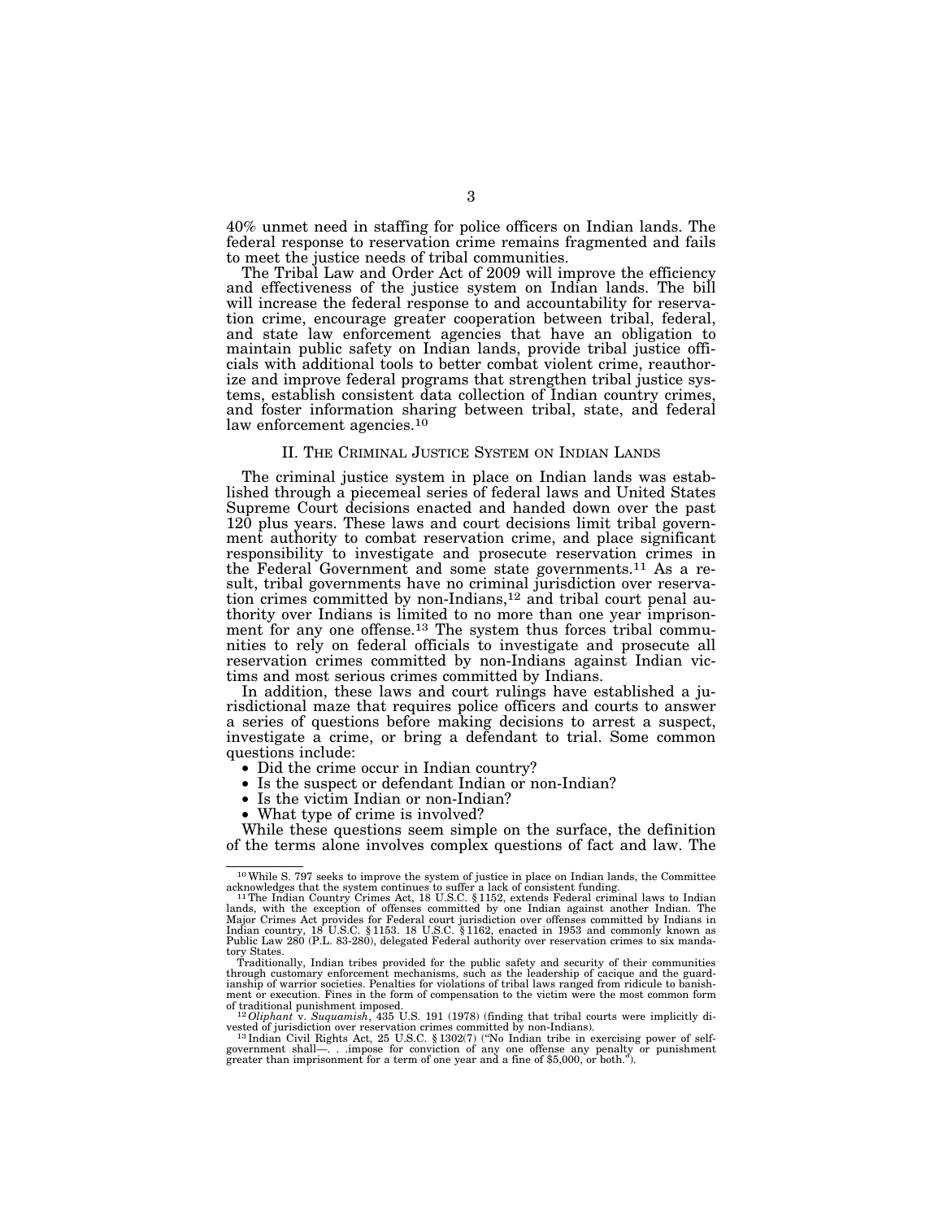40% unmet need in staffing for police officers on Indian lands. The federal response to reservation crime remains fragmented and fails to meet the justice needs of tribal communities.

The Tribal Law and Order Act of 2009 will improve the efficiency and effectiveness of the justice system on Indian lands. The bill will increase the federal response to and accountability for reservation crime, encourage greater cooperation between tribal, federal, and state law enforcement agencies that have an obligation to maintain public safety on Indian lands, provide tribal justice officials with additional tools to better combat violent crime, reauthorize and improve federal programs that strengthen tribal justice systems, establish consistent data collection of Indian country crimes, and foster information sharing between tribal, state, and federal law enforcement agencies.[10]

## II. The Criminal Justice System on Indian Lands

The criminal justice system in place on Indian lands was established through a piecemeal series of federal laws and United States Supreme Court decisions enacted and handed down over the past 120 plus years. These laws and court decisions limit tribal government authority to combat reservation crime, and place significant responsibility to investigate and prosecute reservation crimes in the Federal Government and some state governments.[11] As a result, tribal governments have no criminal jurisdiction over reservation crimes committed by non-Indians,[12] and tribal court penal authority over Indians is limited to no more than one year imprisonment for any one offense.[13] The system thus forces tribal communities to rely on federal officials to investigate and prosecute all reservation crimes committed by non-Indians against Indian victims and most serious crimes committed by Indians.

In addition, these laws and court rulings have established a jurisdictional maze that requires police officers and courts to answer a series of questions before making decisions to arrest a suspect, investigate a crime, or bring a defendant to trial. Some common questions include:

- Did the crime occur in Indian country?
- Is the suspect or defendant Indian or non-Indian?
- Is the victim Indian or non-Indian?
- What type of crime is involved?

While these questions seem simple on the surface, the definition of the terms alone involves complex questions of fact and law. The

---

[10] While S. 797 seeks to improve the system of justice in place on Indian lands, the Committee acknowledges that the system continues to suffer a lack of consistent funding.

[11] The Indian Country Crimes Act, 18 U.S.C. §1152, extends Federal criminal laws to Indian lands, with the exception of offenses committed by one Indian against another Indian. The Major Crimes Act provides for Federal court jurisdiction over offenses committed by Indians in Indian country, 18 U.S.C. §1153. 18 U.S.C. §1162, enacted in 1953 and commonly known as Public Law 280 (P.L. 83-280), delegated Federal authority over reservation crimes to six mandatory States.

Traditionally, Indian tribes provided for the public safety and security of their communities through customary enforcement mechanisms, such as the leadership of cacique and the guardianship of warrior societies. Penalties for violations of tribal laws ranged from ridicule to banishment or execution. Fines in the form of compensation to the victim were the most common form of traditional punishment imposed.

[12] *Oliphant* v. *Suquamish*, 435 U.S. 191 (1978) (finding that tribal courts were implicitly divested of jurisdiction over reservation crimes committed by non-Indians).

[13] Indian Civil Rights Act, 25 U.S.C. §1302(7) ("No Indian tribe in exercising power of self-government shall—. . .impose for conviction of any one offense any penalty or punishment greater than imprisonment for a term of one year and a fine of $5,000, or both.").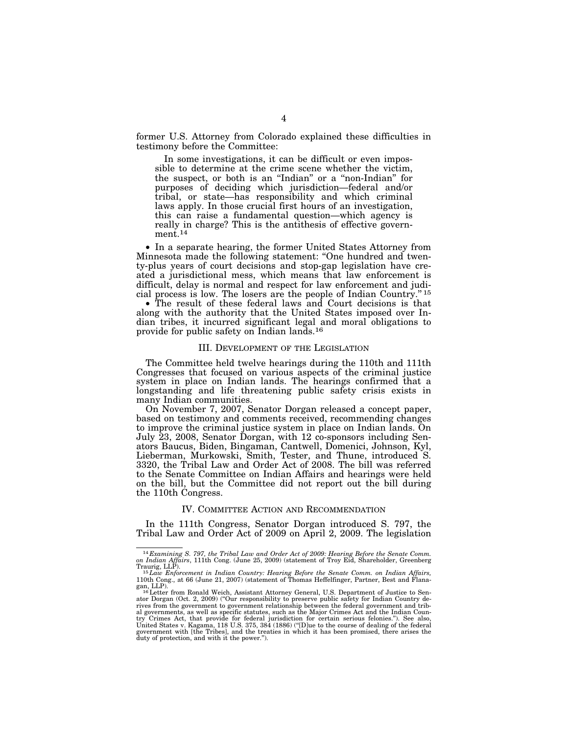former U.S. Attorney from Colorado explained these difficulties in testimony before the Committee:

> In some investigations, it can be difficult or even impossible to determine at the crime scene whether the victim, the suspect, or both is an "Indian" or a "non-Indian" for purposes of deciding which jurisdiction—federal and/or tribal, or state—has responsibility and which criminal laws apply. In those crucial first hours of an investigation, this can raise a fundamental question—which agency is really in charge? This is the antithesis of effective government.[14]

- In a separate hearing, the former United States Attorney from Minnesota made the following statement: "One hundred and twenty-plus years of court decisions and stop-gap legislation have created a jurisdictional mess, which means that law enforcement is difficult, delay is normal and respect for law enforcement and judicial process is low. The losers are the people of Indian Country."[15]
- The result of these federal laws and Court decisions is that along with the authority that the United States imposed over Indian tribes, it incurred significant legal and moral obligations to provide for public safety on Indian lands.[16]

## III. Development of the Legislation

The Committee held twelve hearings during the 110th and 111th Congresses that focused on various aspects of the criminal justice system in place on Indian lands. The hearings confirmed that a longstanding and life threatening public safety crisis exists in many Indian communities.

On November 7, 2007, Senator Dorgan released a concept paper, based on testimony and comments received, recommending changes to improve the criminal justice system in place on Indian lands. On July 23, 2008, Senator Dorgan, with 12 co-sponsors including Senators Baucus, Biden, Bingaman, Cantwell, Domenici, Johnson, Kyl, Lieberman, Murkowski, Smith, Tester, and Thune, introduced S. 3320, the Tribal Law and Order Act of 2008. The bill was referred to the Senate Committee on Indian Affairs and hearings were held on the bill, but the Committee did not report out the bill during the 110th Congress.

## IV. Committee Action and Recommendation

In the 111th Congress, Senator Dorgan introduced S. 797, the Tribal Law and Order Act of 2009 on April 2, 2009. The legislation

---

[14] *Examining S. 797, the Tribal Law and Order Act of 2009: Hearing Before the Senate Comm. on Indian Affairs*, 111th Cong. (June 25, 2009) (statement of Troy Eid, Shareholder, Greenberg Traurig, LLP).

[15] *Law Enforcement in Indian Country: Hearing Before the Senate Comm. on Indian Affairs,* 110th Cong., at 66 (June 21, 2007) (statement of Thomas Heffelfinger, Partner, Best and Flanagan, LLP).

[16] Letter from Ronald Weich, Assistant Attorney General, U.S. Department of Justice to Senator Dorgan (Oct. 2, 2009) ("Our responsibility to preserve public safety for Indian Country derives from the government to government relationship between the federal government and tribal governments, as well as specific statutes, such as the Major Crimes Act and the Indian Country Crimes Act, that provide for federal jurisdiction for certain serious felonies."). See also, United States v. Kagama, 118 U.S. 375, 384 (1886) ("[D]ue to the course of dealing of the federal government with [the Tribes], and the treaties in which it has been promised, there arises the duty of protection, and with it the power.").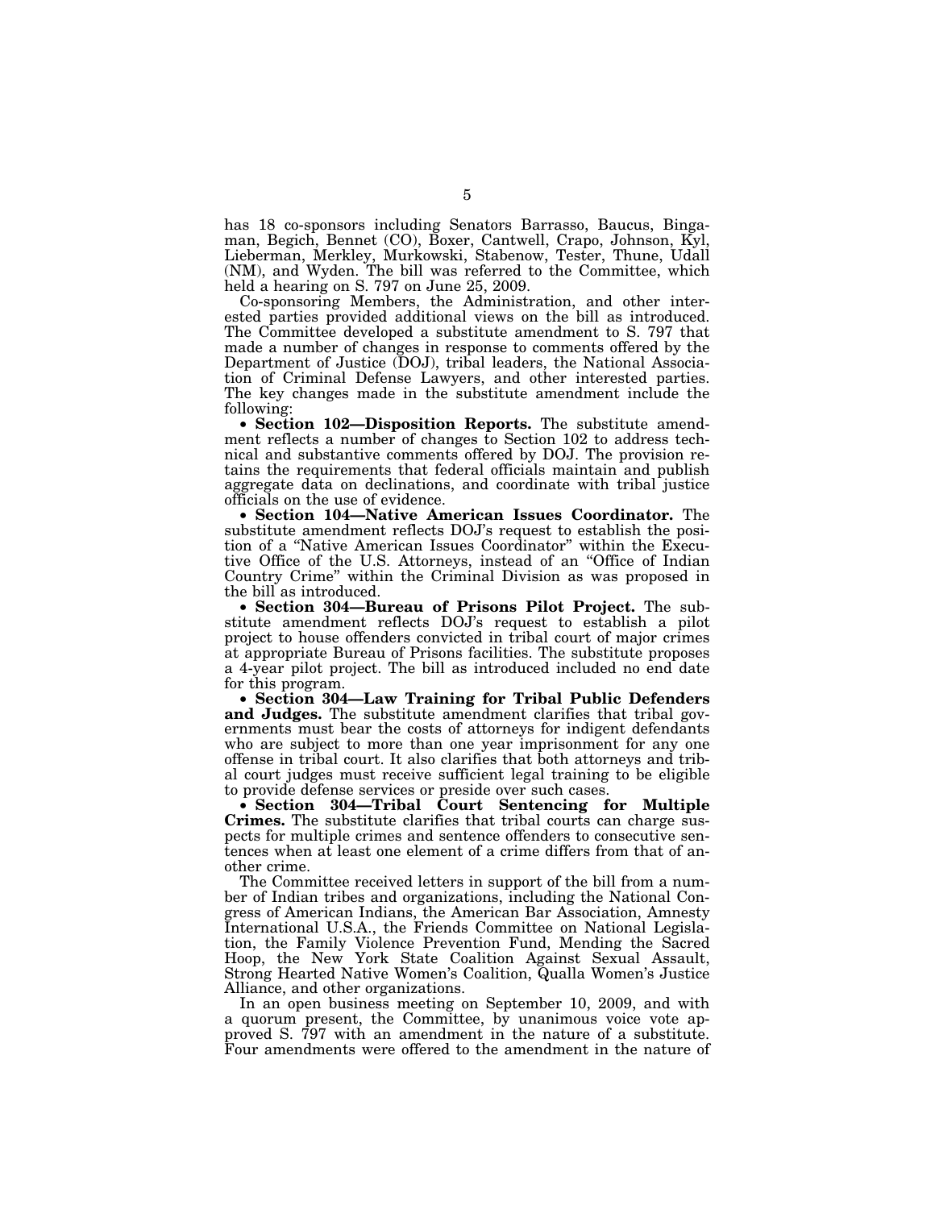has 18 co-sponsors including Senators Barrasso, Baucus, Bingaman, Begich, Bennet (CO), Boxer, Cantwell, Crapo, Johnson, Kyl, Lieberman, Merkley, Murkowski, Stabenow, Tester, Thune, Udall (NM), and Wyden. The bill was referred to the Committee, which held a hearing on S. 797 on June 25, 2009.

Co-sponsoring Members, the Administration, and other interested parties provided additional views on the bill as introduced. The Committee developed a substitute amendment to S. 797 that made a number of changes in response to comments offered by the Department of Justice (DOJ), tribal leaders, the National Association of Criminal Defense Lawyers, and other interested parties. The key changes made in the substitute amendment include the following:

- **Section 102—Disposition Reports.** The substitute amendment reflects a number of changes to Section 102 to address technical and substantive comments offered by DOJ. The provision retains the requirements that federal officials maintain and publish aggregate data on declinations, and coordinate with tribal justice officials on the use of evidence.
- **Section 104—Native American Issues Coordinator.** The substitute amendment reflects DOJ's request to establish the position of a "Native American Issues Coordinator" within the Executive Office of the U.S. Attorneys, instead of an "Office of Indian Country Crime" within the Criminal Division as was proposed in the bill as introduced.
- **Section 304—Bureau of Prisons Pilot Project.** The substitute amendment reflects DOJ's request to establish a pilot project to house offenders convicted in tribal court of major crimes at appropriate Bureau of Prisons facilities. The substitute proposes a 4-year pilot project. The bill as introduced included no end date for this program.
- **Section 304—Law Training for Tribal Public Defenders and Judges.** The substitute amendment clarifies that tribal governments must bear the costs of attorneys for indigent defendants who are subject to more than one year imprisonment for any one offense in tribal court. It also clarifies that both attorneys and tribal court judges must receive sufficient legal training to be eligible to provide defense services or preside over such cases.
- **Section 304—Tribal Court Sentencing for Multiple Crimes.** The substitute clarifies that tribal courts can charge suspects for multiple crimes and sentence offenders to consecutive sentences when at least one element of a crime differs from that of another crime.

The Committee received letters in support of the bill from a number of Indian tribes and organizations, including the National Congress of American Indians, the American Bar Association, Amnesty International U.S.A., the Friends Committee on National Legislation, the Family Violence Prevention Fund, Mending the Sacred Hoop, the New York State Coalition Against Sexual Assault, Strong Hearted Native Women's Coalition, Qualla Women's Justice Alliance, and other organizations.

In an open business meeting on September 10, 2009, and with a quorum present, the Committee, by unanimous voice vote approved S. 797 with an amendment in the nature of a substitute. Four amendments were offered to the amendment in the nature of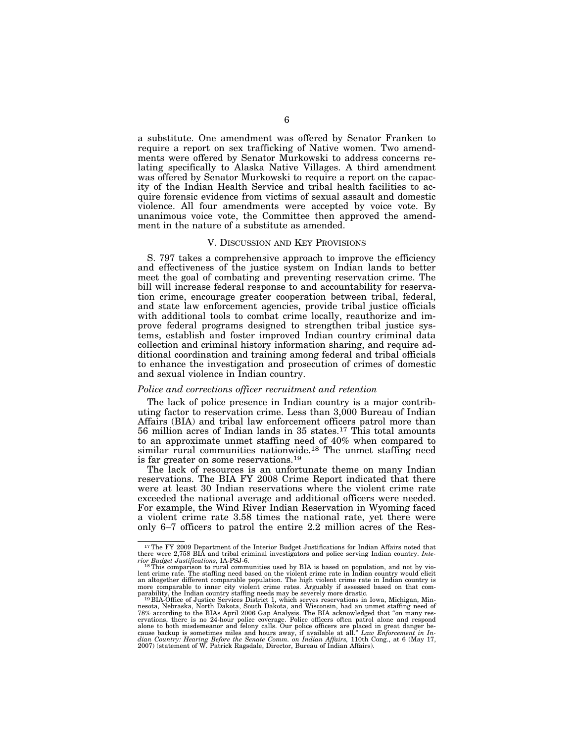a substitute. One amendment was offered by Senator Franken to require a report on sex trafficking of Native women. Two amendments were offered by Senator Murkowski to address concerns relating specifically to Alaska Native Villages. A third amendment was offered by Senator Murkowski to require a report on the capacity of the Indian Health Service and tribal health facilities to acquire forensic evidence from victims of sexual assault and domestic violence. All four amendments were accepted by voice vote. By unanimous voice vote, the Committee then approved the amendment in the nature of a substitute as amended.

## V. Discussion and Key Provisions

S. 797 takes a comprehensive approach to improve the efficiency and effectiveness of the justice system on Indian lands to better meet the goal of combating and preventing reservation crime. The bill will increase federal response to and accountability for reservation crime, encourage greater cooperation between tribal, federal, and state law enforcement agencies, provide tribal justice officials with additional tools to combat crime locally, reauthorize and improve federal programs designed to strengthen tribal justice systems, establish and foster improved Indian country criminal data collection and criminal history information sharing, and require additional coordination and training among federal and tribal officials to enhance the investigation and prosecution of crimes of domestic and sexual violence in Indian country.

### *Police and corrections officer recruitment and retention*

The lack of police presence in Indian country is a major contributing factor to reservation crime. Less than 3,000 Bureau of Indian Affairs (BIA) and tribal law enforcement officers patrol more than 56 million acres of Indian lands in 35 states.[17] This total amounts to an approximate unmet staffing need of 40% when compared to similar rural communities nationwide.[18] The unmet staffing need is far greater on some reservations.[19]

The lack of resources is an unfortunate theme on many Indian reservations. The BIA FY 2008 Crime Report indicated that there were at least 30 Indian reservations where the violent crime rate exceeded the national average and additional officers were needed. For example, the Wind River Indian Reservation in Wyoming faced a violent crime rate 3.58 times the national rate, yet there were only 6–7 officers to patrol the entire 2.2 million acres of the Res-

---

[17] The FY 2009 Department of the Interior Budget Justifications for Indian Affairs noted that there were 2,758 BIA and tribal criminal investigators and police serving Indian country. *Interior Budget Justifications,* IA-PSJ-6.

[18] This comparison to rural communities used by BIA is based on population, and not by violent crime rate. The staffing need based on the violent crime rate in Indian country would elicit an altogether different comparable population. The high violent crime rate in Indian country is more comparable to inner city violent crime rates. Arguably if assessed based on that comparability, the Indian country staffing needs may be severely more drastic.

[19] BIA-Office of Justice Services District 1, which serves reservations in Iowa, Michigan, Minnesota, Nebraska, North Dakota, South Dakota, and Wisconsin, had an unmet staffing need of 78% according to the BIAs April 2006 Gap Analysis. The BIA acknowledged that "on many reservations, there is no 24-hour police coverage. Police officers often patrol alone and respond alone to both misdemeanor and felony calls. Our police officers are placed in great danger because backup is sometimes miles and hours away, if available at all." *Law Enforcement in Indian Country: Hearing Before the Senate Comm. on Indian Affairs,* 110th Cong., at 6 (May 17, 2007) (statement of W. Patrick Ragsdale, Director, Bureau of Indian Affairs).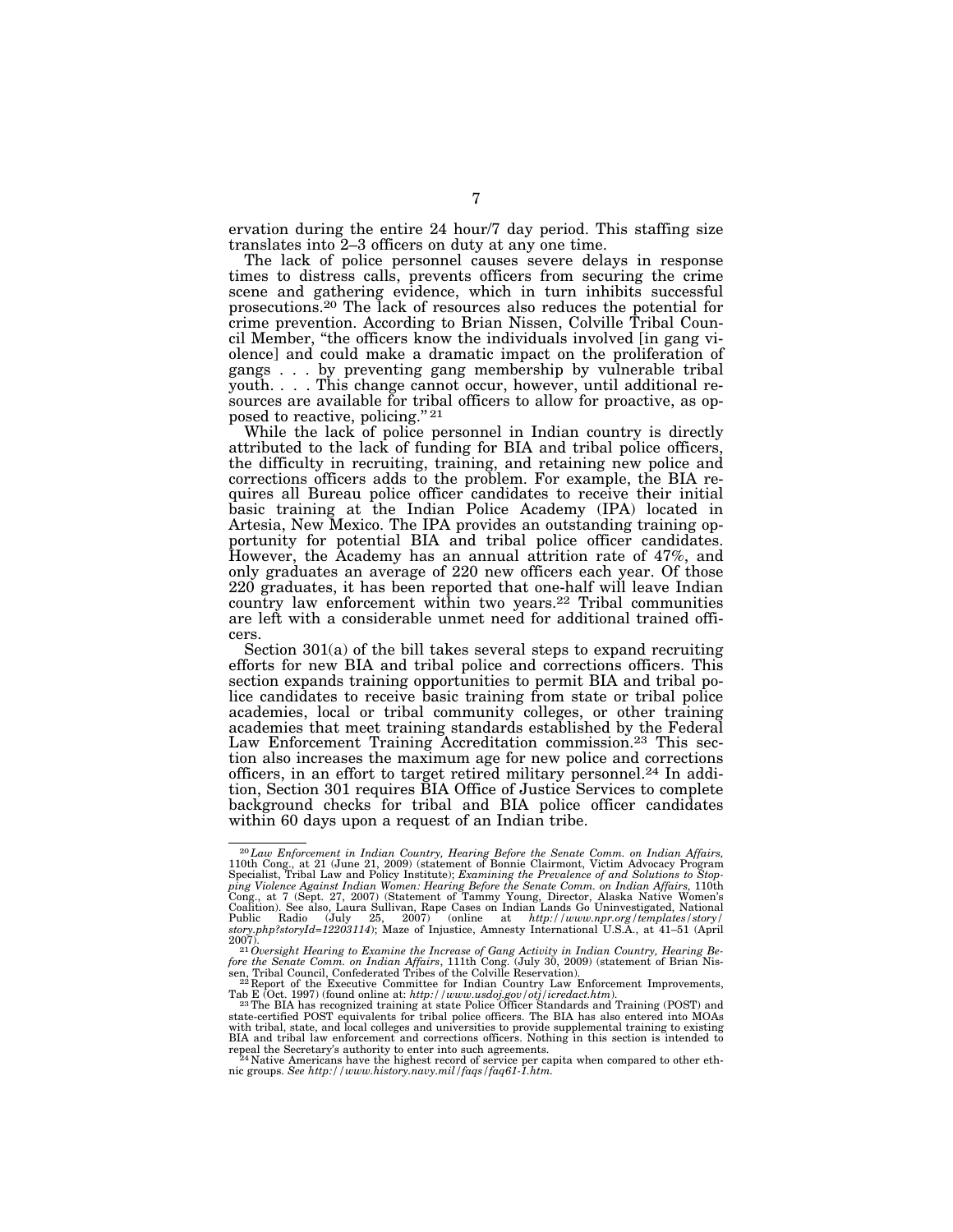ervation during the entire 24 hour/7 day period. This staffing size translates into 2–3 officers on duty at any one time.

The lack of police personnel causes severe delays in response times to distress calls, prevents officers from securing the crime scene and gathering evidence, which in turn inhibits successful prosecutions.[20] The lack of resources also reduces the potential for crime prevention. According to Brian Nissen, Colville Tribal Council Member, "the officers know the individuals involved [in gang violence] and could make a dramatic impact on the proliferation of gangs . . . by preventing gang membership by vulnerable tribal youth. . . . This change cannot occur, however, until additional resources are available for tribal officers to allow for proactive, as opposed to reactive, policing."[21]

While the lack of police personnel in Indian country is directly attributed to the lack of funding for BIA and tribal police officers, the difficulty in recruiting, training, and retaining new police and corrections officers adds to the problem. For example, the BIA requires all Bureau police officer candidates to receive their initial basic training at the Indian Police Academy (IPA) located in Artesia, New Mexico. The IPA provides an outstanding training opportunity for potential BIA and tribal police officer candidates. However, the Academy has an annual attrition rate of 47%, and only graduates an average of 220 new officers each year. Of those 220 graduates, it has been reported that one-half will leave Indian country law enforcement within two years.[22] Tribal communities are left with a considerable unmet need for additional trained officers.

Section 301(a) of the bill takes several steps to expand recruiting efforts for new BIA and tribal police and corrections officers. This section expands training opportunities to permit BIA and tribal police candidates to receive basic training from state or tribal police academies, local or tribal community colleges, or other training academies that meet training standards established by the Federal Law Enforcement Training Accreditation commission.[23] This section also increases the maximum age for new police and corrections officers, in an effort to target retired military personnel.[24] In addition, Section 301 requires BIA Office of Justice Services to complete background checks for tribal and BIA police officer candidates within 60 days upon a request of an Indian tribe.

---

[20] *Law Enforcement in Indian Country, Hearing Before the Senate Comm. on Indian Affairs,* 110th Cong., at 21 (June 21, 2009) (statement of Bonnie Clairmont, Victim Advocacy Program Specialist, Tribal Law and Policy Institute); *Examining the Prevalence of and Solutions to Stopping Violence Against Indian Women: Hearing Before the Senate Comm. on Indian Affairs,* 110th Cong., at 7 (Sept. 27, 2007) (Statement of Tammy Young, Director, Alaska Native Women's Coalition). See also, Laura Sullivan, Rape Cases on Indian Lands Go Uninvestigated, National Public Radio (July 25, 2007) (online at *http://www.npr.org/templates/story/story.php?storyId=12203114*); Maze of Injustice, Amnesty International U.S.A., at 41–51 (April 2007).

[21] *Oversight Hearing to Examine the Increase of Gang Activity in Indian Country, Hearing Before the Senate Comm. on Indian Affairs*, 111th Cong. (July 30, 2009) (statement of Brian Nissen, Tribal Council, Confederated Tribes of the Colville Reservation).

[22] Report of the Executive Committee for Indian Country Law Enforcement Improvements, Tab E (Oct. 1997) (found online at: *http://www.usdoj.gov/otj/icredact.htm*).

[23] The BIA has recognized training at state Police Officer Standards and Training (POST) and state-certified POST equivalents for tribal police officers. The BIA has also entered into MOAs with tribal, state, and local colleges and universities to provide supplemental training to existing BIA and tribal law enforcement and corrections officers. Nothing in this section is intended to repeal the Secretary's authority to enter into such agreements.

[24] Native Americans have the highest record of service per capita when compared to other ethnic groups. *See http://www.history.navy.mil/faqs/faq61-1.htm.*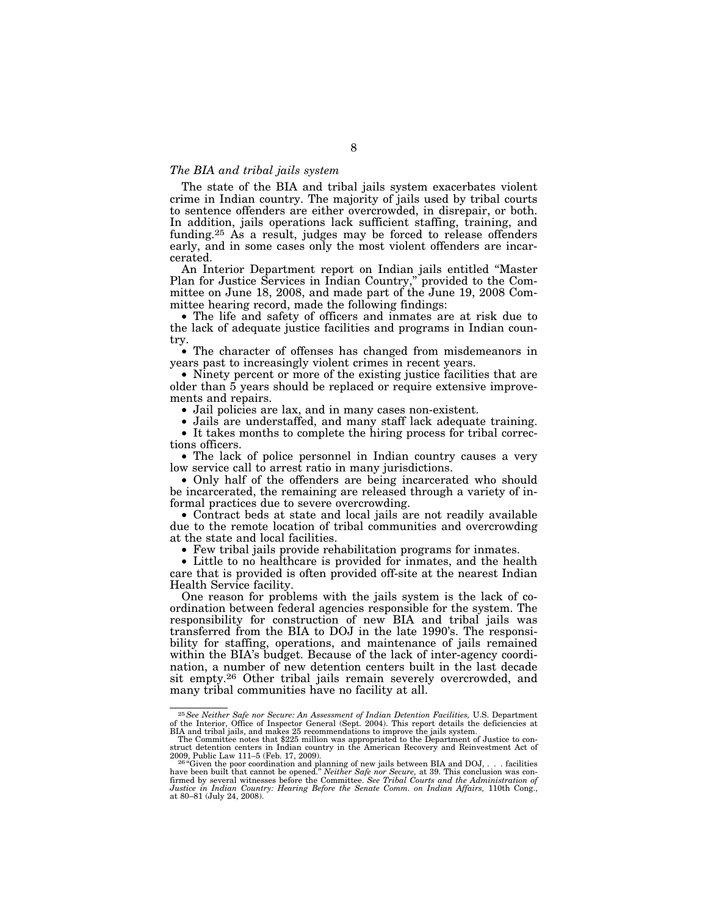*The BIA and tribal jails system*

The state of the BIA and tribal jails system exacerbates violent crime in Indian country. The majority of jails used by tribal courts to sentence offenders are either overcrowded, in disrepair, or both. In addition, jails operations lack sufficient staffing, training, and funding.[25] As a result, judges may be forced to release offenders early, and in some cases only the most violent offenders are incarcerated.

An Interior Department report on Indian jails entitled "Master Plan for Justice Services in Indian Country," provided to the Committee on June 18, 2008, and made part of the June 19, 2008 Committee hearing record, made the following findings:

- The life and safety of officers and inmates are at risk due to the lack of adequate justice facilities and programs in Indian country.
- The character of offenses has changed from misdemeanors in years past to increasingly violent crimes in recent years.
- Ninety percent or more of the existing justice facilities that are older than 5 years should be replaced or require extensive improvements and repairs.
- Jail policies are lax, and in many cases non-existent.
- Jails are understaffed, and many staff lack adequate training.
- It takes months to complete the hiring process for tribal corrections officers.
- The lack of police personnel in Indian country causes a very low service call to arrest ratio in many jurisdictions.
- Only half of the offenders are being incarcerated who should be incarcerated, the remaining are released through a variety of informal practices due to severe overcrowding.
- Contract beds at state and local jails are not readily available due to the remote location of tribal communities and overcrowding at the state and local facilities.
- Few tribal jails provide rehabilitation programs for inmates.
- Little to no healthcare is provided for inmates, and the health care that is provided is often provided off-site at the nearest Indian Health Service facility.

One reason for problems with the jails system is the lack of coordination between federal agencies responsible for the system. The responsibility for construction of new BIA and tribal jails was transferred from the BIA to DOJ in the late 1990's. The responsibility for staffing, operations, and maintenance of jails remained within the BIA's budget. Because of the lack of inter-agency coordination, a number of new detention centers built in the last decade sit empty.[26] Other tribal jails remain severely overcrowded, and many tribal communities have no facility at all.

---

[25] *See Neither Safe nor Secure: An Assessment of Indian Detention Facilities,* U.S. Department of the Interior, Office of Inspector General (Sept. 2004). This report details the deficiencies at BIA and tribal jails, and makes 25 recommendations to improve the jails system.

The Committee notes that $225 million was appropriated to the Department of Justice to construct detention centers in Indian country in the American Recovery and Reinvestment Act of 2009, Public Law 111–5 (Feb. 17, 2009).

[26] "Given the poor coordination and planning of new jails between BIA and DOJ, . . . facilities have been built that cannot be opened." *Neither Safe nor Secure,* at 39. This conclusion was confirmed by several witnesses before the Committee. *See Tribal Courts and the Administration of Justice in Indian Country: Hearing Before the Senate Comm. on Indian Affairs,* 110th Cong., at 80–81 (July 24, 2008).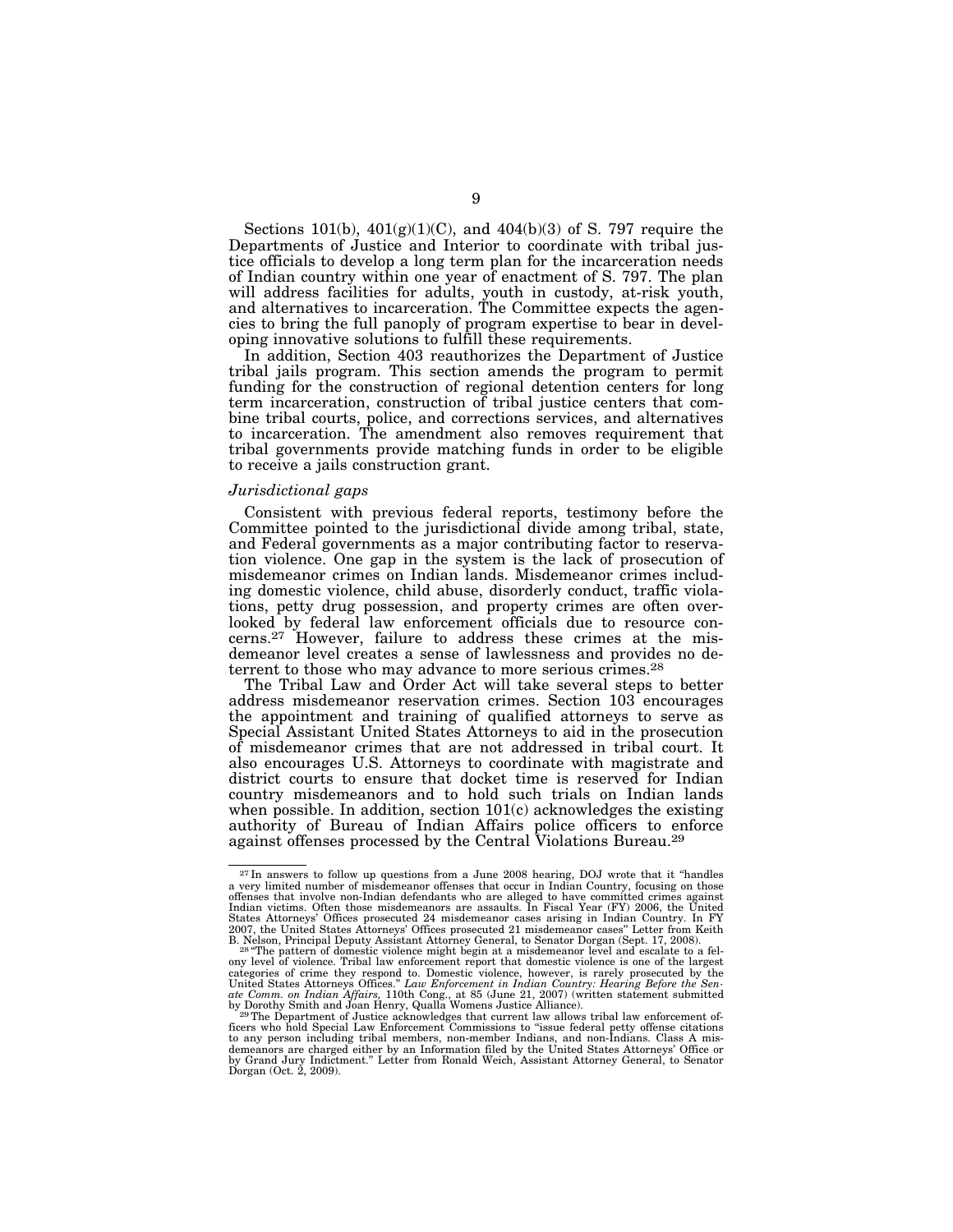Sections 101(b), 401(g)(1)(C), and 404(b)(3) of S. 797 require the Departments of Justice and Interior to coordinate with tribal justice officials to develop a long term plan for the incarceration needs of Indian country within one year of enactment of S. 797. The plan will address facilities for adults, youth in custody, at-risk youth, and alternatives to incarceration. The Committee expects the agencies to bring the full panoply of program expertise to bear in developing innovative solutions to fulfill these requirements.

In addition, Section 403 reauthorizes the Department of Justice tribal jails program. This section amends the program to permit funding for the construction of regional detention centers for long term incarceration, construction of tribal justice centers that combine tribal courts, police, and corrections services, and alternatives to incarceration. The amendment also removes requirement that tribal governments provide matching funds in order to be eligible to receive a jails construction grant.

*Jurisdictional gaps*

Consistent with previous federal reports, testimony before the Committee pointed to the jurisdictional divide among tribal, state, and Federal governments as a major contributing factor to reservation violence. One gap in the system is the lack of prosecution of misdemeanor crimes on Indian lands. Misdemeanor crimes including domestic violence, child abuse, disorderly conduct, traffic violations, petty drug possession, and property crimes are often overlooked by federal law enforcement officials due to resource concerns.[27] However, failure to address these crimes at the misdemeanor level creates a sense of lawlessness and provides no deterrent to those who may advance to more serious crimes.[28]

The Tribal Law and Order Act will take several steps to better address misdemeanor reservation crimes. Section 103 encourages the appointment and training of qualified attorneys to serve as Special Assistant United States Attorneys to aid in the prosecution of misdemeanor crimes that are not addressed in tribal court. It also encourages U.S. Attorneys to coordinate with magistrate and district courts to ensure that docket time is reserved for Indian country misdemeanors and to hold such trials on Indian lands when possible. In addition, section 101(c) acknowledges the existing authority of Bureau of Indian Affairs police officers to enforce against offenses processed by the Central Violations Bureau.[29]

---

[27] In answers to follow up questions from a June 2008 hearing, DOJ wrote that it "handles a very limited number of misdemeanor offenses that occur in Indian Country, focusing on those offenses that involve non-Indian defendants who are alleged to have committed crimes against Indian victims. Often those misdemeanors are assaults. In Fiscal Year (FY) 2006, the United States Attorneys' Offices prosecuted 24 misdemeanor cases arising in Indian Country. In FY 2007, the United States Attorneys' Offices prosecuted 21 misdemeanor cases" Letter from Keith B. Nelson, Principal Deputy Assistant Attorney General, to Senator Dorgan (Sept. 17, 2008).

[28] "The pattern of domestic violence might begin at a misdemeanor level and escalate to a felony level of violence. Tribal law enforcement report that domestic violence is one of the largest categories of crime they respond to. Domestic violence, however, is rarely prosecuted by the United States Attorneys Offices." *Law Enforcement in Indian Country: Hearing Before the Senate Comm. on Indian Affairs,* 110th Cong., at 85 (June 21, 2007) (written statement submitted by Dorothy Smith and Joan Henry, Qualla Womens Justice Alliance).

[29] The Department of Justice acknowledges that current law allows tribal law enforcement officers who hold Special Law Enforcement Commissions to "issue federal petty offense citations to any person including tribal members, non-member Indians, and non-Indians. Class A misdemeanors are charged either by an Information filed by the United States Attorneys' Office or by Grand Jury Indictment." Letter from Ronald Weich, Assistant Attorney General, to Senator Dorgan (Oct. 2, 2009).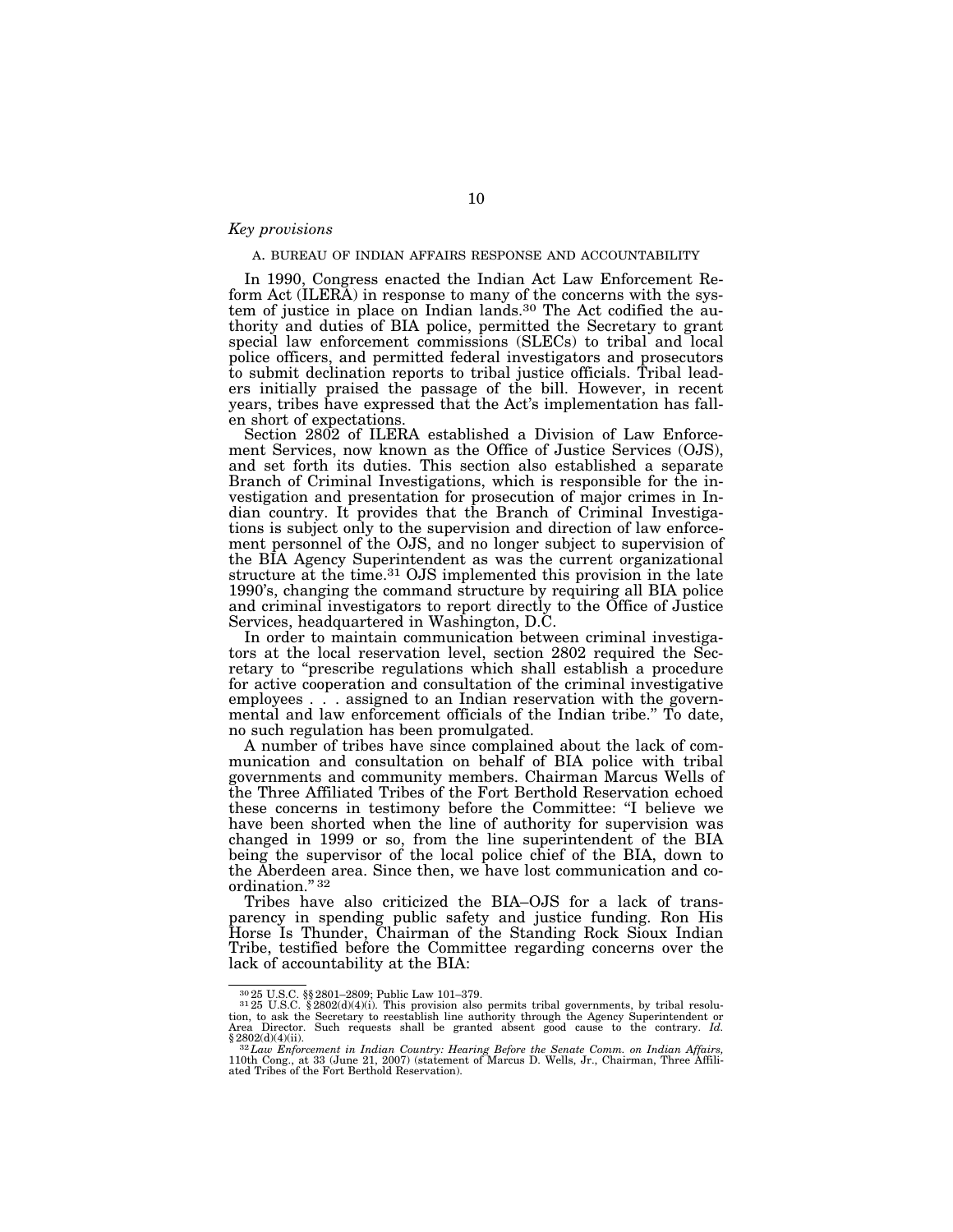*Key provisions*

A. BUREAU OF INDIAN AFFAIRS RESPONSE AND ACCOUNTABILITY

In 1990, Congress enacted the Indian Act Law Enforcement Reform Act (ILERA) in response to many of the concerns with the system of justice in place on Indian lands.[30] The Act codified the authority and duties of BIA police, permitted the Secretary to grant special law enforcement commissions (SLECs) to tribal and local police officers, and permitted federal investigators and prosecutors to submit declination reports to tribal justice officials. Tribal leaders initially praised the passage of the bill. However, in recent years, tribes have expressed that the Act's implementation has fallen short of expectations.

Section 2802 of ILERA established a Division of Law Enforcement Services, now known as the Office of Justice Services (OJS), and set forth its duties. This section also established a separate Branch of Criminal Investigations, which is responsible for the investigation and presentation for prosecution of major crimes in Indian country. It provides that the Branch of Criminal Investigations is subject only to the supervision and direction of law enforcement personnel of the OJS, and no longer subject to supervision of the BIA Agency Superintendent as was the current organizational structure at the time.[31] OJS implemented this provision in the late 1990's, changing the command structure by requiring all BIA police and criminal investigators to report directly to the Office of Justice Services, headquartered in Washington, D.C.

In order to maintain communication between criminal investigators at the local reservation level, section 2802 required the Secretary to "prescribe regulations which shall establish a procedure for active cooperation and consultation of the criminal investigative employees . . . assigned to an Indian reservation with the governmental and law enforcement officials of the Indian tribe." To date, no such regulation has been promulgated.

A number of tribes have since complained about the lack of communication and consultation on behalf of BIA police with tribal governments and community members. Chairman Marcus Wells of the Three Affiliated Tribes of the Fort Berthold Reservation echoed these concerns in testimony before the Committee: "I believe we have been shorted when the line of authority for supervision was changed in 1999 or so, from the line superintendent of the BIA being the supervisor of the local police chief of the BIA, down to the Aberdeen area. Since then, we have lost communication and coordination."[32]

Tribes have also criticized the BIA–OJS for a lack of transparency in spending public safety and justice funding. Ron His Horse Is Thunder, Chairman of the Standing Rock Sioux Indian Tribe, testified before the Committee regarding concerns over the lack of accountability at the BIA:

---

[30] 25 U.S.C. §§ 2801–2809; Public Law 101–379.

[31] 25 U.S.C. § 2802(d)(4)(i). This provision also permits tribal governments, by tribal resolution, to ask the Secretary to reestablish line authority through the Agency Superintendent or Area Director. Such requests shall be granted absent good cause to the contrary. *Id.* § 2802(d)(4)(ii).

[32] *Law Enforcement in Indian Country: Hearing Before the Senate Comm. on Indian Affairs,* 110th Cong., at 33 (June 21, 2007) (statement of Marcus D. Wells, Jr., Chairman, Three Affiliated Tribes of the Fort Berthold Reservation).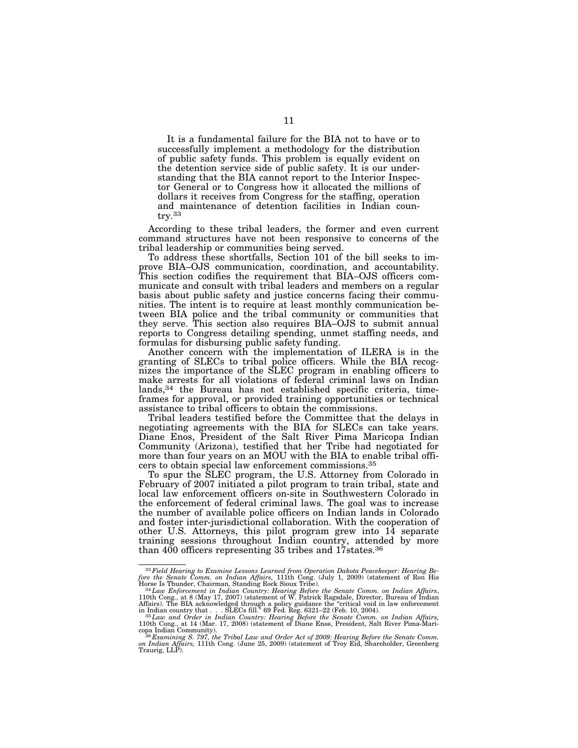> It is a fundamental failure for the BIA not to have or to successfully implement a methodology for the distribution of public safety funds. This problem is equally evident on the detention service side of public safety. It is our understanding that the BIA cannot report to the Interior Inspector General or to Congress how it allocated the millions of dollars it receives from Congress for the staffing, operation and maintenance of detention facilities in Indian country.[33]

According to these tribal leaders, the former and even current command structures have not been responsive to concerns of the tribal leadership or communities being served.

To address these shortfalls, Section 101 of the bill seeks to improve BIA–OJS communication, coordination, and accountability. This section codifies the requirement that BIA–OJS officers communicate and consult with tribal leaders and members on a regular basis about public safety and justice concerns facing their communities. The intent is to require at least monthly communication between BIA police and the tribal community or communities that they serve. This section also requires BIA–OJS to submit annual reports to Congress detailing spending, unmet staffing needs, and formulas for disbursing public safety funding.

Another concern with the implementation of ILERA is in the granting of SLECs to tribal police officers. While the BIA recognizes the importance of the SLEC program in enabling officers to make arrests for all violations of federal criminal laws on Indian lands,[34] the Bureau has not established specific criteria, timeframes for approval, or provided training opportunities or technical assistance to tribal officers to obtain the commissions.

Tribal leaders testified before the Committee that the delays in negotiating agreements with the BIA for SLECs can take years. Diane Enos, President of the Salt River Pima Maricopa Indian Community (Arizona), testified that her Tribe had negotiated for more than four years on an MOU with the BIA to enable tribal officers to obtain special law enforcement commissions.[35]

To spur the SLEC program, the U.S. Attorney from Colorado in February of 2007 initiated a pilot program to train tribal, state and local law enforcement officers on-site in Southwestern Colorado in the enforcement of federal criminal laws. The goal was to increase the number of available police officers on Indian lands in Colorado and foster inter-jurisdictional collaboration. With the cooperation of other U.S. Attorneys, this pilot program grew into 14 separate training sessions throughout Indian country, attended by more than 400 officers representing 35 tribes and 17states.[36]

---

[33] *Field Hearing to Examine Lessons Learned from Operation Dakota Peacekeeper: Hearing Before the Senate Comm. on Indian Affairs,* 111th Cong. (July 1, 2009) (statement of Ron His Horse Is Thunder, Chairman, Standing Rock Sioux Tribe).

[34] *Law Enforcement in Indian Country: Hearing Before the Senate Comm. on Indian Affairs*, 110th Cong., at 8 (May 17, 2007) (statement of W. Patrick Ragsdale, Director, Bureau of Indian Affairs). The BIA acknowledged through a policy guidance the "critical void in law enforcement in Indian country that . . . SLECs fill." 69 Fed. Reg. 6321–22 (Feb. 10, 2004).

[35] *Law and Order in Indian Country: Hearing Before the Senate Comm. on Indian Affairs,* 110th Cong., at 14 (Mar. 17, 2008) (statement of Diane Enos, President, Salt River Pima-Maricopa Indian Community).

[36] *Examining S. 797, the Tribal Law and Order Act of 2009: Hearing Before the Senate Comm. on Indian Affairs,* 111th Cong. (June 25, 2009) (statement of Troy Eid, Shareholder, Greenberg Traurig, LLP).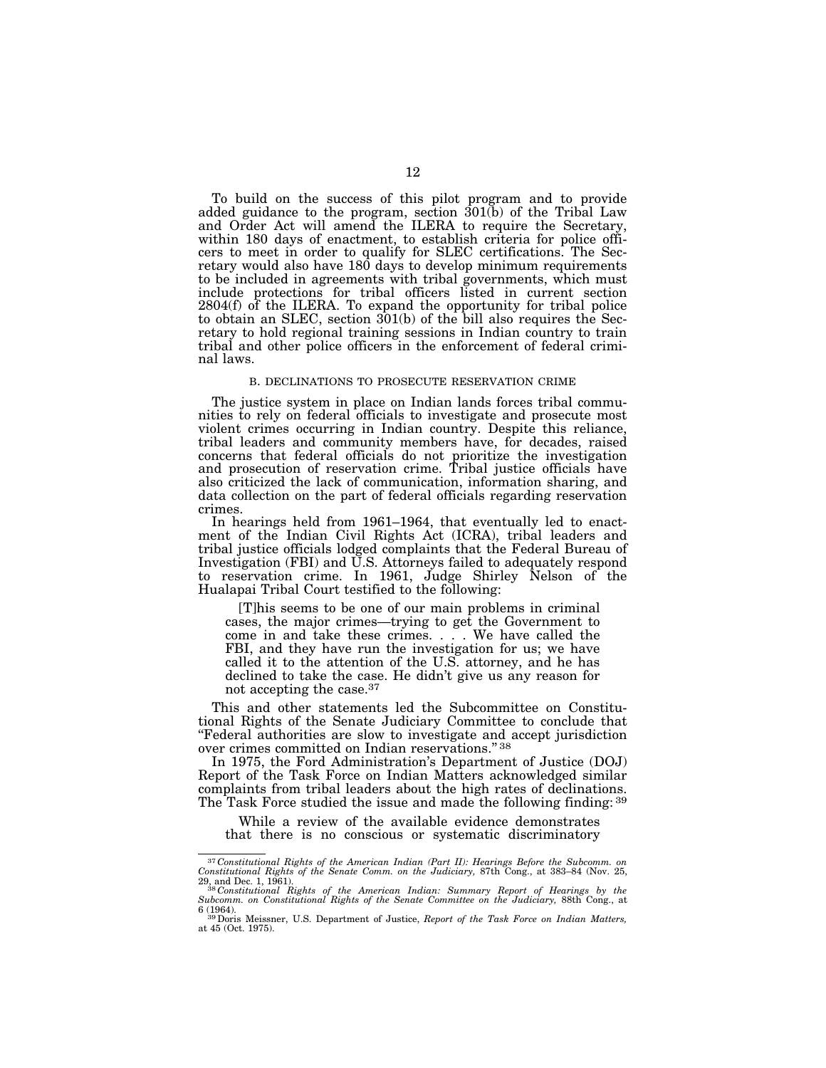To build on the success of this pilot program and to provide added guidance to the program, section 301(b) of the Tribal Law and Order Act will amend the ILERA to require the Secretary, within 180 days of enactment, to establish criteria for police officers to meet in order to qualify for SLEC certifications. The Secretary would also have 180 days to develop minimum requirements to be included in agreements with tribal governments, which must include protections for tribal officers listed in current section 2804(f) of the ILERA. To expand the opportunity for tribal police to obtain an SLEC, section 301(b) of the bill also requires the Secretary to hold regional training sessions in Indian country to train tribal and other police officers in the enforcement of federal criminal laws.

### B. DECLINATIONS TO PROSECUTE RESERVATION CRIME

The justice system in place on Indian lands forces tribal communities to rely on federal officials to investigate and prosecute most violent crimes occurring in Indian country. Despite this reliance, tribal leaders and community members have, for decades, raised concerns that federal officials do not prioritize the investigation and prosecution of reservation crime. Tribal justice officials have also criticized the lack of communication, information sharing, and data collection on the part of federal officials regarding reservation crimes.

In hearings held from 1961–1964, that eventually led to enactment of the Indian Civil Rights Act (ICRA), tribal leaders and tribal justice officials lodged complaints that the Federal Bureau of Investigation (FBI) and U.S. Attorneys failed to adequately respond to reservation crime. In 1961, Judge Shirley Nelson of the Hualapai Tribal Court testified to the following:

> [T]his seems to be one of our main problems in criminal cases, the major crimes—trying to get the Government to come in and take these crimes. . . . We have called the FBI, and they have run the investigation for us; we have called it to the attention of the U.S. attorney, and he has declined to take the case. He didn't give us any reason for not accepting the case.[37]

This and other statements led the Subcommittee on Constitutional Rights of the Senate Judiciary Committee to conclude that "Federal authorities are slow to investigate and accept jurisdiction over crimes committed on Indian reservations."[38]

In 1975, the Ford Administration's Department of Justice (DOJ) Report of the Task Force on Indian Matters acknowledged similar complaints from tribal leaders about the high rates of declinations. The Task Force studied the issue and made the following finding:[39]

> While a review of the available evidence demonstrates that there is no conscious or systematic discriminatory

---

[37] *Constitutional Rights of the American Indian (Part II): Hearings Before the Subcomm. on Constitutional Rights of the Senate Comm. on the Judiciary,* 87th Cong., at 383–84 (Nov. 25, 29, and Dec. 1, 1961).

[38] *Constitutional Rights of the American Indian: Summary Report of Hearings by the Subcomm. on Constitutional Rights of the Senate Committee on the Judiciary,* 88th Cong., at 6 (1964).

[39] Doris Meissner, U.S. Department of Justice, *Report of the Task Force on Indian Matters,* at 45 (Oct. 1975).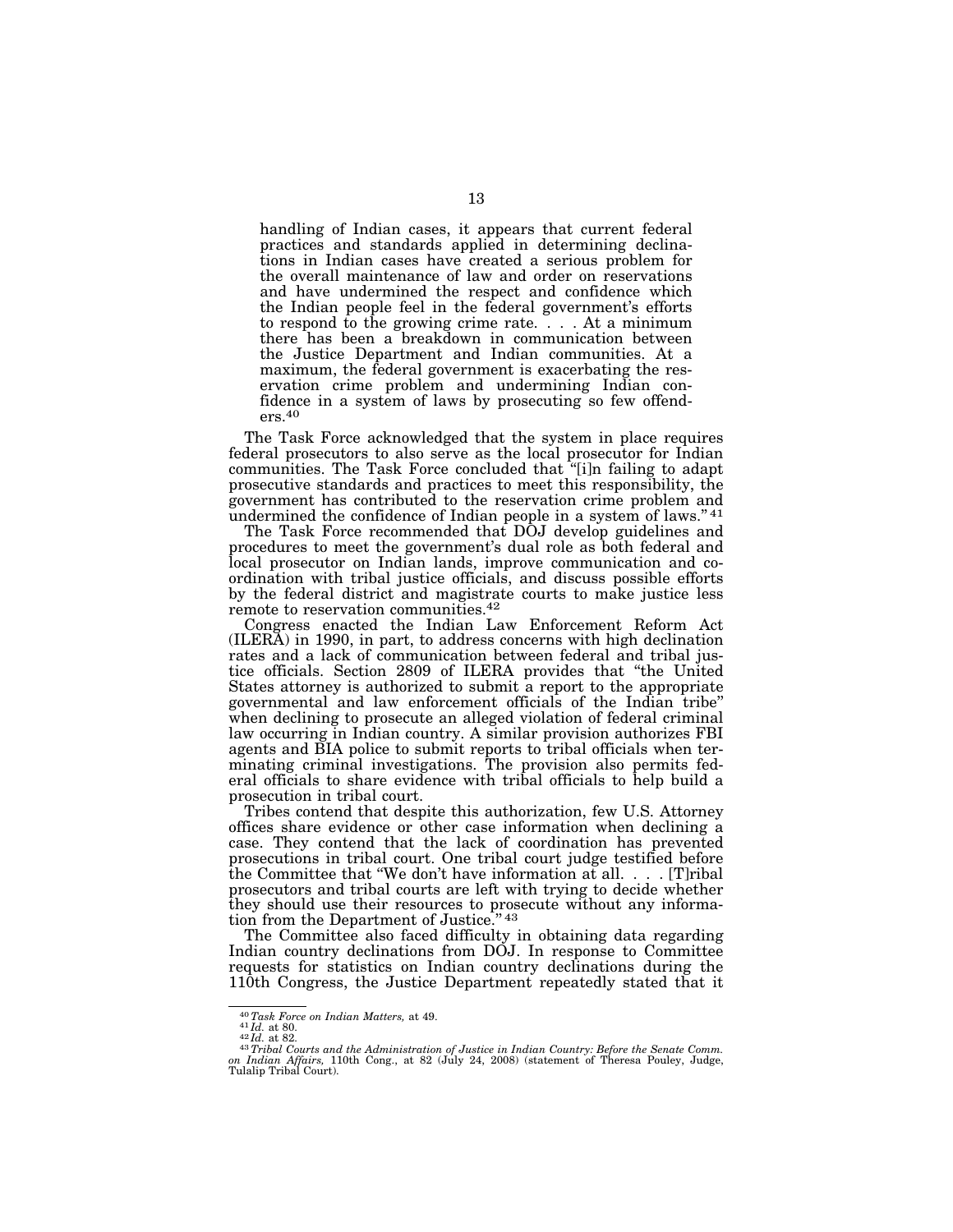> handling of Indian cases, it appears that current federal practices and standards applied in determining declinations in Indian cases have created a serious problem for the overall maintenance of law and order on reservations and have undermined the respect and confidence which the Indian people feel in the federal government's efforts to respond to the growing crime rate. . . . At a minimum there has been a breakdown in communication between the Justice Department and Indian communities. At a maximum, the federal government is exacerbating the reservation crime problem and undermining Indian confidence in a system of laws by prosecuting so few offenders.[40]

The Task Force acknowledged that the system in place requires federal prosecutors to also serve as the local prosecutor for Indian communities. The Task Force concluded that "[i]n failing to adapt prosecutive standards and practices to meet this responsibility, the government has contributed to the reservation crime problem and undermined the confidence of Indian people in a system of laws."[41]

The Task Force recommended that DOJ develop guidelines and procedures to meet the government's dual role as both federal and local prosecutor on Indian lands, improve communication and coordination with tribal justice officials, and discuss possible efforts by the federal district and magistrate courts to make justice less remote to reservation communities.[42]

Congress enacted the Indian Law Enforcement Reform Act (ILERA) in 1990, in part, to address concerns with high declination rates and a lack of communication between federal and tribal justice officials. Section 2809 of ILERA provides that "the United States attorney is authorized to submit a report to the appropriate governmental and law enforcement officials of the Indian tribe" when declining to prosecute an alleged violation of federal criminal law occurring in Indian country. A similar provision authorizes FBI agents and BIA police to submit reports to tribal officials when terminating criminal investigations. The provision also permits federal officials to share evidence with tribal officials to help build a prosecution in tribal court.

Tribes contend that despite this authorization, few U.S. Attorney offices share evidence or other case information when declining a case. They contend that the lack of coordination has prevented prosecutions in tribal court. One tribal court judge testified before the Committee that "We don't have information at all. . . . [T]ribal prosecutors and tribal courts are left with trying to decide whether they should use their resources to prosecute without any information from the Department of Justice."[43]

The Committee also faced difficulty in obtaining data regarding Indian country declinations from DOJ. In response to Committee requests for statistics on Indian country declinations during the 110th Congress, the Justice Department repeatedly stated that it

---

[40] *Task Force on Indian Matters,* at 49.

[41] *Id.* at 80.

[42] *Id.* at 82.

[43] *Tribal Courts and the Administration of Justice in Indian Country: Before the Senate Comm. on Indian Affairs,* 110th Cong., at 82 (July 24, 2008) (statement of Theresa Pouley, Judge, Tulalip Tribal Court).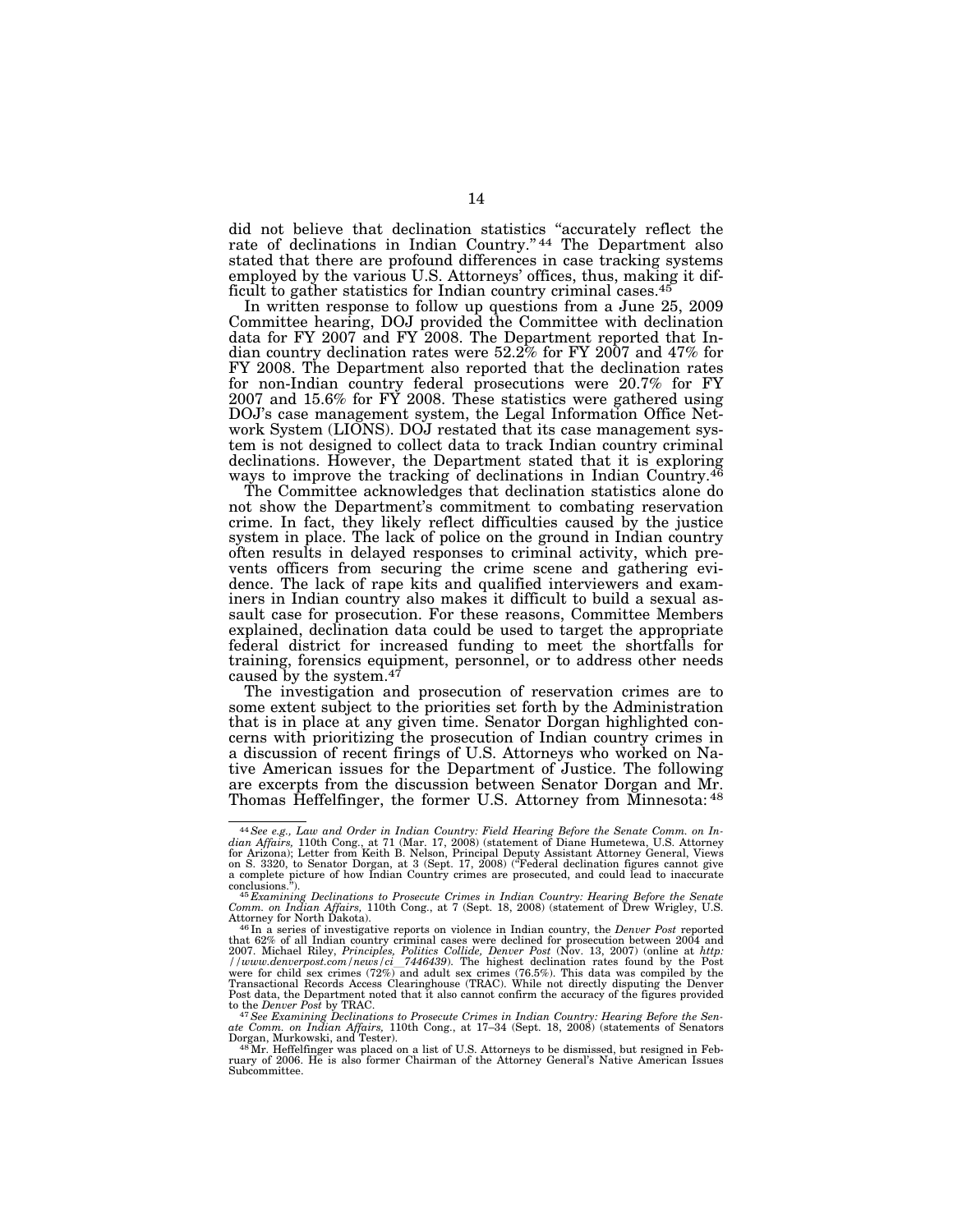did not believe that declination statistics "accurately reflect the rate of declinations in Indian Country." [44] The Department also stated that there are profound differences in case tracking systems employed by the various U.S. Attorneys' offices, thus, making it difficult to gather statistics for Indian country criminal cases.[45]

In written response to follow up questions from a June 25, 2009 Committee hearing, DOJ provided the Committee with declination data for FY 2007 and FY 2008. The Department reported that Indian country declination rates were 52.2% for FY 2007 and 47% for FY 2008. The Department also reported that the declination rates for non-Indian country federal prosecutions were 20.7% for FY 2007 and 15.6% for FY 2008. These statistics were gathered using DOJ's case management system, the Legal Information Office Network System (LIONS). DOJ restated that its case management system is not designed to collect data to track Indian country criminal declinations. However, the Department stated that it is exploring ways to improve the tracking of declinations in Indian Country.[46]

The Committee acknowledges that declination statistics alone do not show the Department's commitment to combating reservation crime. In fact, they likely reflect difficulties caused by the justice system in place. The lack of police on the ground in Indian country often results in delayed responses to criminal activity, which prevents officers from securing the crime scene and gathering evidence. The lack of rape kits and qualified interviewers and examiners in Indian country also makes it difficult to build a sexual assault case for prosecution. For these reasons, Committee Members explained, declination data could be used to target the appropriate federal district for increased funding to meet the shortfalls for training, forensics equipment, personnel, or to address other needs caused by the system.[47]

The investigation and prosecution of reservation crimes are to some extent subject to the priorities set forth by the Administration that is in place at any given time. Senator Dorgan highlighted concerns with prioritizing the prosecution of Indian country crimes in a discussion of recent firings of U.S. Attorneys who worked on Native American issues for the Department of Justice. The following are excerpts from the discussion between Senator Dorgan and Mr. Thomas Heffelfinger, the former U.S. Attorney from Minnesota: [48]

---

[44] *See e.g., Law and Order in Indian Country: Field Hearing Before the Senate Comm. on Indian Affairs,* 110th Cong., at 71 (Mar. 17, 2008) (statement of Diane Humetewa, U.S. Attorney for Arizona); Letter from Keith B. Nelson, Principal Deputy Assistant Attorney General, Views on S. 3320, to Senator Dorgan, at 3 (Sept. 17, 2008) ("Federal declination figures cannot give a complete picture of how Indian Country crimes are prosecuted, and could lead to inaccurate conclusions.").

[45] *Examining Declinations to Prosecute Crimes in Indian Country: Hearing Before the Senate Comm. on Indian Affairs,* 110th Cong., at 7 (Sept. 18, 2008) (statement of Drew Wrigley, U.S. Attorney for North Dakota).

[46] In a series of investigative reports on violence in Indian country, the *Denver Post* reported that 62% of all Indian country criminal cases were declined for prosecution between 2004 and 2007. Michael Riley, *Principles, Politics Collide, Denver Post* (Nov. 13, 2007) (online at *http://www.denverpost.com/news/ci_7446439*). The highest declination rates found by the Post were for child sex crimes (72%) and adult sex crimes (76.5%). This data was compiled by the Transactional Records Access Clearinghouse (TRAC). While not directly disputing the Denver Post data, the Department noted that it also cannot confirm the accuracy of the figures provided to the *Denver Post* by TRAC.

[47] *See Examining Declinations to Prosecute Crimes in Indian Country: Hearing Before the Senate Comm. on Indian Affairs,* 110th Cong., at 17–34 (Sept. 18, 2008) (statements of Senators Dorgan, Murkowski, and Tester).

[48] Mr. Heffelfinger was placed on a list of U.S. Attorneys to be dismissed, but resigned in February of 2006. He is also former Chairman of the Attorney General's Native American Issues Subcommittee.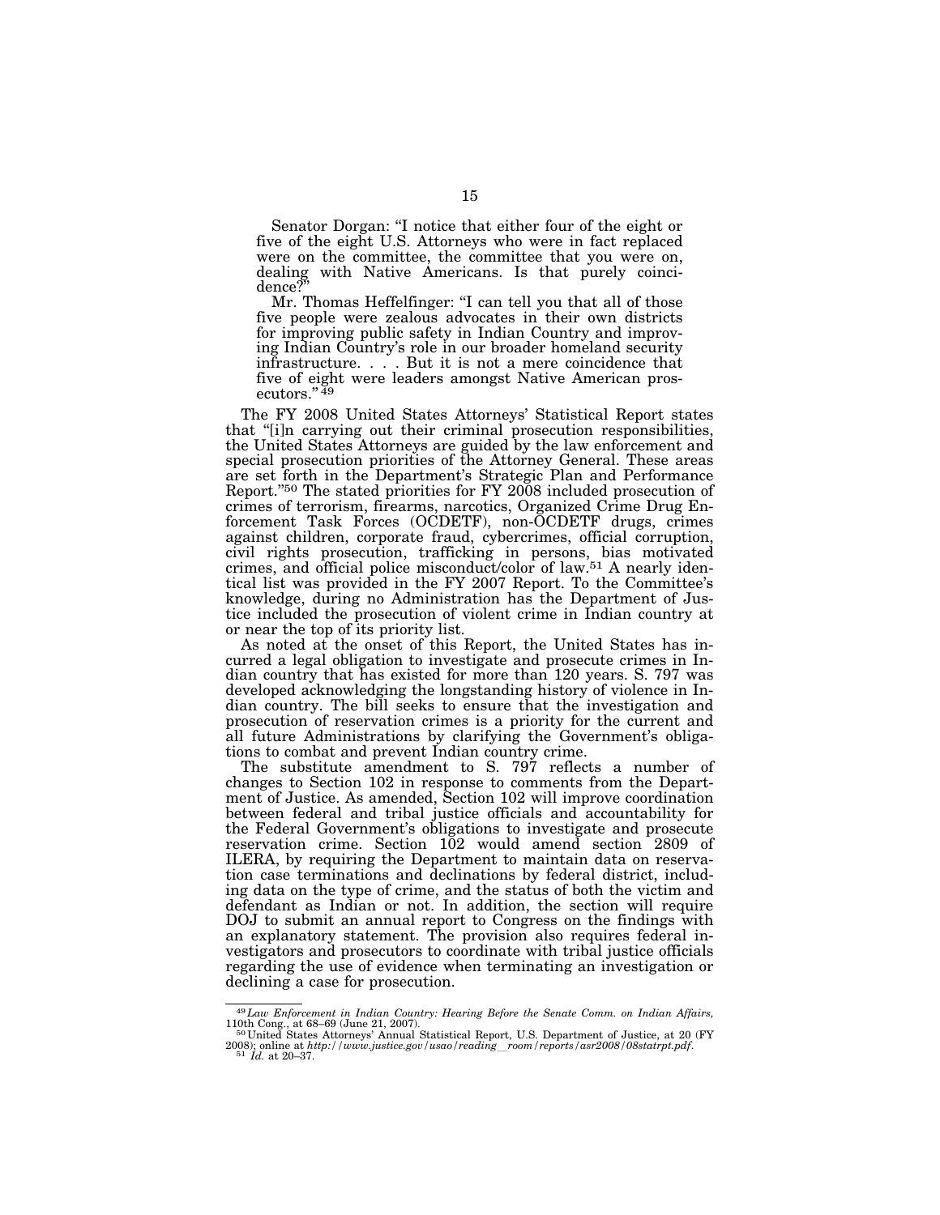> Senator Dorgan: "I notice that either four of the eight or five of the eight U.S. Attorneys who were in fact replaced were on the committee, the committee that you were on, dealing with Native Americans. Is that purely coincidence?"
>
> Mr. Thomas Heffelfinger: "I can tell you that all of those five people were zealous advocates in their own districts for improving public safety in Indian Country and improving Indian Country's role in our broader homeland security infrastructure. . . . But it is not a mere coincidence that five of eight were leaders amongst Native American prosecutors." [49]

The FY 2008 United States Attorneys' Statistical Report states that "[i]n carrying out their criminal prosecution responsibilities, the United States Attorneys are guided by the law enforcement and special prosecution priorities of the Attorney General. These areas are set forth in the Department's Strategic Plan and Performance Report."[50] The stated priorities for FY 2008 included prosecution of crimes of terrorism, firearms, narcotics, Organized Crime Drug Enforcement Task Forces (OCDETF), non-OCDETF drugs, crimes against children, corporate fraud, cybercrimes, official corruption, civil rights prosecution, trafficking in persons, bias motivated crimes, and official police misconduct/color of law.[51] A nearly identical list was provided in the FY 2007 Report. To the Committee's knowledge, during no Administration has the Department of Justice included the prosecution of violent crime in Indian country at or near the top of its priority list.

As noted at the onset of this Report, the United States has incurred a legal obligation to investigate and prosecute crimes in Indian country that has existed for more than 120 years. S. 797 was developed acknowledging the longstanding history of violence in Indian country. The bill seeks to ensure that the investigation and prosecution of reservation crimes is a priority for the current and all future Administrations by clarifying the Government's obligations to combat and prevent Indian country crime.

The substitute amendment to S. 797 reflects a number of changes to Section 102 in response to comments from the Department of Justice. As amended, Section 102 will improve coordination between federal and tribal justice officials and accountability for the Federal Government's obligations to investigate and prosecute reservation crime. Section 102 would amend section 2809 of ILERA, by requiring the Department to maintain data on reservation case terminations and declinations by federal district, including data on the type of crime, and the status of both the victim and defendant as Indian or not. In addition, the section will require DOJ to submit an annual report to Congress on the findings with an explanatory statement. The provision also requires federal investigators and prosecutors to coordinate with tribal justice officials regarding the use of evidence when terminating an investigation or declining a case for prosecution.

---

[49] *Law Enforcement in Indian Country: Hearing Before the Senate Comm. on Indian Affairs,* 110th Cong., at 68–69 (June 21, 2007).

[50] United States Attorneys' Annual Statistical Report, U.S. Department of Justice, at 20 (FY 2008); online at *http://www.justice.gov/usao/reading_room/reports/asr2008/08statrpt.pdf*.

[51] *Id.* at 20–37.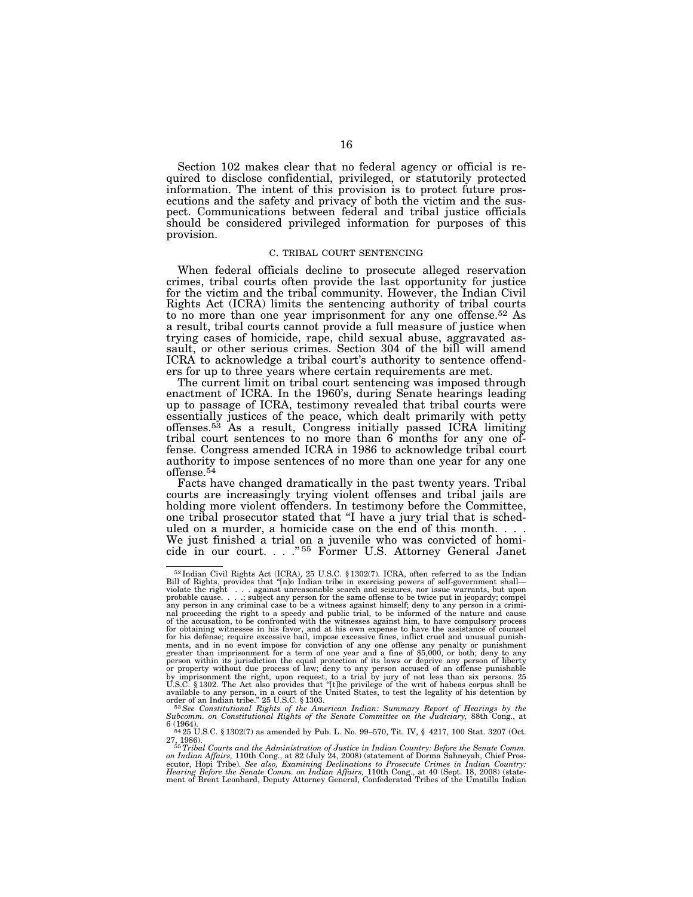Section 102 makes clear that no federal agency or official is required to disclose confidential, privileged, or statutorily protected information. The intent of this provision is to protect future prosecutions and the safety and privacy of both the victim and the suspect. Communications between federal and tribal justice officials should be considered privileged information for purposes of this provision.

### C. TRIBAL COURT SENTENCING

When federal officials decline to prosecute alleged reservation crimes, tribal courts often provide the last opportunity for justice for the victim and the tribal community. However, the Indian Civil Rights Act (ICRA) limits the sentencing authority of tribal courts to no more than one year imprisonment for any one offense.[52] As a result, tribal courts cannot provide a full measure of justice when trying cases of homicide, rape, child sexual abuse, aggravated assault, or other serious crimes. Section 304 of the bill will amend ICRA to acknowledge a tribal court's authority to sentence offenders for up to three years where certain requirements are met.

The current limit on tribal court sentencing was imposed through enactment of ICRA. In the 1960's, during Senate hearings leading up to passage of ICRA, testimony revealed that tribal courts were essentially justices of the peace, which dealt primarily with petty offenses.[53] As a result, Congress initially passed ICRA limiting tribal court sentences to no more than 6 months for any one offense. Congress amended ICRA in 1986 to acknowledge tribal court authority to impose sentences of no more than one year for any one offense.[54]

Facts have changed dramatically in the past twenty years. Tribal courts are increasingly trying violent offenses and tribal jails are holding more violent offenders. In testimony before the Committee, one tribal prosecutor stated that "I have a jury trial that is scheduled on a murder, a homicide case on the end of this month. . . . We just finished a trial on a juvenile who was convicted of homicide in our court. . . ."[55] Former U.S. Attorney General Janet

---

[52] Indian Civil Rights Act (ICRA), 25 U.S.C. § 1302(7). ICRA, often referred to as the Indian Bill of Rights, provides that "[n]o Indian tribe in exercising powers of self-government shall— violate the right . . . against unreasonable search and seizures, nor issue warrants, but upon probable cause. . . .; subject any person for the same offense to be twice put in jeopardy; compel any person in any criminal case to be a witness against himself; deny to any person in a criminal proceeding the right to a speedy and public trial, to be informed of the nature and cause of the accusation, to be confronted with the witnesses against him, to have compulsory process for obtaining witnesses in his favor, and at his own expense to have the assistance of counsel for his defense; require excessive bail, impose excessive fines, inflict cruel and unusual punishments, and in no event impose for conviction of any one offense any penalty or punishment greater than imprisonment for a term of one year and a fine of $5,000, or both; deny to any person within its jurisdiction the equal protection of its laws or deprive any person of liberty or property without due process of law; deny to any person accused of an offense punishable by imprisonment the right, upon request, to a trial by jury of not less than six persons. 25 U.S.C. § 1302. The Act also provides that "[t]he privilege of the writ of habeas corpus shall be available to any person, in a court of the United States, to test the legality of his detention by order of an Indian tribe." 25 U.S.C. § 1303.

[53] *See Constitutional Rights of the American Indian: Summary Report of Hearings by the Subcomm. on Constitutional Rights of the Senate Committee on the Judiciary,* 88th Cong., at 6 (1964).

[54] 25 U.S.C. § 1302(7) as amended by Pub. L. No. 99–570, Tit. IV, § 4217, 100 Stat. 3207 (Oct. 27, 1986).

[55] *Tribal Courts and the Administration of Justice in Indian Country: Before the Senate Comm. on Indian Affairs,* 110th Cong., at 82 (July 24, 2008) (statement of Dorma Sahneyah, Chief Prosecutor, Hopi Tribe). *See also, Examining Declinations to Prosecute Crimes in Indian Country: Hearing Before the Senate Comm. on Indian Affairs,* 110th Cong., at 40 (Sept. 18, 2008) (statement of Brent Leonhard, Deputy Attorney General, Confederated Tribes of the Umatilla Indian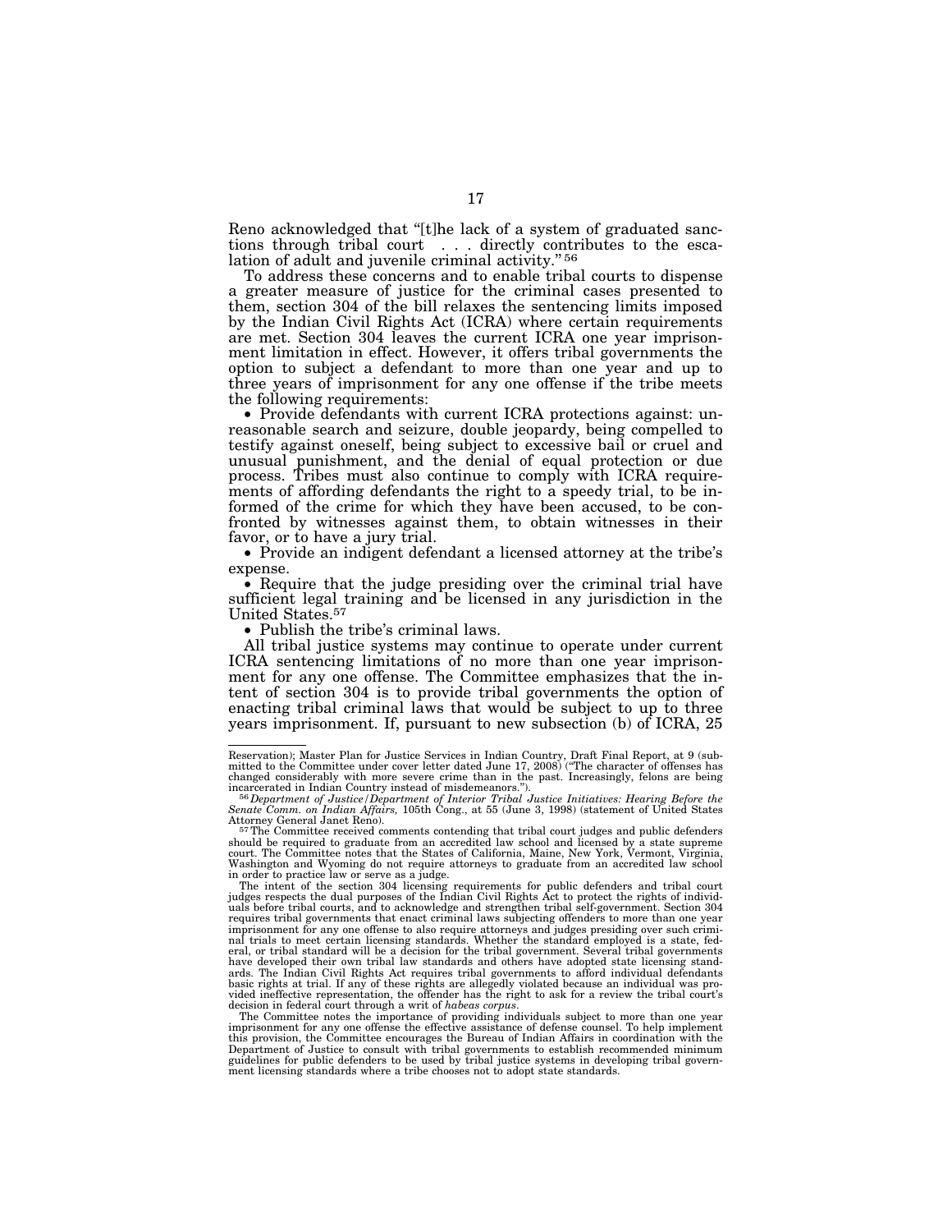Reno acknowledged that "[t]he lack of a system of graduated sanctions through tribal court . . . directly contributes to the escalation of adult and juvenile criminal activity."[56]

To address these concerns and to enable tribal courts to dispense a greater measure of justice for the criminal cases presented to them, section 304 of the bill relaxes the sentencing limits imposed by the Indian Civil Rights Act (ICRA) where certain requirements are met. Section 304 leaves the current ICRA one year imprisonment limitation in effect. However, it offers tribal governments the option to subject a defendant to more than one year and up to three years of imprisonment for any one offense if the tribe meets the following requirements:

- Provide defendants with current ICRA protections against: unreasonable search and seizure, double jeopardy, being compelled to testify against oneself, being subject to excessive bail or cruel and unusual punishment, and the denial of equal protection or due process. Tribes must also continue to comply with ICRA requirements of affording defendants the right to a speedy trial, to be informed of the crime for which they have been accused, to be confronted by witnesses against them, to obtain witnesses in their favor, or to have a jury trial.
- Provide an indigent defendant a licensed attorney at the tribe's expense.
- Require that the judge presiding over the criminal trial have sufficient legal training and be licensed in any jurisdiction in the United States.[57]
- Publish the tribe's criminal laws.

All tribal justice systems may continue to operate under current ICRA sentencing limitations of no more than one year imprisonment for any one offense. The Committee emphasizes that the intent of section 304 is to provide tribal governments the option of enacting tribal criminal laws that would be subject to up to three years imprisonment. If, pursuant to new subsection (b) of ICRA, 25

---

Reservation); Master Plan for Justice Services in Indian Country, Draft Final Report, at 9 (submitted to the Committee under cover letter dated June 17, 2008) ("The character of offenses has changed considerably with more severe crime than in the past. Increasingly, felons are being incarcerated in Indian Country instead of misdemeanors.").

[56] *Department of Justice/Department of Interior Tribal Justice Initiatives: Hearing Before the Senate Comm. on Indian Affairs,* 105th Cong., at 55 (June 3, 1998) (statement of United States Attorney General Janet Reno).

[57] The Committee received comments contending that tribal court judges and public defenders should be required to graduate from an accredited law school and licensed by a state supreme court. The Committee notes that the States of California, Maine, New York, Vermont, Virginia, Washington and Wyoming do not require attorneys to graduate from an accredited law school in order to practice law or serve as a judge.

The intent of the section 304 licensing requirements for public defenders and tribal court judges respects the dual purposes of the Indian Civil Rights Act to protect the rights of individuals before tribal courts, and to acknowledge and strengthen tribal self-government. Section 304 requires tribal governments that enact criminal laws subjecting offenders to more than one year imprisonment for any one offense to also require attorneys and judges presiding over such criminal trials to meet certain licensing standards. Whether the standard employed is a state, federal, or tribal standard will be a decision for the tribal government. Several tribal governments have developed their own tribal law standards and others have adopted state licensing standards. The Indian Civil Rights Act requires tribal governments to afford individual defendants basic rights at trial. If any of these rights are allegedly violated because an individual was provided ineffective representation, the offender has the right to ask for a review the tribal court's decision in federal court through a writ of *habeas corpus*.

The Committee notes the importance of providing individuals subject to more than one year imprisonment for any one offense the effective assistance of defense counsel. To help implement this provision, the Committee encourages the Bureau of Indian Affairs in coordination with the Department of Justice to consult with tribal governments to establish recommended minimum guidelines for public defenders to be used by tribal justice systems in developing tribal government licensing standards where a tribe chooses not to adopt state standards.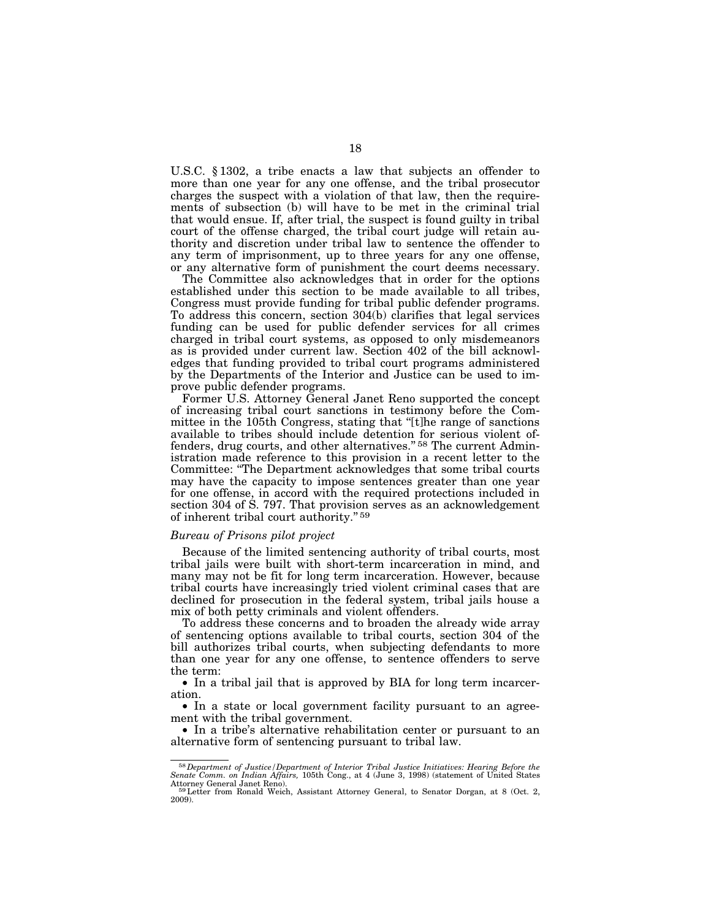U.S.C. § 1302, a tribe enacts a law that subjects an offender to more than one year for any one offense, and the tribal prosecutor charges the suspect with a violation of that law, then the requirements of subsection (b) will have to be met in the criminal trial that would ensue. If, after trial, the suspect is found guilty in tribal court of the offense charged, the tribal court judge will retain authority and discretion under tribal law to sentence the offender to any term of imprisonment, up to three years for any one offense, or any alternative form of punishment the court deems necessary.

The Committee also acknowledges that in order for the options established under this section to be made available to all tribes, Congress must provide funding for tribal public defender programs. To address this concern, section 304(b) clarifies that legal services funding can be used for public defender services for all crimes charged in tribal court systems, as opposed to only misdemeanors as is provided under current law. Section 402 of the bill acknowledges that funding provided to tribal court programs administered by the Departments of the Interior and Justice can be used to improve public defender programs.

Former U.S. Attorney General Janet Reno supported the concept of increasing tribal court sanctions in testimony before the Committee in the 105th Congress, stating that "[t]he range of sanctions available to tribes should include detention for serious violent offenders, drug courts, and other alternatives." [58] The current Administration made reference to this provision in a recent letter to the Committee: "The Department acknowledges that some tribal courts may have the capacity to impose sentences greater than one year for one offense, in accord with the required protections included in section 304 of S. 797. That provision serves as an acknowledgement of inherent tribal court authority." [59]

*Bureau of Prisons pilot project*

Because of the limited sentencing authority of tribal courts, most tribal jails were built with short-term incarceration in mind, and many may not be fit for long term incarceration. However, because tribal courts have increasingly tried violent criminal cases that are declined for prosecution in the federal system, tribal jails house a mix of both petty criminals and violent offenders.

To address these concerns and to broaden the already wide array of sentencing options available to tribal courts, section 304 of the bill authorizes tribal courts, when subjecting defendants to more than one year for any one offense, to sentence offenders to serve the term:

- In a tribal jail that is approved by BIA for long term incarceration.
- In a state or local government facility pursuant to an agreement with the tribal government.
- In a tribe's alternative rehabilitation center or pursuant to an alternative form of sentencing pursuant to tribal law.

---

[58] *Department of Justice/Department of Interior Tribal Justice Initiatives: Hearing Before the Senate Comm. on Indian Affairs,* 105th Cong., at 4 (June 3, 1998) (statement of United States Attorney General Janet Reno).

[59] Letter from Ronald Weich, Assistant Attorney General, to Senator Dorgan, at 8 (Oct. 2, 2009).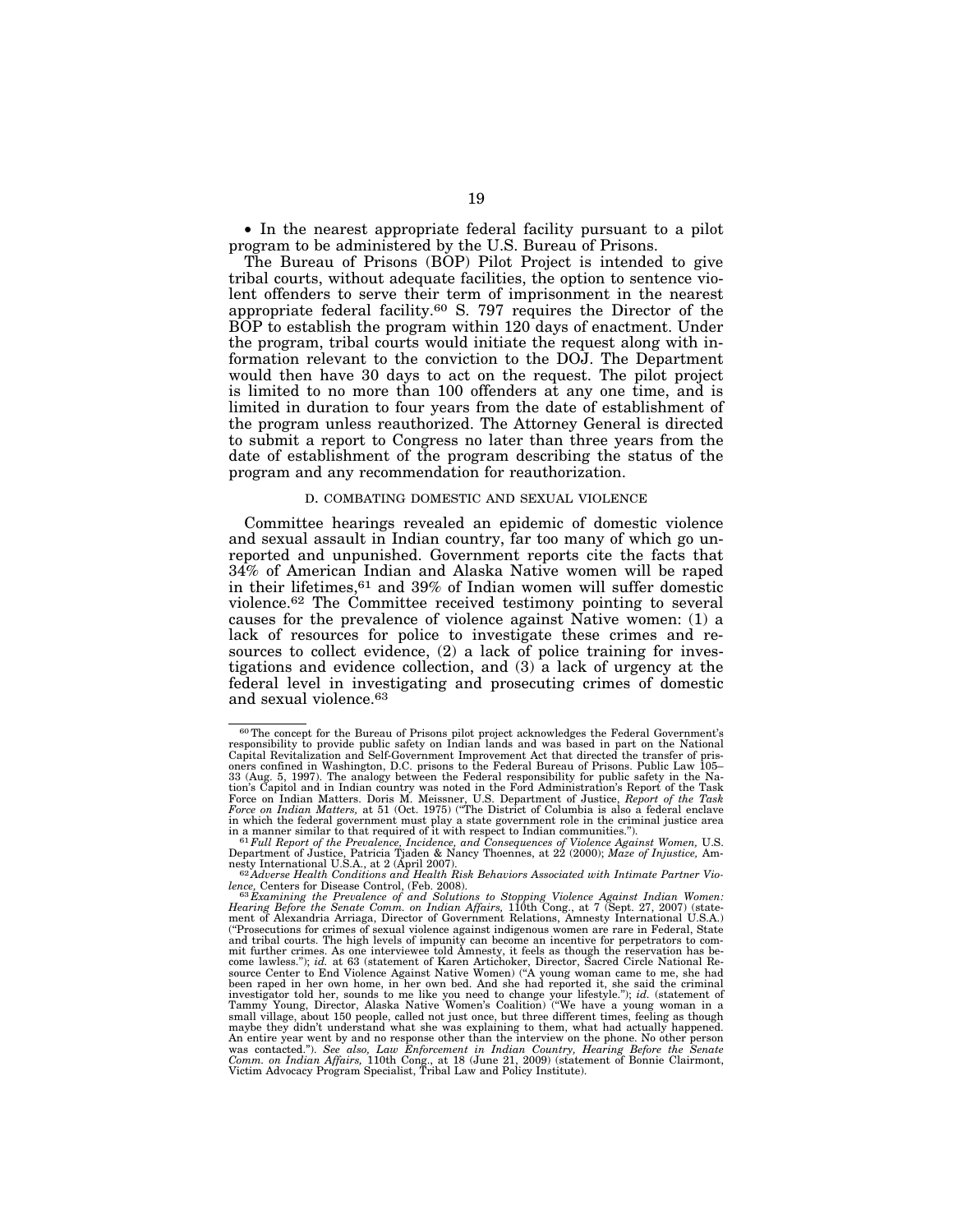• In the nearest appropriate federal facility pursuant to a pilot program to be administered by the U.S. Bureau of Prisons.

The Bureau of Prisons (BOP) Pilot Project is intended to give tribal courts, without adequate facilities, the option to sentence violent offenders to serve their term of imprisonment in the nearest appropriate federal facility.[60] S. 797 requires the Director of the BOP to establish the program within 120 days of enactment. Under the program, tribal courts would initiate the request along with information relevant to the conviction to the DOJ. The Department would then have 30 days to act on the request. The pilot project is limited to no more than 100 offenders at any one time, and is limited in duration to four years from the date of establishment of the program unless reauthorized. The Attorney General is directed to submit a report to Congress no later than three years from the date of establishment of the program describing the status of the program and any recommendation for reauthorization.

### D. COMBATING DOMESTIC AND SEXUAL VIOLENCE

Committee hearings revealed an epidemic of domestic violence and sexual assault in Indian country, far too many of which go unreported and unpunished. Government reports cite the facts that 34% of American Indian and Alaska Native women will be raped in their lifetimes,[61] and 39% of Indian women will suffer domestic violence.[62] The Committee received testimony pointing to several causes for the prevalence of violence against Native women: (1) a lack of resources for police to investigate these crimes and resources to collect evidence, (2) a lack of police training for investigations and evidence collection, and (3) a lack of urgency at the federal level in investigating and prosecuting crimes of domestic and sexual violence.[63]

---

[60] The concept for the Bureau of Prisons pilot project acknowledges the Federal Government's responsibility to provide public safety on Indian lands and was based in part on the National Capital Revitalization and Self-Government Improvement Act that directed the transfer of prisoners confined in Washington, D.C. prisons to the Federal Bureau of Prisons. Public Law 105–33 (Aug. 5, 1997). The analogy between the Federal responsibility for public safety in the Nation's Capitol and in Indian country was noted in the Ford Administration's Report of the Task Force on Indian Matters. Doris M. Meissner, U.S. Department of Justice, *Report of the Task Force on Indian Matters,* at 51 (Oct. 1975) ("The District of Columbia is also a federal enclave in which the federal government must play a state government role in the criminal justice area in a manner similar to that required of it with respect to Indian communities.").

[61] *Full Report of the Prevalence, Incidence, and Consequences of Violence Against Women,* U.S. Department of Justice, Patricia Tjaden & Nancy Thoennes, at 22 (2000); *Maze of Injustice,* Amnesty International U.S.A., at 2 (April 2007).

[62] *Adverse Health Conditions and Health Risk Behaviors Associated with Intimate Partner Violence,* Centers for Disease Control, (Feb. 2008).

[63] *Examining the Prevalence of and Solutions to Stopping Violence Against Indian Women: Hearing Before the Senate Comm. on Indian Affairs,* 110th Cong., at 7 (Sept. 27, 2007) (statement of Alexandria Arriaga, Director of Government Relations, Amnesty International U.S.A.) ("Prosecutions for crimes of sexual violence against indigenous women are rare in Federal, State and tribal courts. The high levels of impunity can become an incentive for perpetrators to commit further crimes. As one interviewee told Amnesty, it feels as though the reservation has become lawless."); *id.* at 63 (statement of Karen Artichoker, Director, Sacred Circle National Resource Center to End Violence Against Native Women) ("A young woman came to me, she had been raped in her own home, in her own bed. And she had reported it, she said the criminal investigator told her, sounds to me like you need to change your lifestyle."); *id.* (statement of Tammy Young, Director, Alaska Native Women's Coalition) ("We have a young woman in a small village, about 150 people, called not just once, but three different times, feeling as though maybe they didn't understand what she was explaining to them, what had actually happened. An entire year went by and no response other than the interview on the phone. No other person was contacted."). *See also, Law Enforcement in Indian Country, Hearing Before the Senate Comm. on Indian Affairs,* 110th Cong., at 18 (June 21, 2009) (statement of Bonnie Clairmont, Victim Advocacy Program Specialist, Tribal Law and Policy Institute).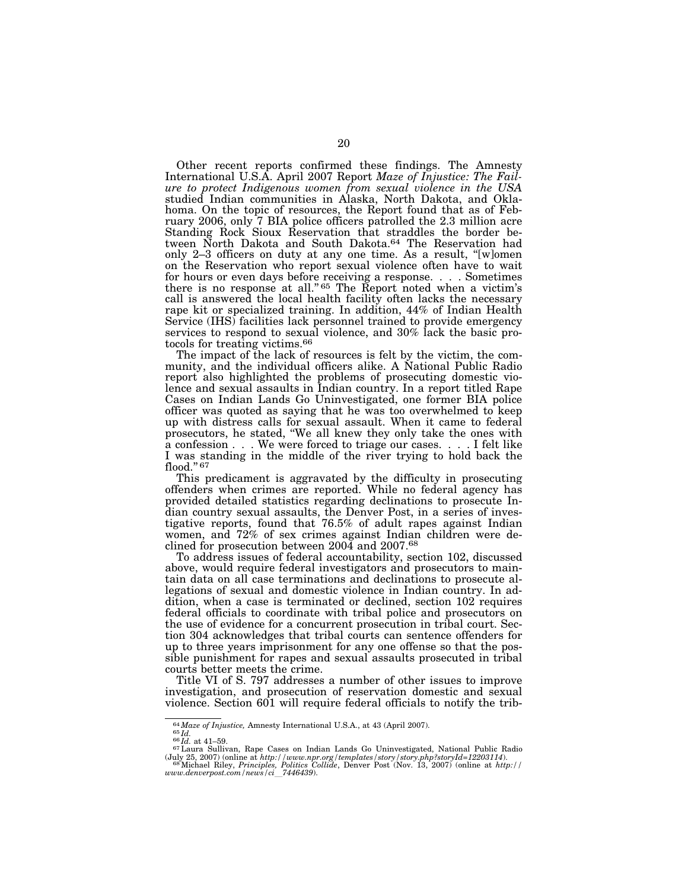Other recent reports confirmed these findings. The Amnesty International U.S.A. April 2007 Report *Maze of Injustice: The Failure to protect Indigenous women from sexual violence in the USA* studied Indian communities in Alaska, North Dakota, and Oklahoma. On the topic of resources, the Report found that as of February 2006, only 7 BIA police officers patrolled the 2.3 million acre Standing Rock Sioux Reservation that straddles the border between North Dakota and South Dakota.[64] The Reservation had only 2–3 officers on duty at any one time. As a result, "[w]omen on the Reservation who report sexual violence often have to wait for hours or even days before receiving a response. . . . Sometimes there is no response at all." [65] The Report noted when a victim's call is answered the local health facility often lacks the necessary rape kit or specialized training. In addition, 44% of Indian Health Service (IHS) facilities lack personnel trained to provide emergency services to respond to sexual violence, and 30% lack the basic protocols for treating victims.[66]

The impact of the lack of resources is felt by the victim, the community, and the individual officers alike. A National Public Radio report also highlighted the problems of prosecuting domestic violence and sexual assaults in Indian country. In a report titled Rape Cases on Indian Lands Go Uninvestigated, one former BIA police officer was quoted as saying that he was too overwhelmed to keep up with distress calls for sexual assault. When it came to federal prosecutors, he stated, "We all knew they only take the ones with a confession . . . We were forced to triage our cases. . . . I felt like I was standing in the middle of the river trying to hold back the flood." [67]

This predicament is aggravated by the difficulty in prosecuting offenders when crimes are reported. While no federal agency has provided detailed statistics regarding declinations to prosecute Indian country sexual assaults, the Denver Post, in a series of investigative reports, found that 76.5% of adult rapes against Indian women, and 72% of sex crimes against Indian children were declined for prosecution between 2004 and 2007.[68]

To address issues of federal accountability, section 102, discussed above, would require federal investigators and prosecutors to maintain data on all case terminations and declinations to prosecute allegations of sexual and domestic violence in Indian country. In addition, when a case is terminated or declined, section 102 requires federal officials to coordinate with tribal police and prosecutors on the use of evidence for a concurrent prosecution in tribal court. Section 304 acknowledges that tribal courts can sentence offenders for up to three years imprisonment for any one offense so that the possible punishment for rapes and sexual assaults prosecuted in tribal courts better meets the crime.

Title VI of S. 797 addresses a number of other issues to improve investigation, and prosecution of reservation domestic and sexual violence. Section 601 will require federal officials to notify the trib-

---

[64] *Maze of Injustice,* Amnesty International U.S.A., at 43 (April 2007).
[65] *Id.*
[66] *Id.* at 41–59.
[67] Laura Sullivan, Rape Cases on Indian Lands Go Uninvestigated, National Public Radio (July 25, 2007) (online at *http://www.npr.org/templates/story/story.php?storyId=12203114*).
[68] Michael Riley, *Principles, Politics Collide*, Denver Post (Nov. 13, 2007) (online at *http://www.denverpost.com/news/ci_7446439*).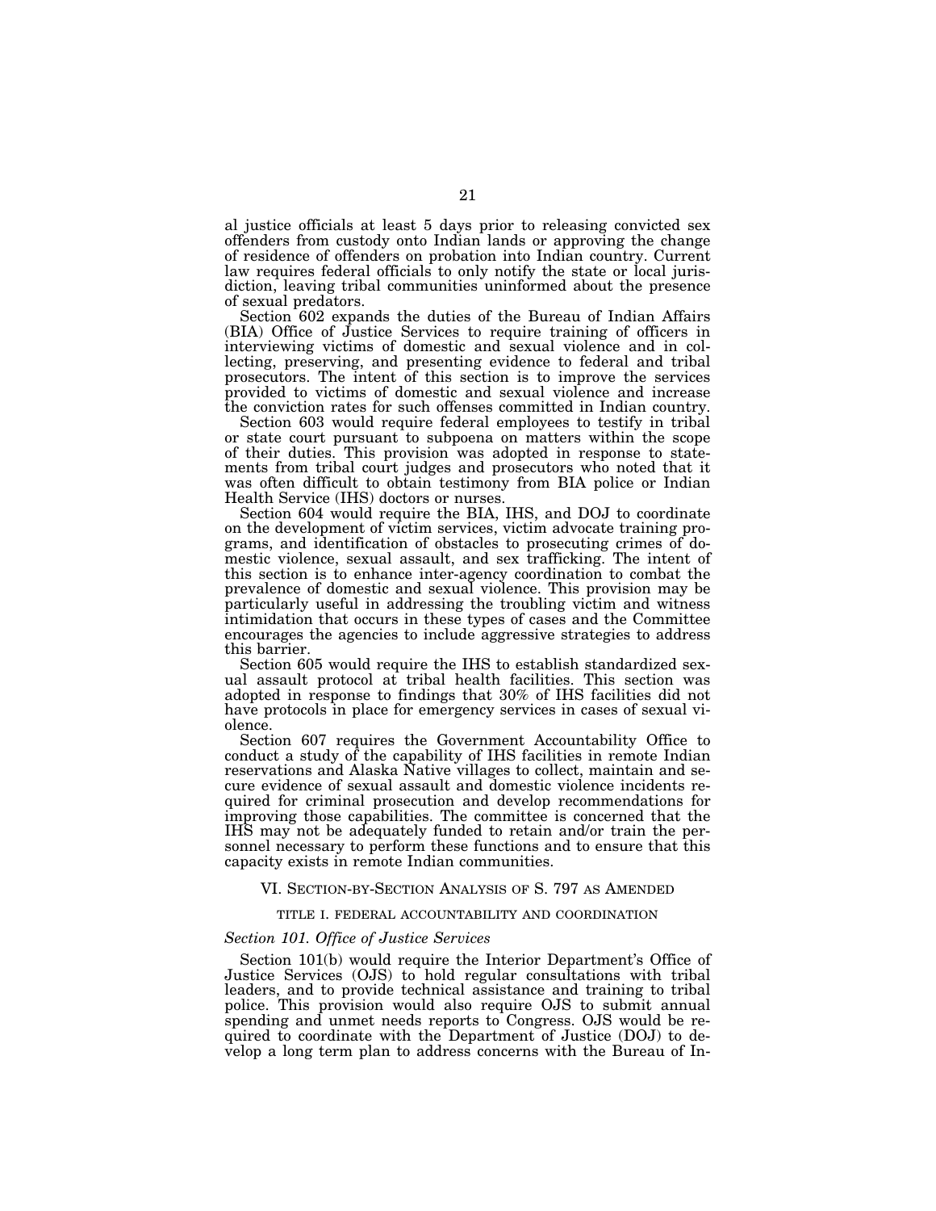al justice officials at least 5 days prior to releasing convicted sex offenders from custody onto Indian lands or approving the change of residence of offenders on probation into Indian country. Current law requires federal officials to only notify the state or local jurisdiction, leaving tribal communities uninformed about the presence of sexual predators.

Section 602 expands the duties of the Bureau of Indian Affairs (BIA) Office of Justice Services to require training of officers in interviewing victims of domestic and sexual violence and in collecting, preserving, and presenting evidence to federal and tribal prosecutors. The intent of this section is to improve the services provided to victims of domestic and sexual violence and increase the conviction rates for such offenses committed in Indian country.

Section 603 would require federal employees to testify in tribal or state court pursuant to subpoena on matters within the scope of their duties. This provision was adopted in response to statements from tribal court judges and prosecutors who noted that it was often difficult to obtain testimony from BIA police or Indian Health Service (IHS) doctors or nurses.

Section 604 would require the BIA, IHS, and DOJ to coordinate on the development of victim services, victim advocate training programs, and identification of obstacles to prosecuting crimes of domestic violence, sexual assault, and sex trafficking. The intent of this section is to enhance inter-agency coordination to combat the prevalence of domestic and sexual violence. This provision may be particularly useful in addressing the troubling victim and witness intimidation that occurs in these types of cases and the Committee encourages the agencies to include aggressive strategies to address this barrier.

Section 605 would require the IHS to establish standardized sexual assault protocol at tribal health facilities. This section was adopted in response to findings that 30% of IHS facilities did not have protocols in place for emergency services in cases of sexual violence.

Section 607 requires the Government Accountability Office to conduct a study of the capability of IHS facilities in remote Indian reservations and Alaska Native villages to collect, maintain and secure evidence of sexual assault and domestic violence incidents required for criminal prosecution and develop recommendations for improving those capabilities. The committee is concerned that the IHS may not be adequately funded to retain and/or train the personnel necessary to perform these functions and to ensure that this capacity exists in remote Indian communities.

## VI. Section-by-Section Analysis of S. 797 as Amended

### TITLE I. FEDERAL ACCOUNTABILITY AND COORDINATION

#### *Section 101. Office of Justice Services*

Section 101(b) would require the Interior Department's Office of Justice Services (OJS) to hold regular consultations with tribal leaders, and to provide technical assistance and training to tribal police. This provision would also require OJS to submit annual spending and unmet needs reports to Congress. OJS would be required to coordinate with the Department of Justice (DOJ) to develop a long term plan to address concerns with the Bureau of In-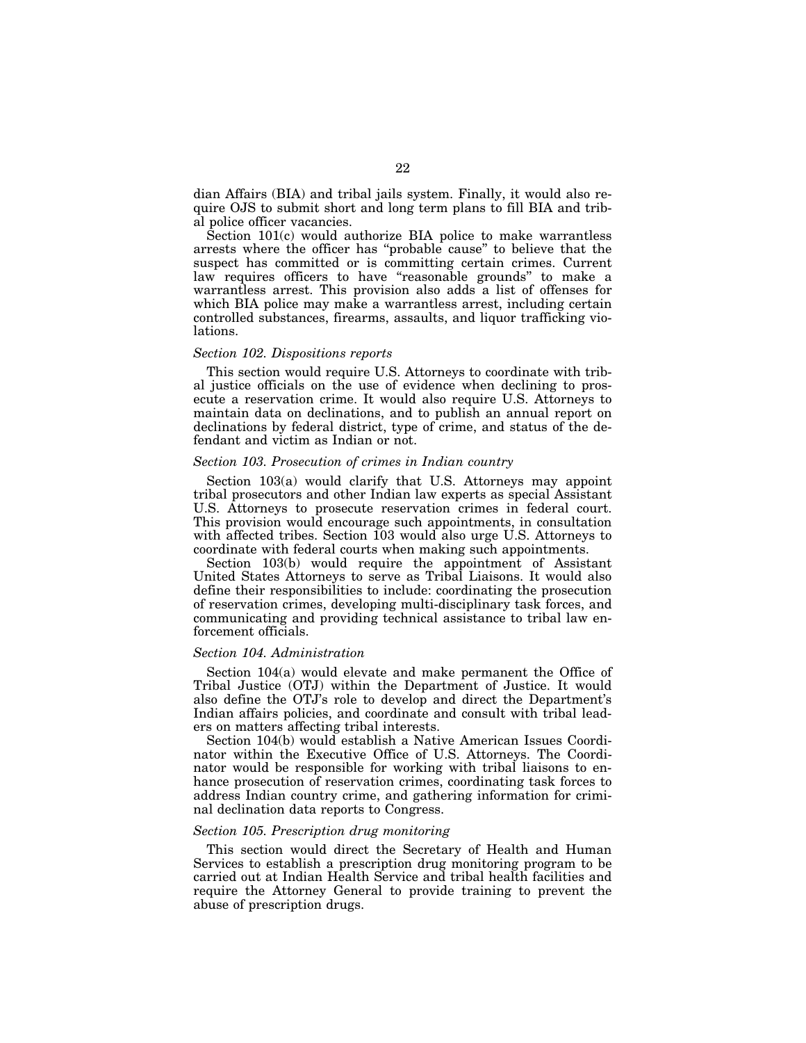dian Affairs (BIA) and tribal jails system. Finally, it would also require OJS to submit short and long term plans to fill BIA and tribal police officer vacancies.

Section 101(c) would authorize BIA police to make warrantless arrests where the officer has "probable cause" to believe that the suspect has committed or is committing certain crimes. Current law requires officers to have "reasonable grounds" to make a warrantless arrest. This provision also adds a list of offenses for which BIA police may make a warrantless arrest, including certain controlled substances, firearms, assaults, and liquor trafficking violations.

*Section 102. Dispositions reports*

This section would require U.S. Attorneys to coordinate with tribal justice officials on the use of evidence when declining to prosecute a reservation crime. It would also require U.S. Attorneys to maintain data on declinations, and to publish an annual report on declinations by federal district, type of crime, and status of the defendant and victim as Indian or not.

*Section 103. Prosecution of crimes in Indian country*

Section 103(a) would clarify that U.S. Attorneys may appoint tribal prosecutors and other Indian law experts as special Assistant U.S. Attorneys to prosecute reservation crimes in federal court. This provision would encourage such appointments, in consultation with affected tribes. Section 103 would also urge U.S. Attorneys to coordinate with federal courts when making such appointments.

Section 103(b) would require the appointment of Assistant United States Attorneys to serve as Tribal Liaisons. It would also define their responsibilities to include: coordinating the prosecution of reservation crimes, developing multi-disciplinary task forces, and communicating and providing technical assistance to tribal law enforcement officials.

*Section 104. Administration*

Section 104(a) would elevate and make permanent the Office of Tribal Justice (OTJ) within the Department of Justice. It would also define the OTJ's role to develop and direct the Department's Indian affairs policies, and coordinate and consult with tribal leaders on matters affecting tribal interests.

Section 104(b) would establish a Native American Issues Coordinator within the Executive Office of U.S. Attorneys. The Coordinator would be responsible for working with tribal liaisons to enhance prosecution of reservation crimes, coordinating task forces to address Indian country crime, and gathering information for criminal declination data reports to Congress.

*Section 105. Prescription drug monitoring*

This section would direct the Secretary of Health and Human Services to establish a prescription drug monitoring program to be carried out at Indian Health Service and tribal health facilities and require the Attorney General to provide training to prevent the abuse of prescription drugs.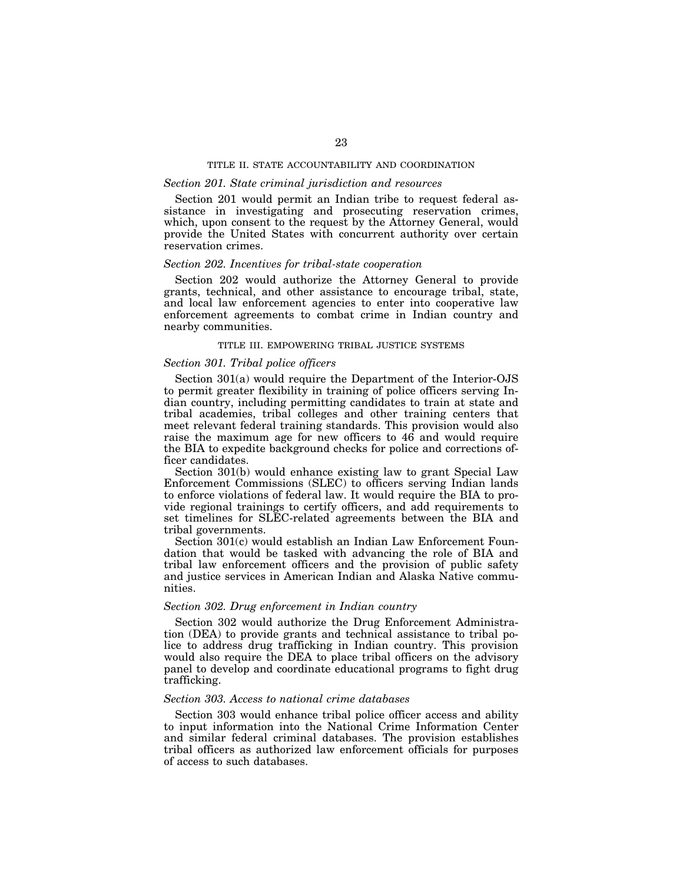### TITLE II. STATE ACCOUNTABILITY AND COORDINATION

*Section 201. State criminal jurisdiction and resources*

Section 201 would permit an Indian tribe to request federal assistance in investigating and prosecuting reservation crimes, which, upon consent to the request by the Attorney General, would provide the United States with concurrent authority over certain reservation crimes.

*Section 202. Incentives for tribal-state cooperation*

Section 202 would authorize the Attorney General to provide grants, technical, and other assistance to encourage tribal, state, and local law enforcement agencies to enter into cooperative law enforcement agreements to combat crime in Indian country and nearby communities.

### TITLE III. EMPOWERING TRIBAL JUSTICE SYSTEMS

*Section 301. Tribal police officers*

Section 301(a) would require the Department of the Interior-OJS to permit greater flexibility in training of police officers serving Indian country, including permitting candidates to train at state and tribal academies, tribal colleges and other training centers that meet relevant federal training standards. This provision would also raise the maximum age for new officers to 46 and would require the BIA to expedite background checks for police and corrections officer candidates.

Section 301(b) would enhance existing law to grant Special Law Enforcement Commissions (SLEC) to officers serving Indian lands to enforce violations of federal law. It would require the BIA to provide regional trainings to certify officers, and add requirements to set timelines for SLEC-related agreements between the BIA and tribal governments.

Section 301(c) would establish an Indian Law Enforcement Foundation that would be tasked with advancing the role of BIA and tribal law enforcement officers and the provision of public safety and justice services in American Indian and Alaska Native communities.

*Section 302. Drug enforcement in Indian country*

Section 302 would authorize the Drug Enforcement Administration (DEA) to provide grants and technical assistance to tribal police to address drug trafficking in Indian country. This provision would also require the DEA to place tribal officers on the advisory panel to develop and coordinate educational programs to fight drug trafficking.

*Section 303. Access to national crime databases*

Section 303 would enhance tribal police officer access and ability to input information into the National Crime Information Center and similar federal criminal databases. The provision establishes tribal officers as authorized law enforcement officials for purposes of access to such databases.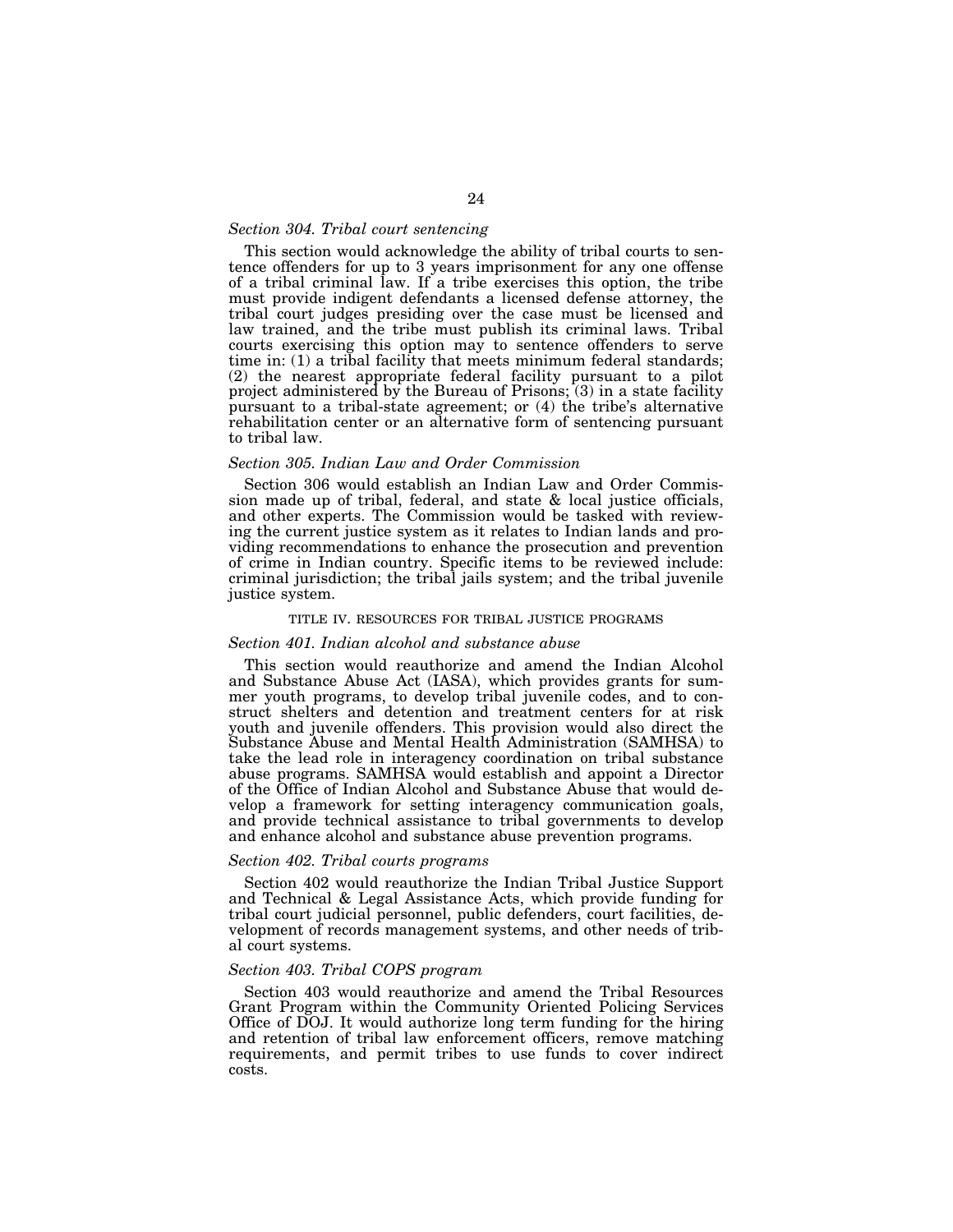*Section 304. Tribal court sentencing*

This section would acknowledge the ability of tribal courts to sentence offenders for up to 3 years imprisonment for any one offense of a tribal criminal law. If a tribe exercises this option, the tribe must provide indigent defendants a licensed defense attorney, the tribal court judges presiding over the case must be licensed and law trained, and the tribe must publish its criminal laws. Tribal courts exercising this option may to sentence offenders to serve time in: (1) a tribal facility that meets minimum federal standards; (2) the nearest appropriate federal facility pursuant to a pilot project administered by the Bureau of Prisons; (3) in a state facility pursuant to a tribal-state agreement; or (4) the tribe's alternative rehabilitation center or an alternative form of sentencing pursuant to tribal law.

*Section 305. Indian Law and Order Commission*

Section 306 would establish an Indian Law and Order Commission made up of tribal, federal, and state & local justice officials, and other experts. The Commission would be tasked with reviewing the current justice system as it relates to Indian lands and providing recommendations to enhance the prosecution and prevention of crime in Indian country. Specific items to be reviewed include: criminal jurisdiction; the tribal jails system; and the tribal juvenile justice system.

TITLE IV. RESOURCES FOR TRIBAL JUSTICE PROGRAMS

*Section 401. Indian alcohol and substance abuse*

This section would reauthorize and amend the Indian Alcohol and Substance Abuse Act (IASA), which provides grants for summer youth programs, to develop tribal juvenile codes, and to construct shelters and detention and treatment centers for at risk youth and juvenile offenders. This provision would also direct the Substance Abuse and Mental Health Administration (SAMHSA) to take the lead role in interagency coordination on tribal substance abuse programs. SAMHSA would establish and appoint a Director of the Office of Indian Alcohol and Substance Abuse that would develop a framework for setting interagency communication goals, and provide technical assistance to tribal governments to develop and enhance alcohol and substance abuse prevention programs.

*Section 402. Tribal courts programs*

Section 402 would reauthorize the Indian Tribal Justice Support and Technical & Legal Assistance Acts, which provide funding for tribal court judicial personnel, public defenders, court facilities, development of records management systems, and other needs of tribal court systems.

*Section 403. Tribal COPS program*

Section 403 would reauthorize and amend the Tribal Resources Grant Program within the Community Oriented Policing Services Office of DOJ. It would authorize long term funding for the hiring and retention of tribal law enforcement officers, remove matching requirements, and permit tribes to use funds to cover indirect costs.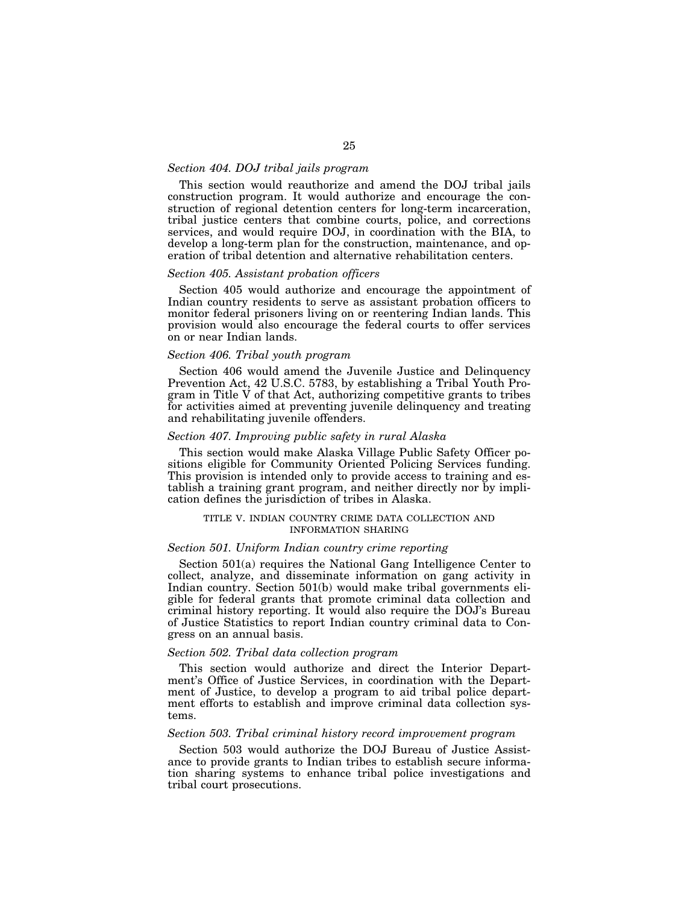*Section 404. DOJ tribal jails program*

This section would reauthorize and amend the DOJ tribal jails construction program. It would authorize and encourage the construction of regional detention centers for long-term incarceration, tribal justice centers that combine courts, police, and corrections services, and would require DOJ, in coordination with the BIA, to develop a long-term plan for the construction, maintenance, and operation of tribal detention and alternative rehabilitation centers.

*Section 405. Assistant probation officers*

Section 405 would authorize and encourage the appointment of Indian country residents to serve as assistant probation officers to monitor federal prisoners living on or reentering Indian lands. This provision would also encourage the federal courts to offer services on or near Indian lands.

*Section 406. Tribal youth program*

Section 406 would amend the Juvenile Justice and Delinquency Prevention Act, 42 U.S.C. 5783, by establishing a Tribal Youth Program in Title V of that Act, authorizing competitive grants to tribes for activities aimed at preventing juvenile delinquency and treating and rehabilitating juvenile offenders.

*Section 407. Improving public safety in rural Alaska*

This section would make Alaska Village Public Safety Officer positions eligible for Community Oriented Policing Services funding. This provision is intended only to provide access to training and establish a training grant program, and neither directly nor by implication defines the jurisdiction of tribes in Alaska.

## TITLE V. INDIAN COUNTRY CRIME DATA COLLECTION AND INFORMATION SHARING

*Section 501. Uniform Indian country crime reporting*

Section 501(a) requires the National Gang Intelligence Center to collect, analyze, and disseminate information on gang activity in Indian country. Section 501(b) would make tribal governments eligible for federal grants that promote criminal data collection and criminal history reporting. It would also require the DOJ's Bureau of Justice Statistics to report Indian country criminal data to Congress on an annual basis.

*Section 502. Tribal data collection program*

This section would authorize and direct the Interior Department's Office of Justice Services, in coordination with the Department of Justice, to develop a program to aid tribal police department efforts to establish and improve criminal data collection systems.

*Section 503. Tribal criminal history record improvement program*

Section 503 would authorize the DOJ Bureau of Justice Assistance to provide grants to Indian tribes to establish secure information sharing systems to enhance tribal police investigations and tribal court prosecutions.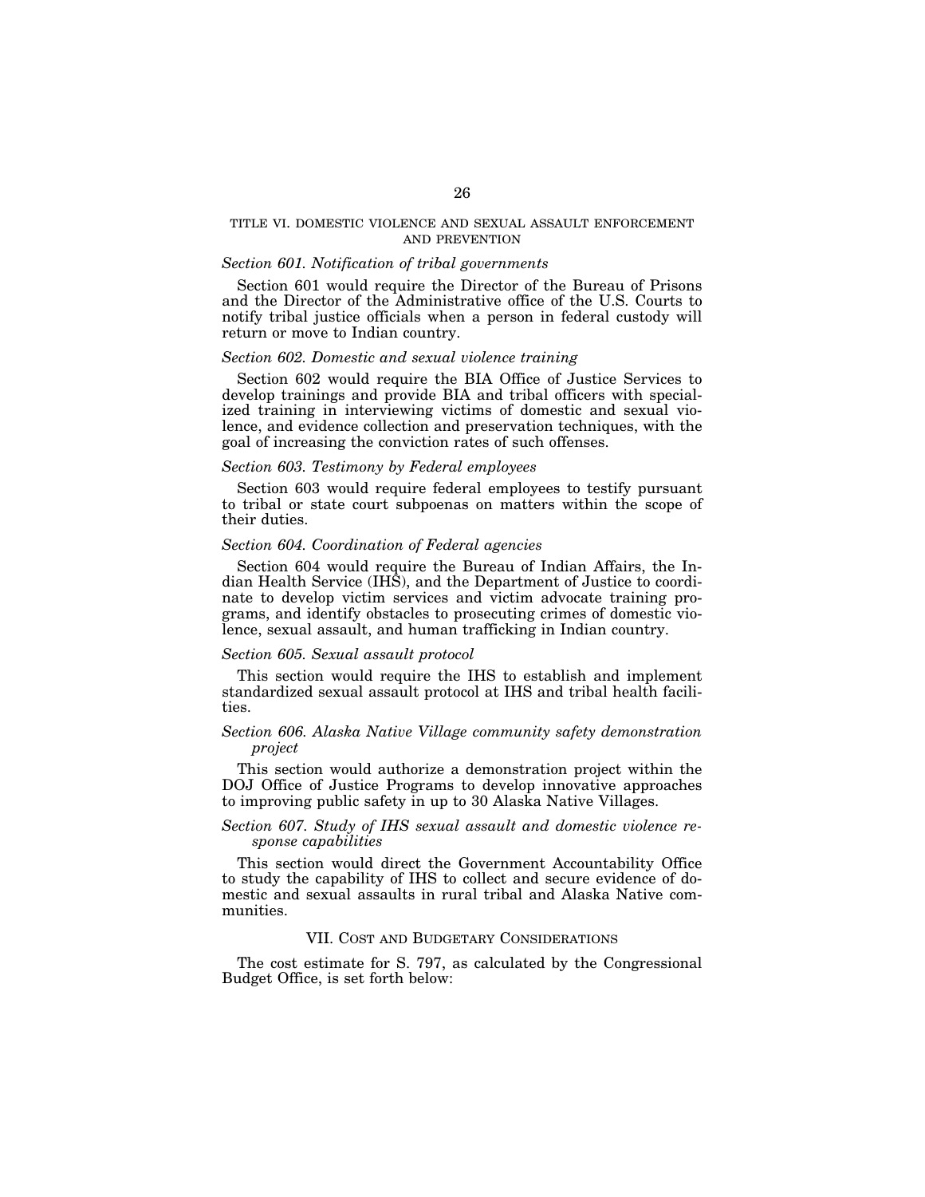## TITLE VI. DOMESTIC VIOLENCE AND SEXUAL ASSAULT ENFORCEMENT AND PREVENTION

### *Section 601. Notification of tribal governments*

Section 601 would require the Director of the Bureau of Prisons and the Director of the Administrative office of the U.S. Courts to notify tribal justice officials when a person in federal custody will return or move to Indian country.

### *Section 602. Domestic and sexual violence training*

Section 602 would require the BIA Office of Justice Services to develop trainings and provide BIA and tribal officers with specialized training in interviewing victims of domestic and sexual violence, and evidence collection and preservation techniques, with the goal of increasing the conviction rates of such offenses.

### *Section 603. Testimony by Federal employees*

Section 603 would require federal employees to testify pursuant to tribal or state court subpoenas on matters within the scope of their duties.

### *Section 604. Coordination of Federal agencies*

Section 604 would require the Bureau of Indian Affairs, the Indian Health Service (IHS), and the Department of Justice to coordinate to develop victim services and victim advocate training programs, and identify obstacles to prosecuting crimes of domestic violence, sexual assault, and human trafficking in Indian country.

### *Section 605. Sexual assault protocol*

This section would require the IHS to establish and implement standardized sexual assault protocol at IHS and tribal health facilities.

### *Section 606. Alaska Native Village community safety demonstration project*

This section would authorize a demonstration project within the DOJ Office of Justice Programs to develop innovative approaches to improving public safety in up to 30 Alaska Native Villages.

### *Section 607. Study of IHS sexual assault and domestic violence response capabilities*

This section would direct the Government Accountability Office to study the capability of IHS to collect and secure evidence of domestic and sexual assaults in rural tribal and Alaska Native communities.

## VII. COST AND BUDGETARY CONSIDERATIONS

The cost estimate for S. 797, as calculated by the Congressional Budget Office, is set forth below: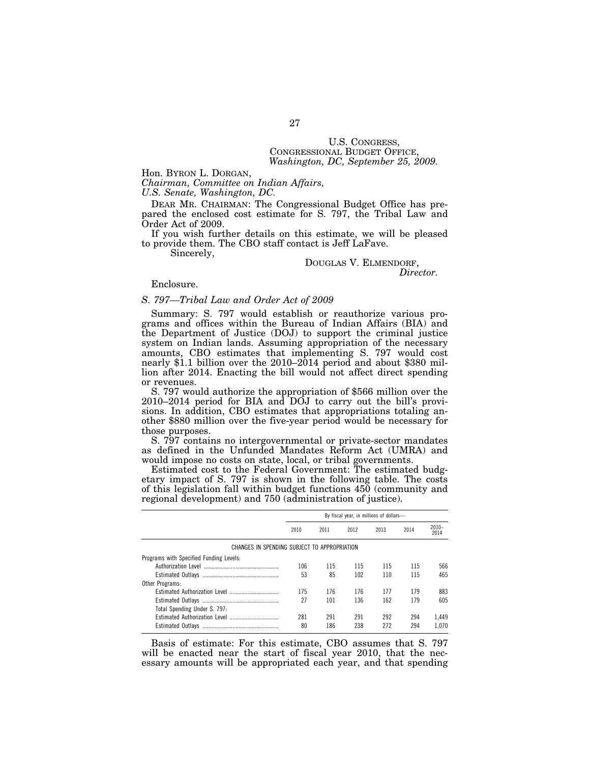U.S. CONGRESS,
CONGRESSIONAL BUDGET OFFICE,
*Washington, DC, September 25, 2009.*

Hon. BYRON L. DORGAN,
*Chairman, Committee on Indian Affairs,*
*U.S. Senate, Washington, DC.*

DEAR MR. CHAIRMAN: The Congressional Budget Office has prepared the enclosed cost estimate for S. 797, the Tribal Law and Order Act of 2009.

If you wish further details on this estimate, we will be pleased to provide them. The CBO staff contact is Jeff LaFave.

Sincerely,

DOUGLAS V. ELMENDORF,
*Director.*

Enclosure.

*S. 797—Tribal Law and Order Act of 2009*

Summary: S. 797 would establish or reauthorize various programs and offices within the Bureau of Indian Affairs (BIA) and the Department of Justice (DOJ) to support the criminal justice system on Indian lands. Assuming appropriation of the necessary amounts, CBO estimates that implementing S. 797 would cost nearly $1.1 billion over the 2010–2014 period and about $380 million after 2014. Enacting the bill would not affect direct spending or revenues.

S. 797 would authorize the appropriation of $566 million over the 2010–2014 period for BIA and DOJ to carry out the bill's provisions. In addition, CBO estimates that appropriations totaling another $880 million over the five-year period would be necessary for those purposes.

S. 797 contains no intergovernmental or private-sector mandates as defined in the Unfunded Mandates Reform Act (UMRA) and would impose no costs on state, local, or tribal governments.

Estimated cost to the Federal Government: The estimated budgetary impact of S. 797 is shown in the following table. The costs of this legislation fall within budget functions 450 (community and regional development) and 750 (administration of justice).

| | By fiscal year, in millions of dollars— | | | | | |
|---|---|---|---|---|---|---|
| | 2010 | 2011 | 2012 | 2013 | 2014 | 2010–2014 |
| CHANGES IN SPENDING SUBJECT TO APPROPRIATION | | | | | | |
| Programs with Specified Funding Levels: | | | | | | |
| Authorization Level | 106 | 115 | 115 | 115 | 115 | 566 |
| Estimated Outlays | 53 | 85 | 102 | 110 | 115 | 465 |
| Other Programs: | | | | | | |
| Estimated Authorization Level | 175 | 176 | 176 | 177 | 179 | 883 |
| Estimated Outlays | 27 | 101 | 136 | 162 | 179 | 605 |
| Total Spending Under S. 797: | | | | | | |
| Estimated Authorization Level | 281 | 291 | 291 | 292 | 294 | 1,449 |
| Estimated Outlays | 80 | 186 | 238 | 272 | 294 | 1,070 |

Basis of estimate: For this estimate, CBO assumes that S. 797 will be enacted near the start of fiscal year 2010, that the necessary amounts will be appropriated each year, and that spending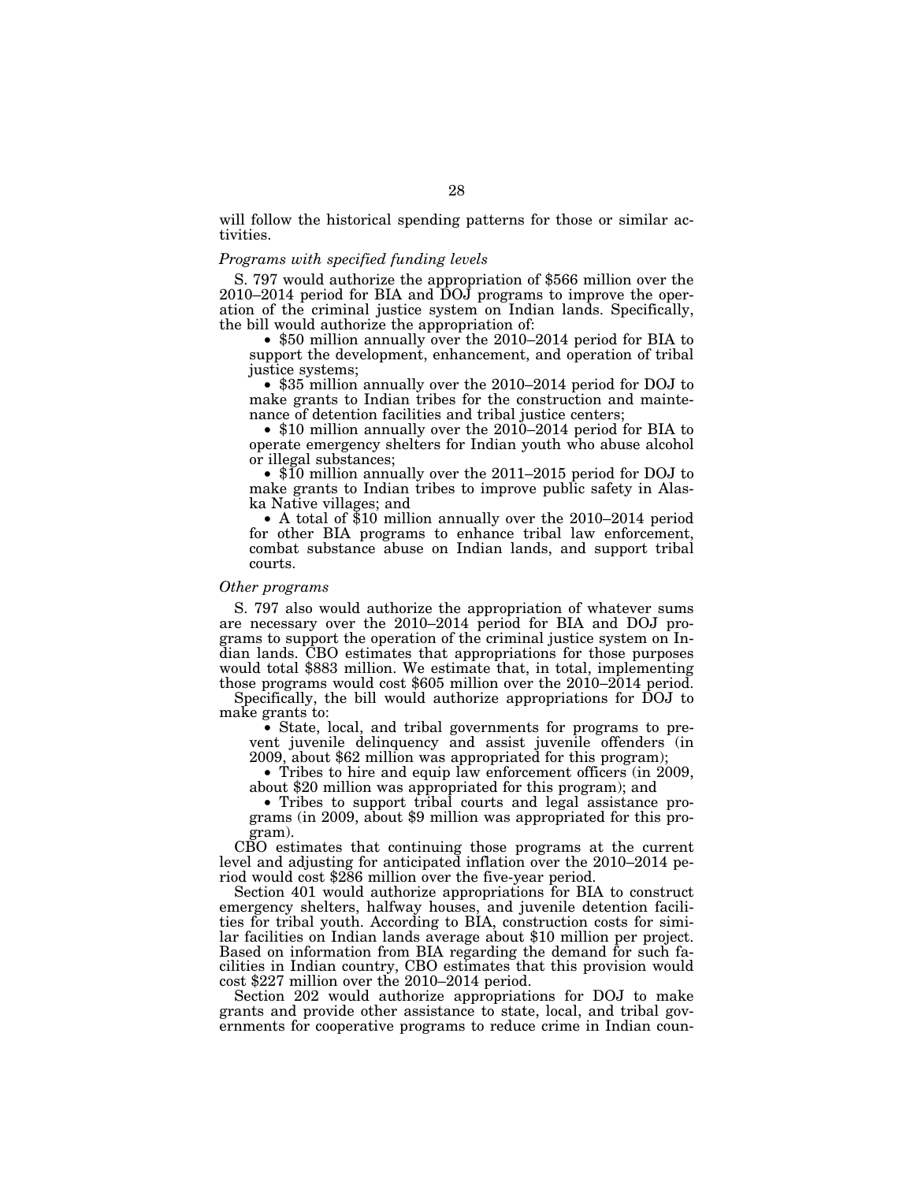will follow the historical spending patterns for those or similar activities.

*Programs with specified funding levels*

S. 797 would authorize the appropriation of $566 million over the 2010–2014 period for BIA and DOJ programs to improve the operation of the criminal justice system on Indian lands. Specifically, the bill would authorize the appropriation of:

- $50 million annually over the 2010–2014 period for BIA to support the development, enhancement, and operation of tribal justice systems;
- $35 million annually over the 2010–2014 period for DOJ to make grants to Indian tribes for the construction and maintenance of detention facilities and tribal justice centers;
- $10 million annually over the 2010–2014 period for BIA to operate emergency shelters for Indian youth who abuse alcohol or illegal substances;
- $10 million annually over the 2011–2015 period for DOJ to make grants to Indian tribes to improve public safety in Alaska Native villages; and
- A total of $10 million annually over the 2010–2014 period for other BIA programs to enhance tribal law enforcement, combat substance abuse on Indian lands, and support tribal courts.

*Other programs*

S. 797 also would authorize the appropriation of whatever sums are necessary over the 2010–2014 period for BIA and DOJ programs to support the operation of the criminal justice system on Indian lands. CBO estimates that appropriations for those purposes would total $883 million. We estimate that, in total, implementing those programs would cost $605 million over the 2010–2014 period.

Specifically, the bill would authorize appropriations for DOJ to make grants to:

- State, local, and tribal governments for programs to prevent juvenile delinquency and assist juvenile offenders (in 2009, about $62 million was appropriated for this program);
- Tribes to hire and equip law enforcement officers (in 2009, about $20 million was appropriated for this program); and
- Tribes to support tribal courts and legal assistance programs (in 2009, about $9 million was appropriated for this program).

CBO estimates that continuing those programs at the current level and adjusting for anticipated inflation over the 2010–2014 period would cost $286 million over the five-year period.

Section 401 would authorize appropriations for BIA to construct emergency shelters, halfway houses, and juvenile detention facilities for tribal youth. According to BIA, construction costs for similar facilities on Indian lands average about $10 million per project. Based on information from BIA regarding the demand for such facilities in Indian country, CBO estimates that this provision would cost $227 million over the 2010–2014 period.

Section 202 would authorize appropriations for DOJ to make grants and provide other assistance to state, local, and tribal governments for cooperative programs to reduce crime in Indian coun-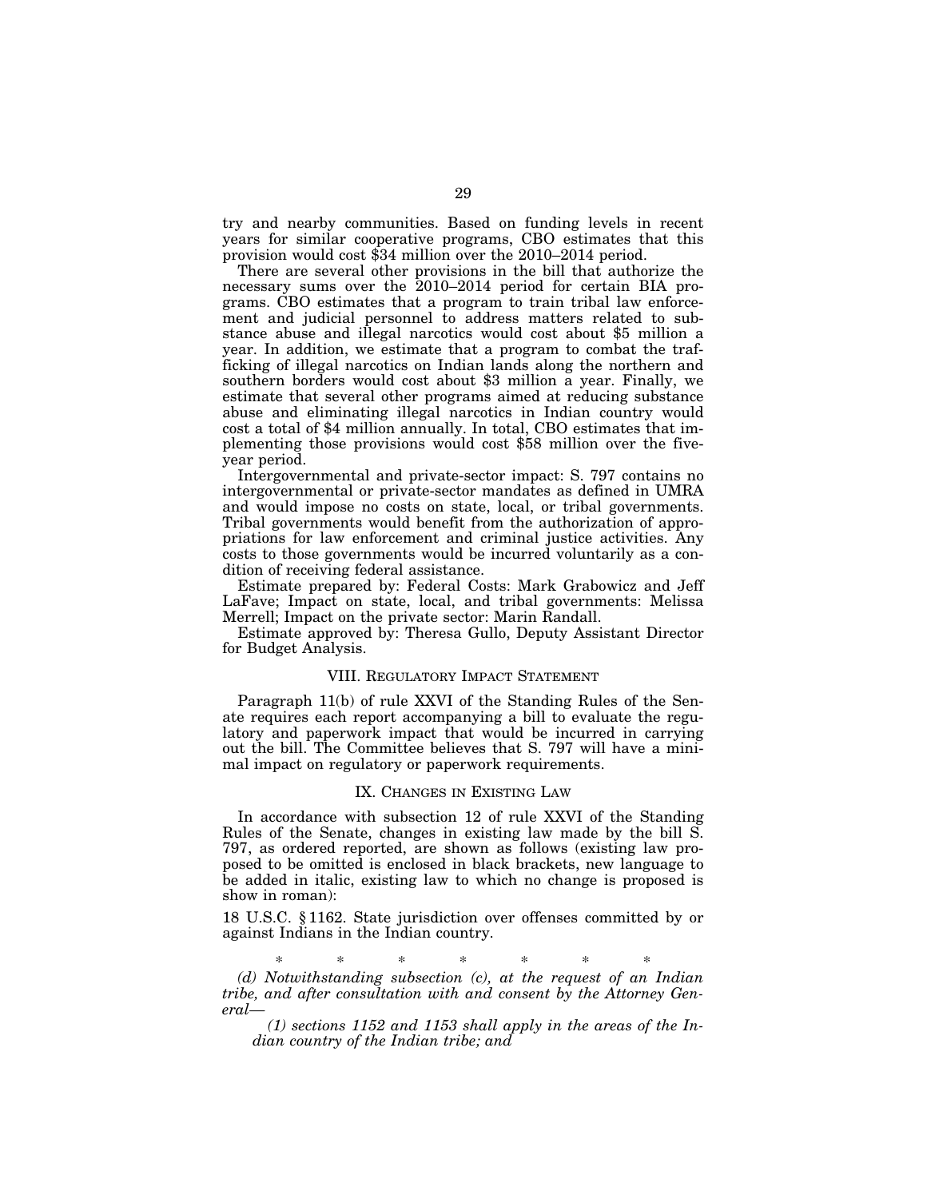try and nearby communities. Based on funding levels in recent years for similar cooperative programs, CBO estimates that this provision would cost $34 million over the 2010–2014 period.

There are several other provisions in the bill that authorize the necessary sums over the 2010–2014 period for certain BIA programs. CBO estimates that a program to train tribal law enforcement and judicial personnel to address matters related to substance abuse and illegal narcotics would cost about $5 million a year. In addition, we estimate that a program to combat the trafficking of illegal narcotics on Indian lands along the northern and southern borders would cost about $3 million a year. Finally, we estimate that several other programs aimed at reducing substance abuse and eliminating illegal narcotics in Indian country would cost a total of $4 million annually. In total, CBO estimates that implementing those provisions would cost $58 million over the five-year period.

Intergovernmental and private-sector impact: S. 797 contains no intergovernmental or private-sector mandates as defined in UMRA and would impose no costs on state, local, or tribal governments. Tribal governments would benefit from the authorization of appropriations for law enforcement and criminal justice activities. Any costs to those governments would be incurred voluntarily as a condition of receiving federal assistance.

Estimate prepared by: Federal Costs: Mark Grabowicz and Jeff LaFave; Impact on state, local, and tribal governments: Melissa Merrell; Impact on the private sector: Marin Randall.

Estimate approved by: Theresa Gullo, Deputy Assistant Director for Budget Analysis.

## VIII. Regulatory Impact Statement

Paragraph 11(b) of rule XXVI of the Standing Rules of the Senate requires each report accompanying a bill to evaluate the regulatory and paperwork impact that would be incurred in carrying out the bill. The Committee believes that S. 797 will have a minimal impact on regulatory or paperwork requirements.

## IX. Changes in Existing Law

In accordance with subsection 12 of rule XXVI of the Standing Rules of the Senate, changes in existing law made by the bill S. 797, as ordered reported, are shown as follows (existing law proposed to be omitted is enclosed in black brackets, new language to be added in italic, existing law to which no change is proposed is show in roman):

18 U.S.C. § 1162. State jurisdiction over offenses committed by or against Indians in the Indian country.

\* \* \* \* \* \* \*

*(d) Notwithstanding subsection (c), at the request of an Indian tribe, and after consultation with and consent by the Attorney General—*

*(1) sections 1152 and 1153 shall apply in the areas of the Indian country of the Indian tribe; and*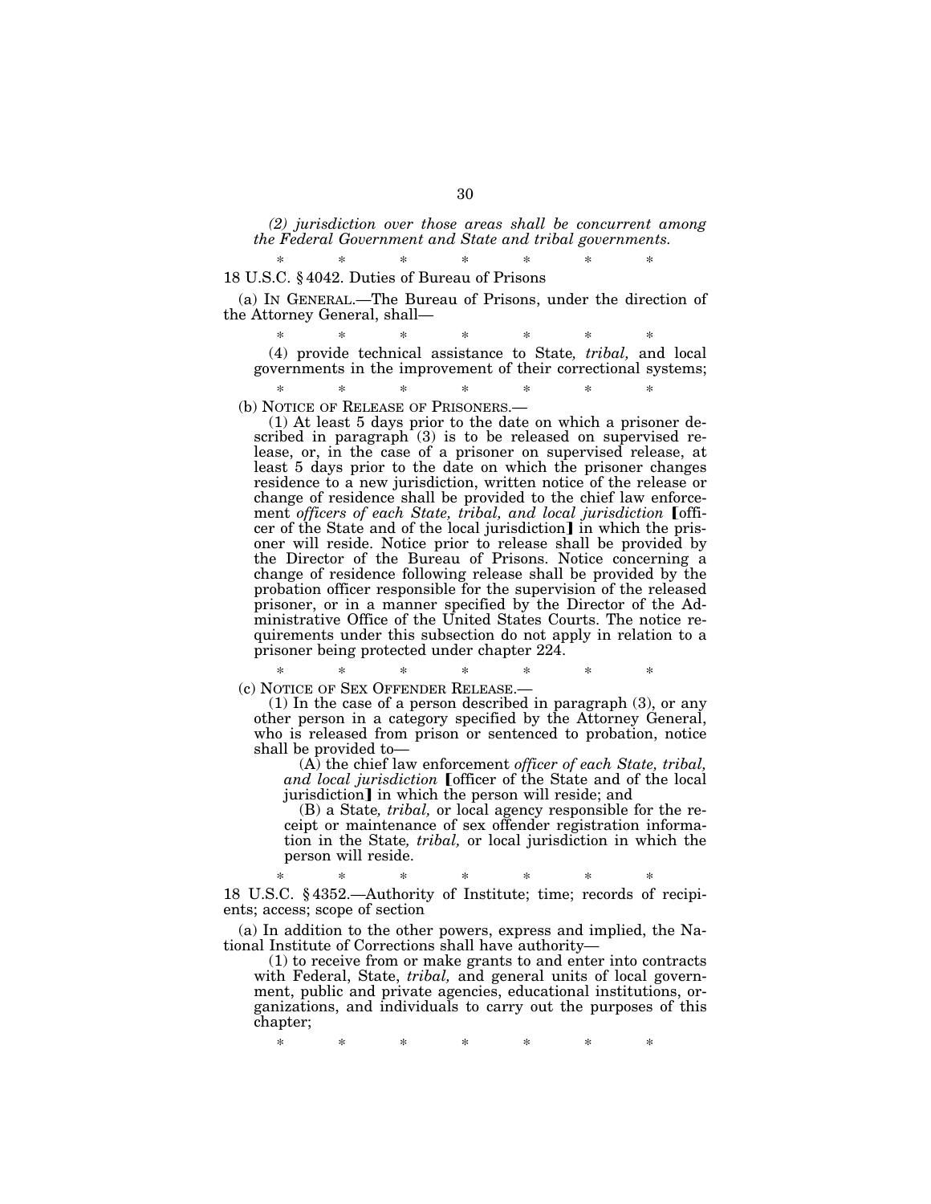*(2) jurisdiction over those areas shall be concurrent among the Federal Government and State and tribal governments.*

\* \* \* \* \* \* \*

18 U.S.C. § 4042. Duties of Bureau of Prisons

(a) IN GENERAL.—The Bureau of Prisons, under the direction of the Attorney General, shall—

\* \* \* \* \* \* \*

(4) provide technical assistance to State*, tribal,* and local governments in the improvement of their correctional systems;

\* \* \* \* \* \* \*

(b) NOTICE OF RELEASE OF PRISONERS.—

(1) At least 5 days prior to the date on which a prisoner described in paragraph (3) is to be released on supervised release, or, in the case of a prisoner on supervised release, at least 5 days prior to the date on which the prisoner changes residence to a new jurisdiction, written notice of the release or change of residence shall be provided to the chief law enforcement *officers of each State, tribal, and local jurisdiction* 【officer of the State and of the local jurisdiction】 in which the prisoner will reside. Notice prior to release shall be provided by the Director of the Bureau of Prisons. Notice concerning a change of residence following release shall be provided by the probation officer responsible for the supervision of the released prisoner, or in a manner specified by the Director of the Administrative Office of the United States Courts. The notice requirements under this subsection do not apply in relation to a prisoner being protected under chapter 224.

\* \* \* \* \* \* \*

(c) NOTICE OF SEX OFFENDER RELEASE.—

(1) In the case of a person described in paragraph (3), or any other person in a category specified by the Attorney General, who is released from prison or sentenced to probation, notice shall be provided to—

(A) the chief law enforcement *officer of each State, tribal, and local jurisdiction* 【officer of the State and of the local jurisdiction】 in which the person will reside; and

(B) a State*, tribal,* or local agency responsible for the receipt or maintenance of sex offender registration information in the State*, tribal,* or local jurisdiction in which the person will reside.

\* \* \* \* \* \* \*

18 U.S.C. § 4352.—Authority of Institute; time; records of recipients; access; scope of section

(a) In addition to the other powers, express and implied, the National Institute of Corrections shall have authority—

(1) to receive from or make grants to and enter into contracts with Federal, State, *tribal,* and general units of local government, public and private agencies, educational institutions, organizations, and individuals to carry out the purposes of this chapter;

\* \* \* \* \* \* \*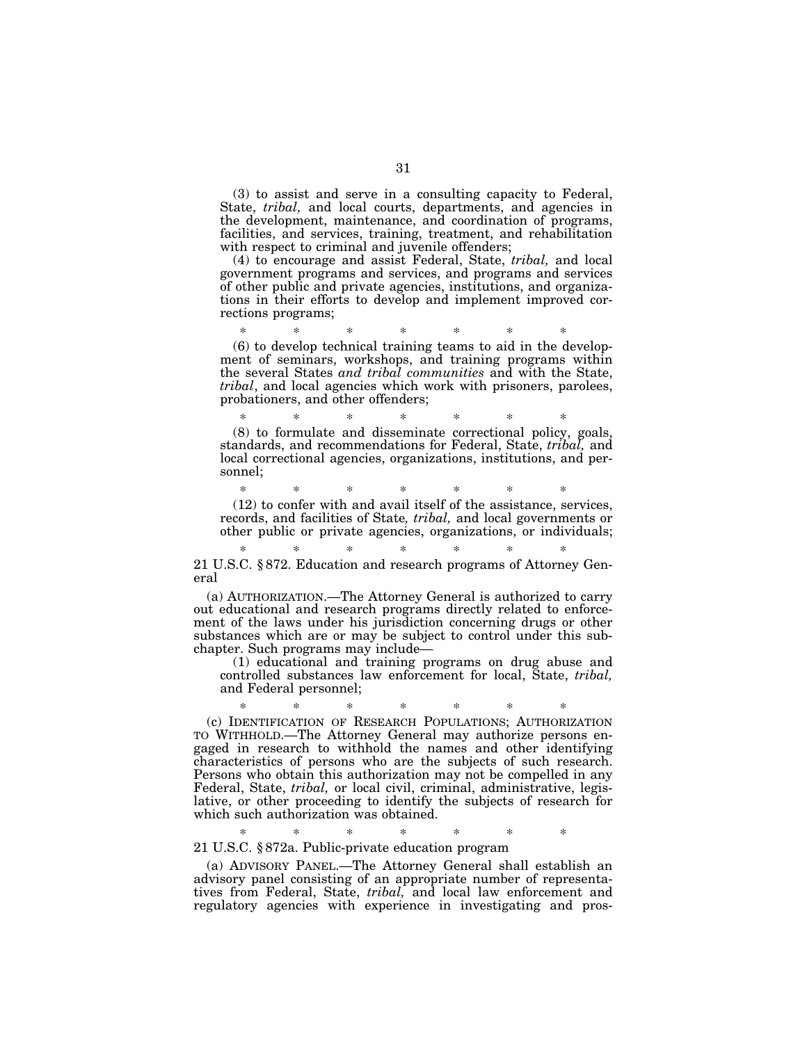(3) to assist and serve in a consulting capacity to Federal, State, *tribal,* and local courts, departments, and agencies in the development, maintenance, and coordination of programs, facilities, and services, training, treatment, and rehabilitation with respect to criminal and juvenile offenders;

(4) to encourage and assist Federal, State, *tribal,* and local government programs and services, and programs and services of other public and private agencies, institutions, and organizations in their efforts to develop and implement improved corrections programs;

\* \* \* \* \* \* \*

(6) to develop technical training teams to aid in the development of seminars, workshops, and training programs within the several States *and tribal communities* and with the State, *tribal*, and local agencies which work with prisoners, parolees, probationers, and other offenders;

\* \* \* \* \* \* \*

(8) to formulate and disseminate correctional policy, goals, standards, and recommendations for Federal, State, *tribal,* and local correctional agencies, organizations, institutions, and personnel;

\* \* \* \* \* \* \*

(12) to confer with and avail itself of the assistance, services, records, and facilities of State*, tribal,* and local governments or other public or private agencies, organizations, or individuals;

\* \* \* \* \* \* \*

21 U.S.C. § 872. Education and research programs of Attorney General

(a) AUTHORIZATION.—The Attorney General is authorized to carry out educational and research programs directly related to enforcement of the laws under his jurisdiction concerning drugs or other substances which are or may be subject to control under this subchapter. Such programs may include—

(1) educational and training programs on drug abuse and controlled substances law enforcement for local, State, *tribal,* and Federal personnel;

\* \* \* \* \* \* \*

(c) IDENTIFICATION OF RESEARCH POPULATIONS; AUTHORIZATION TO WITHHOLD.—The Attorney General may authorize persons engaged in research to withhold the names and other identifying characteristics of persons who are the subjects of such research. Persons who obtain this authorization may not be compelled in any Federal, State, *tribal,* or local civil, criminal, administrative, legislative, or other proceeding to identify the subjects of research for which such authorization was obtained.

\* \* \* \* \* \* \*

21 U.S.C. § 872a. Public-private education program

(a) ADVISORY PANEL.—The Attorney General shall establish an advisory panel consisting of an appropriate number of representatives from Federal, State, *tribal,* and local law enforcement and regulatory agencies with experience in investigating and pros-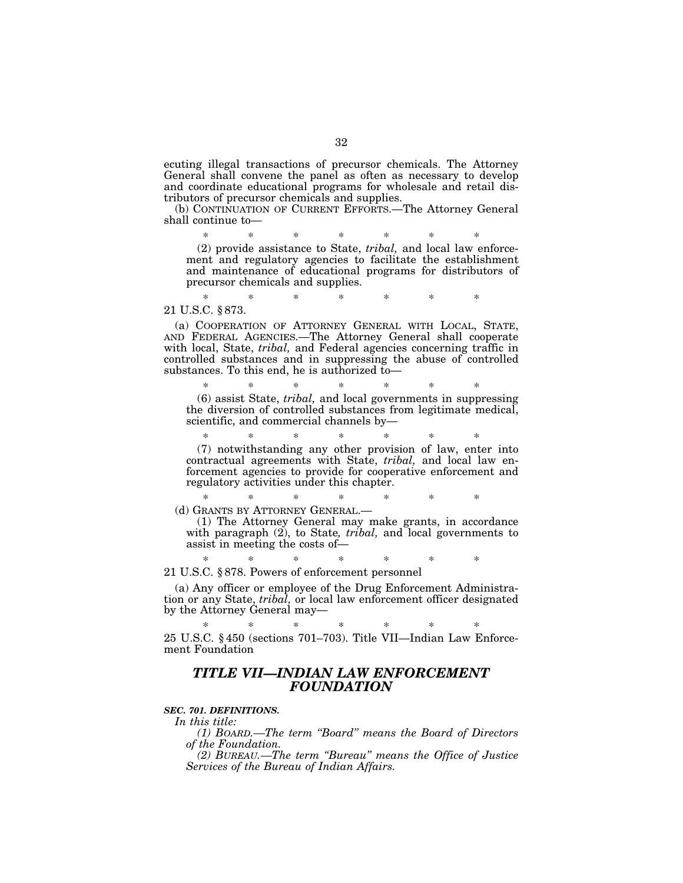ecuting illegal transactions of precursor chemicals. The Attorney General shall convene the panel as often as necessary to develop and coordinate educational programs for wholesale and retail distributors of precursor chemicals and supplies.

(b) CONTINUATION OF CURRENT EFFORTS.—The Attorney General shall continue to—

\* \* \* \* \* \* \*

(2) provide assistance to State, *tribal,* and local law enforcement and regulatory agencies to facilitate the establishment and maintenance of educational programs for distributors of precursor chemicals and supplies.

\* \* \* \* \* \* \*

21 U.S.C. § 873.

(a) COOPERATION OF ATTORNEY GENERAL WITH LOCAL, STATE, AND FEDERAL AGENCIES.—The Attorney General shall cooperate with local, State, *tribal,* and Federal agencies concerning traffic in controlled substances and in suppressing the abuse of controlled substances. To this end, he is authorized to—

\* \* \* \* \* \* \*

(6) assist State, *tribal,* and local governments in suppressing the diversion of controlled substances from legitimate medical, scientific, and commercial channels by—

\* \* \* \* \* \* \*

(7) notwithstanding any other provision of law, enter into contractual agreements with State, *tribal,* and local law enforcement agencies to provide for cooperative enforcement and regulatory activities under this chapter.

\* \* \* \* \* \* \*

(d) GRANTS BY ATTORNEY GENERAL.—

(1) The Attorney General may make grants, in accordance with paragraph (2), to State, *tribal,* and local governments to assist in meeting the costs of—

\* \* \* \* \* \* \*

21 U.S.C. § 878. Powers of enforcement personnel

(a) Any officer or employee of the Drug Enforcement Administration or any State, *tribal,* or local law enforcement officer designated by the Attorney General may—

\* \* \* \* \* \* \*

25 U.S.C. § 450 (sections 701–703). Title VII—Indian Law Enforcement Foundation

## *TITLE VII—INDIAN LAW ENFORCEMENT FOUNDATION*

***SEC. 701. DEFINITIONS.***

*In this title:*

*(1) BOARD.—The term "Board" means the Board of Directors of the Foundation.*

*(2) BUREAU.—The term "Bureau" means the Office of Justice Services of the Bureau of Indian Affairs.*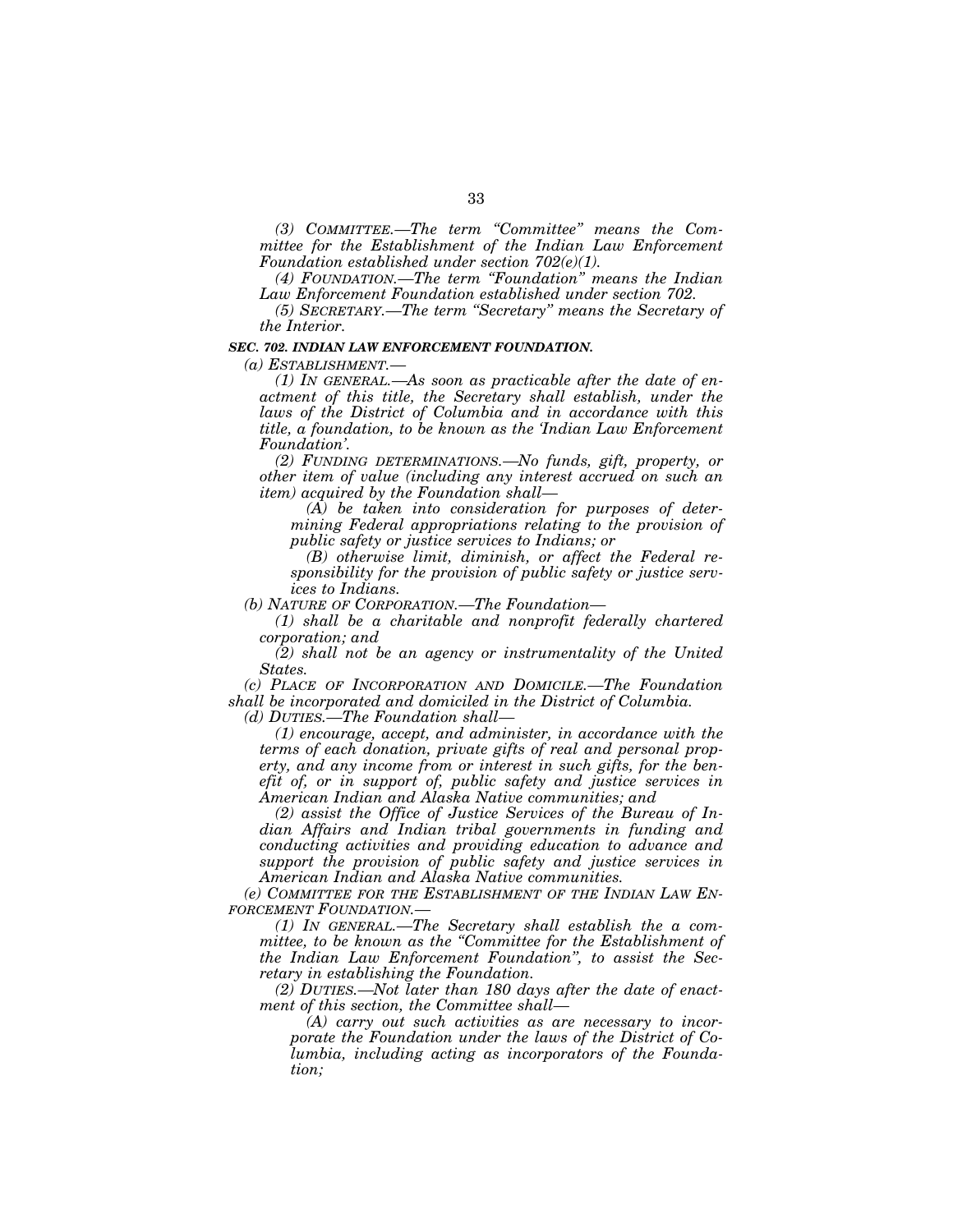*(3) COMMITTEE.—The term "Committee" means the Committee for the Establishment of the Indian Law Enforcement Foundation established under section 702(e)(1).*

*(4) FOUNDATION.—The term "Foundation" means the Indian Law Enforcement Foundation established under section 702.*

*(5) SECRETARY.—The term "Secretary" means the Secretary of the Interior.*

***SEC. 702. INDIAN LAW ENFORCEMENT FOUNDATION.***

*(a) ESTABLISHMENT.—*

*(1) IN GENERAL.—As soon as practicable after the date of enactment of this title, the Secretary shall establish, under the laws of the District of Columbia and in accordance with this title, a foundation, to be known as the 'Indian Law Enforcement Foundation'.*

*(2) FUNDING DETERMINATIONS.—No funds, gift, property, or other item of value (including any interest accrued on such an item) acquired by the Foundation shall—*

*(A) be taken into consideration for purposes of determining Federal appropriations relating to the provision of public safety or justice services to Indians; or*

*(B) otherwise limit, diminish, or affect the Federal responsibility for the provision of public safety or justice services to Indians.*

*(b) NATURE OF CORPORATION.—The Foundation—*

*(1) shall be a charitable and nonprofit federally chartered corporation; and*

*(2) shall not be an agency or instrumentality of the United States.*

*(c) PLACE OF INCORPORATION AND DOMICILE.—The Foundation shall be incorporated and domiciled in the District of Columbia.*

*(d) DUTIES.—The Foundation shall—*

*(1) encourage, accept, and administer, in accordance with the terms of each donation, private gifts of real and personal property, and any income from or interest in such gifts, for the benefit of, or in support of, public safety and justice services in American Indian and Alaska Native communities; and*

*(2) assist the Office of Justice Services of the Bureau of Indian Affairs and Indian tribal governments in funding and conducting activities and providing education to advance and support the provision of public safety and justice services in American Indian and Alaska Native communities.*

*(e) COMMITTEE FOR THE ESTABLISHMENT OF THE INDIAN LAW ENFORCEMENT FOUNDATION.—*

*(1) IN GENERAL.—The Secretary shall establish the a committee, to be known as the "Committee for the Establishment of the Indian Law Enforcement Foundation", to assist the Secretary in establishing the Foundation.*

*(2) DUTIES.—Not later than 180 days after the date of enactment of this section, the Committee shall—*

*(A) carry out such activities as are necessary to incorporate the Foundation under the laws of the District of Columbia, including acting as incorporators of the Foundation;*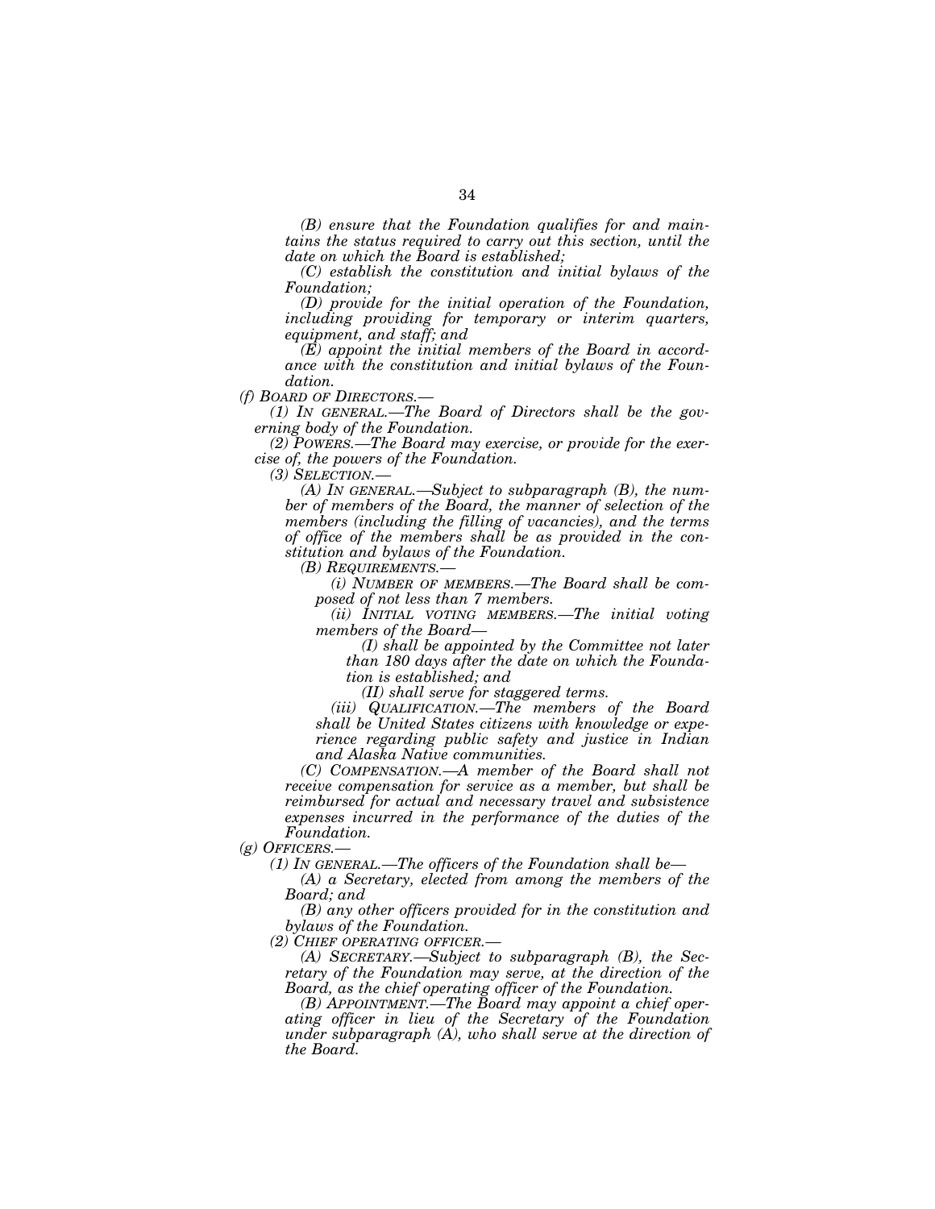*(B) ensure that the Foundation qualifies for and maintains the status required to carry out this section, until the date on which the Board is established;*

*(C) establish the constitution and initial bylaws of the Foundation;*

*(D) provide for the initial operation of the Foundation, including providing for temporary or interim quarters, equipment, and staff; and*

*(E) appoint the initial members of the Board in accordance with the constitution and initial bylaws of the Foundation.*

*(f) BOARD OF DIRECTORS.—*

*(1) IN GENERAL.—The Board of Directors shall be the governing body of the Foundation.*

*(2) POWERS.—The Board may exercise, or provide for the exercise of, the powers of the Foundation.*

*(3) SELECTION.—*

*(A) IN GENERAL.—Subject to subparagraph (B), the number of members of the Board, the manner of selection of the members (including the filling of vacancies), and the terms of office of the members shall be as provided in the constitution and bylaws of the Foundation.*

*(B) REQUIREMENTS.—*

*(i) NUMBER OF MEMBERS.—The Board shall be composed of not less than 7 members.*

*(ii) INITIAL VOTING MEMBERS.—The initial voting members of the Board—*

*(I) shall be appointed by the Committee not later than 180 days after the date on which the Foundation is established; and*

*(II) shall serve for staggered terms.*

*(iii) QUALIFICATION.—The members of the Board shall be United States citizens with knowledge or experience regarding public safety and justice in Indian and Alaska Native communities.*

*(C) COMPENSATION.—A member of the Board shall not receive compensation for service as a member, but shall be reimbursed for actual and necessary travel and subsistence expenses incurred in the performance of the duties of the Foundation.*

*(g) OFFICERS.—*

*(1) IN GENERAL.—The officers of the Foundation shall be—*

*(A) a Secretary, elected from among the members of the Board; and*

*(B) any other officers provided for in the constitution and bylaws of the Foundation.*

*(2) CHIEF OPERATING OFFICER.—*

*(A) SECRETARY.—Subject to subparagraph (B), the Secretary of the Foundation may serve, at the direction of the Board, as the chief operating officer of the Foundation.*

*(B) APPOINTMENT.—The Board may appoint a chief operating officer in lieu of the Secretary of the Foundation under subparagraph (A), who shall serve at the direction of the Board.*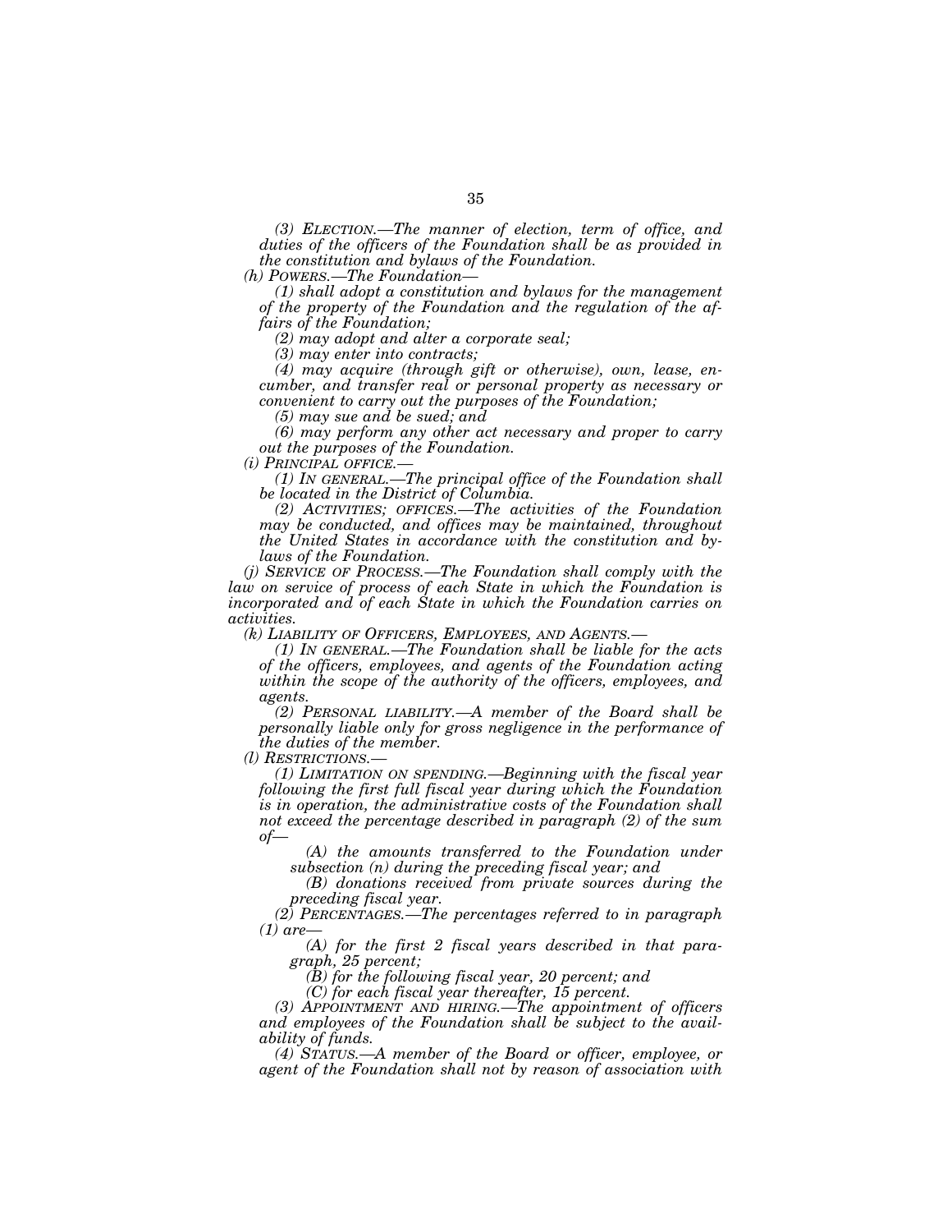*(3) ELECTION.—The manner of election, term of office, and duties of the officers of the Foundation shall be as provided in the constitution and bylaws of the Foundation.*

*(h) POWERS.—The Foundation—*

*(1) shall adopt a constitution and bylaws for the management of the property of the Foundation and the regulation of the affairs of the Foundation;*

*(2) may adopt and alter a corporate seal;*

*(3) may enter into contracts;*

*(4) may acquire (through gift or otherwise), own, lease, encumber, and transfer real or personal property as necessary or convenient to carry out the purposes of the Foundation;*

*(5) may sue and be sued; and*

*(6) may perform any other act necessary and proper to carry out the purposes of the Foundation.*

*(i) PRINCIPAL OFFICE.—*

*(1) IN GENERAL.—The principal office of the Foundation shall be located in the District of Columbia.*

*(2) ACTIVITIES; OFFICES.—The activities of the Foundation may be conducted, and offices may be maintained, throughout the United States in accordance with the constitution and bylaws of the Foundation.*

*(j) SERVICE OF PROCESS.—The Foundation shall comply with the law on service of process of each State in which the Foundation is incorporated and of each State in which the Foundation carries on activities.*

*(k) LIABILITY OF OFFICERS, EMPLOYEES, AND AGENTS.—*

*(1) IN GENERAL.—The Foundation shall be liable for the acts of the officers, employees, and agents of the Foundation acting within the scope of the authority of the officers, employees, and agents.*

*(2) PERSONAL LIABILITY.—A member of the Board shall be personally liable only for gross negligence in the performance of the duties of the member.*

*(l) RESTRICTIONS.—*

*(1) LIMITATION ON SPENDING.—Beginning with the fiscal year following the first full fiscal year during which the Foundation is in operation, the administrative costs of the Foundation shall not exceed the percentage described in paragraph (2) of the sum of—*

*(A) the amounts transferred to the Foundation under subsection (n) during the preceding fiscal year; and*

*(B) donations received from private sources during the preceding fiscal year.*

*(2) PERCENTAGES.—The percentages referred to in paragraph (1) are—*

*(A) for the first 2 fiscal years described in that paragraph, 25 percent;*

*(B) for the following fiscal year, 20 percent; and*

*(C) for each fiscal year thereafter, 15 percent.*

*(3) APPOINTMENT AND HIRING.—The appointment of officers and employees of the Foundation shall be subject to the availability of funds.*

*(4) STATUS.—A member of the Board or officer, employee, or agent of the Foundation shall not by reason of association with*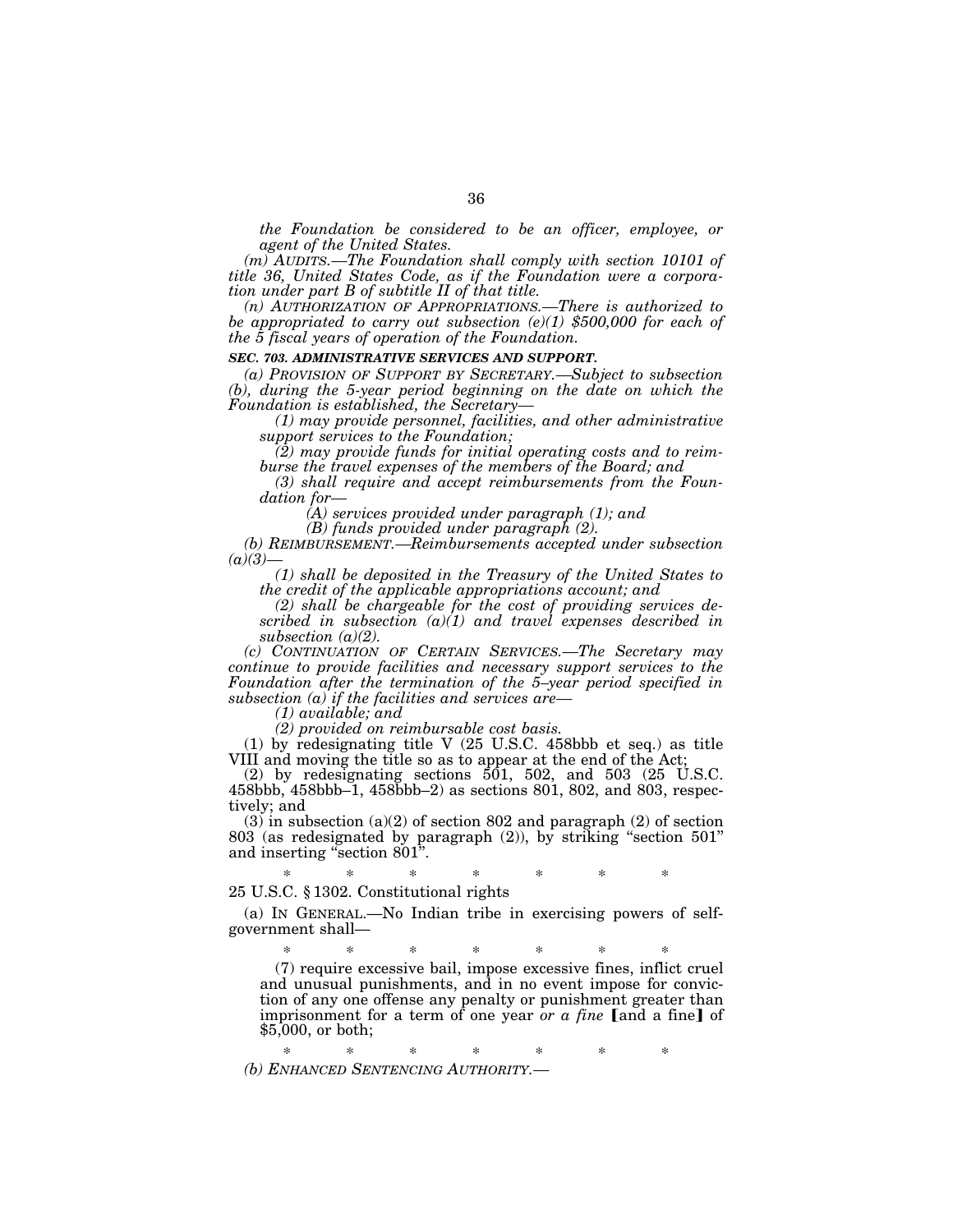*the Foundation be considered to be an officer, employee, or agent of the United States.*

*(m) AUDITS.—The Foundation shall comply with section 10101 of title 36, United States Code, as if the Foundation were a corporation under part B of subtitle II of that title.*

*(n) AUTHORIZATION OF APPROPRIATIONS.—There is authorized to be appropriated to carry out subsection (e)(1) $500,000 for each of the 5 fiscal years of operation of the Foundation.*

***SEC. 703. ADMINISTRATIVE SERVICES AND SUPPORT.***

*(a) PROVISION OF SUPPORT BY SECRETARY.—Subject to subsection (b), during the 5-year period beginning on the date on which the Foundation is established, the Secretary—*

*(1) may provide personnel, facilities, and other administrative support services to the Foundation;*

*(2) may provide funds for initial operating costs and to reimburse the travel expenses of the members of the Board; and*

*(3) shall require and accept reimbursements from the Foundation for—*

*(A) services provided under paragraph (1); and*

*(B) funds provided under paragraph (2).*

*(b) REIMBURSEMENT.—Reimbursements accepted under subsection (a)(3)—*

*(1) shall be deposited in the Treasury of the United States to the credit of the applicable appropriations account; and*

*(2) shall be chargeable for the cost of providing services described in subsection (a)(1) and travel expenses described in subsection (a)(2).*

*(c) CONTINUATION OF CERTAIN SERVICES.—The Secretary may continue to provide facilities and necessary support services to the Foundation after the termination of the 5–year period specified in subsection (a) if the facilities and services are—*

*(1) available; and*

*(2) provided on reimbursable cost basis.*

(1) by redesignating title V (25 U.S.C. 458bbb et seq.) as title VIII and moving the title so as to appear at the end of the Act;

(2) by redesignating sections 501, 502, and 503 (25 U.S.C. 458bbb, 458bbb–1, 458bbb–2) as sections 801, 802, and 803, respectively; and

(3) in subsection (a)(2) of section 802 and paragraph (2) of section 803 (as redesignated by paragraph (2)), by striking "section 501" and inserting "section 801".

\* \* \* \* \* \* \*

25 U.S.C. § 1302. Constitutional rights

(a) IN GENERAL.—No Indian tribe in exercising powers of self-government shall—

\* \* \* \* \* \* \*

(7) require excessive bail, impose excessive fines, inflict cruel and unusual punishments, and in no event impose for conviction of any one offense any penalty or punishment greater than imprisonment for a term of one year *or a fine* ⟦and a fine⟧ of $5,000, or both;

\* \* \* \* \* \* \*

*(b) ENHANCED SENTENCING AUTHORITY.—*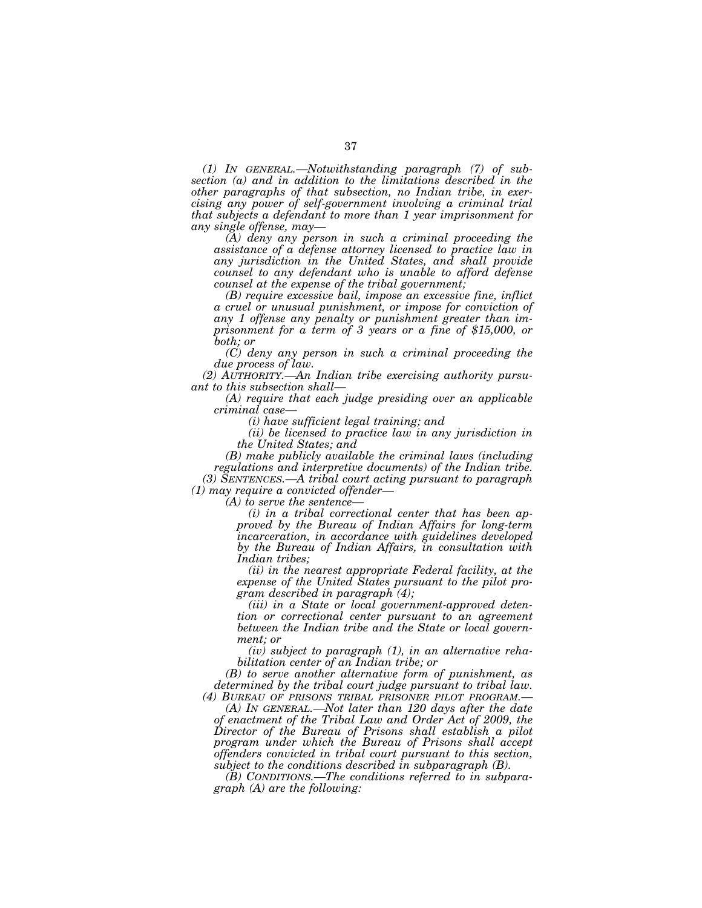*(1) IN GENERAL.—Notwithstanding paragraph (7) of subsection (a) and in addition to the limitations described in the other paragraphs of that subsection, no Indian tribe, in exercising any power of self-government involving a criminal trial that subjects a defendant to more than 1 year imprisonment for any single offense, may—*

*(A) deny any person in such a criminal proceeding the assistance of a defense attorney licensed to practice law in any jurisdiction in the United States, and shall provide counsel to any defendant who is unable to afford defense counsel at the expense of the tribal government;*

*(B) require excessive bail, impose an excessive fine, inflict a cruel or unusual punishment, or impose for conviction of any 1 offense any penalty or punishment greater than imprisonment for a term of 3 years or a fine of $15,000, or both; or*

*(C) deny any person in such a criminal proceeding the due process of law.*

*(2) AUTHORITY.—An Indian tribe exercising authority pursuant to this subsection shall—*

*(A) require that each judge presiding over an applicable criminal case—*

*(i) have sufficient legal training; and*

*(ii) be licensed to practice law in any jurisdiction in the United States; and*

*(B) make publicly available the criminal laws (including regulations and interpretive documents) of the Indian tribe.*

*(3) SENTENCES.—A tribal court acting pursuant to paragraph (1) may require a convicted offender—*

*(A) to serve the sentence—*

*(i) in a tribal correctional center that has been approved by the Bureau of Indian Affairs for long-term incarceration, in accordance with guidelines developed by the Bureau of Indian Affairs, in consultation with Indian tribes;*

*(ii) in the nearest appropriate Federal facility, at the expense of the United States pursuant to the pilot program described in paragraph (4);*

*(iii) in a State or local government-approved detention or correctional center pursuant to an agreement between the Indian tribe and the State or local government; or*

*(iv) subject to paragraph (1), in an alternative rehabilitation center of an Indian tribe; or*

*(B) to serve another alternative form of punishment, as determined by the tribal court judge pursuant to tribal law.*

*(4) BUREAU OF PRISONS TRIBAL PRISONER PILOT PROGRAM.—*

*(A) IN GENERAL.—Not later than 120 days after the date of enactment of the Tribal Law and Order Act of 2009, the Director of the Bureau of Prisons shall establish a pilot program under which the Bureau of Prisons shall accept offenders convicted in tribal court pursuant to this section, subject to the conditions described in subparagraph (B).*

*(B) CONDITIONS.—The conditions referred to in subparagraph (A) are the following:*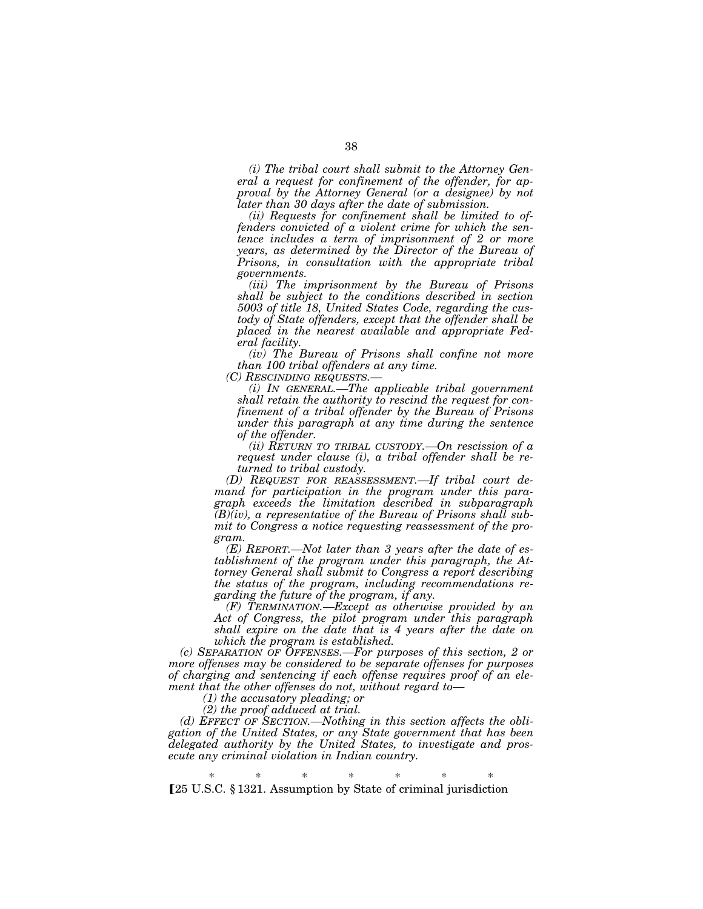*(i) The tribal court shall submit to the Attorney General a request for confinement of the offender, for approval by the Attorney General (or a designee) by not later than 30 days after the date of submission.*

*(ii) Requests for confinement shall be limited to offenders convicted of a violent crime for which the sentence includes a term of imprisonment of 2 or more years, as determined by the Director of the Bureau of Prisons, in consultation with the appropriate tribal governments.*

*(iii) The imprisonment by the Bureau of Prisons shall be subject to the conditions described in section 5003 of title 18, United States Code, regarding the custody of State offenders, except that the offender shall be placed in the nearest available and appropriate Federal facility.*

*(iv) The Bureau of Prisons shall confine not more than 100 tribal offenders at any time.*

*(C) RESCINDING REQUESTS.—*

*(i) IN GENERAL.—The applicable tribal government shall retain the authority to rescind the request for confinement of a tribal offender by the Bureau of Prisons under this paragraph at any time during the sentence of the offender.*

*(ii) RETURN TO TRIBAL CUSTODY.—On rescission of a request under clause (i), a tribal offender shall be returned to tribal custody.*

*(D) REQUEST FOR REASSESSMENT.—If tribal court demand for participation in the program under this paragraph exceeds the limitation described in subparagraph (B)(iv), a representative of the Bureau of Prisons shall submit to Congress a notice requesting reassessment of the program.*

*(E) REPORT.—Not later than 3 years after the date of establishment of the program under this paragraph, the Attorney General shall submit to Congress a report describing the status of the program, including recommendations regarding the future of the program, if any.*

*(F) TERMINATION.—Except as otherwise provided by an Act of Congress, the pilot program under this paragraph shall expire on the date that is 4 years after the date on which the program is established.*

*(c) SEPARATION OF OFFENSES.—For purposes of this section, 2 or more offenses may be considered to be separate offenses for purposes of charging and sentencing if each offense requires proof of an element that the other offenses do not, without regard to—*

*(1) the accusatory pleading; or*

*(2) the proof adduced at trial.*

*(d) EFFECT OF SECTION.—Nothing in this section affects the obligation of the United States, or any State government that has been delegated authority by the United States, to investigate and prosecute any criminal violation in Indian country.*

\* \* \* \* \* \* \*

⟦25 U.S.C. § 1321. Assumption by State of criminal jurisdiction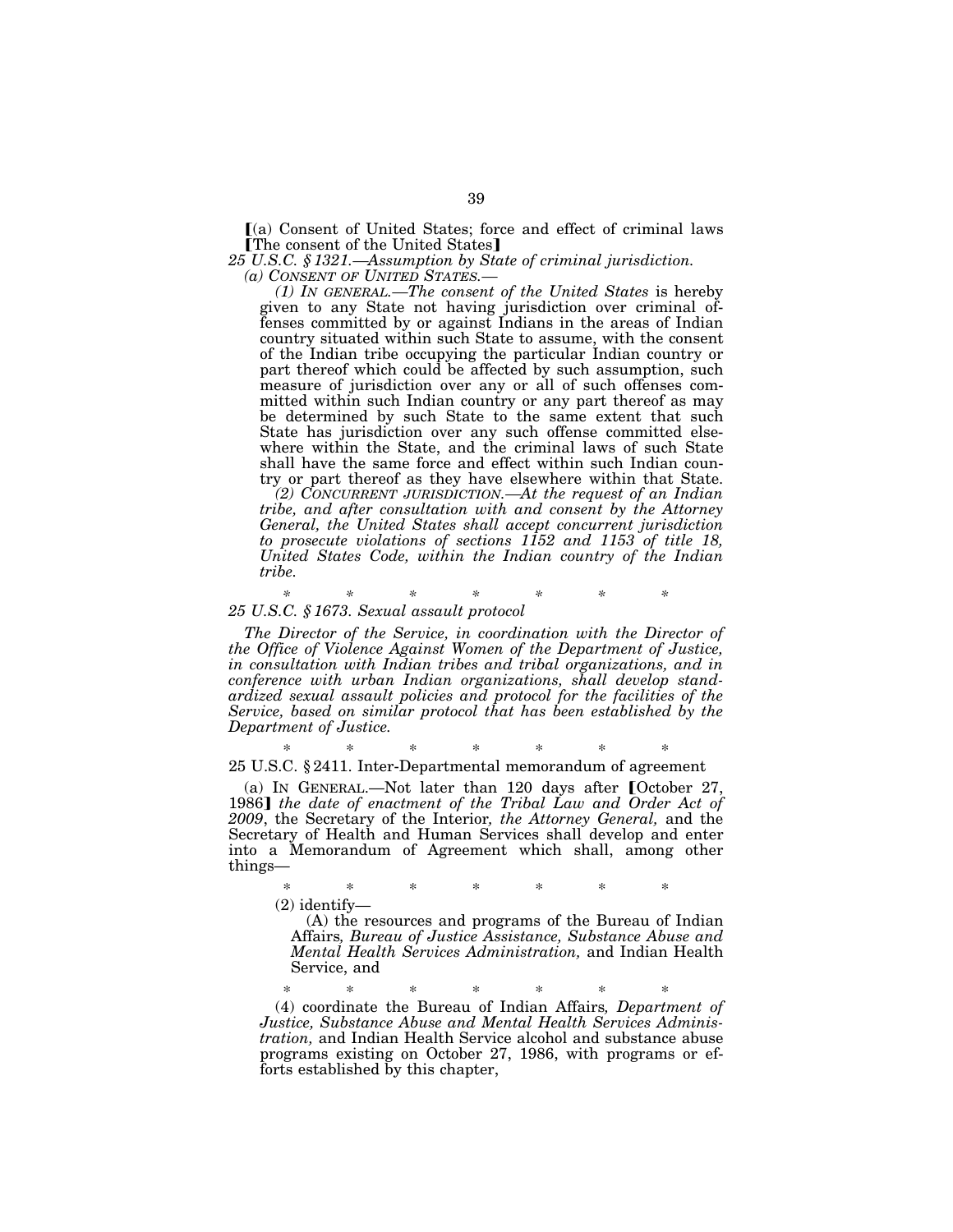[(a) Consent of United States; force and effect of criminal laws [The consent of the United States]

*25 U.S.C. § 1321.—Assumption by State of criminal jurisdiction.*

*(a) CONSENT OF UNITED STATES.—*

*(1) IN GENERAL.—The consent of the United States* is hereby given to any State not having jurisdiction over criminal offenses committed by or against Indians in the areas of Indian country situated within such State to assume, with the consent of the Indian tribe occupying the particular Indian country or part thereof which could be affected by such assumption, such measure of jurisdiction over any or all of such offenses committed within such Indian country or any part thereof as may be determined by such State to the same extent that such State has jurisdiction over any such offense committed elsewhere within the State, and the criminal laws of such State shall have the same force and effect within such Indian country or part thereof as they have elsewhere within that State.

*(2) CONCURRENT JURISDICTION.—At the request of an Indian tribe, and after consultation with and consent by the Attorney General, the United States shall accept concurrent jurisdiction to prosecute violations of sections 1152 and 1153 of title 18, United States Code, within the Indian country of the Indian tribe.*

\* \* \* \* \* \* \*

*25 U.S.C. § 1673. Sexual assault protocol*

*The Director of the Service, in coordination with the Director of the Office of Violence Against Women of the Department of Justice, in consultation with Indian tribes and tribal organizations, and in conference with urban Indian organizations, shall develop standardized sexual assault policies and protocol for the facilities of the Service, based on similar protocol that has been established by the Department of Justice.*

\* \* \* \* \* \* \*

25 U.S.C. § 2411. Inter-Departmental memorandum of agreement

(a) IN GENERAL.—Not later than 120 days after [October 27, 1986] *the date of enactment of the Tribal Law and Order Act of 2009*, the Secretary of the Interior*, the Attorney General,* and the Secretary of Health and Human Services shall develop and enter into a Memorandum of Agreement which shall, among other things—

\* \* \* \* \* \* \*

(2) identify—

(A) the resources and programs of the Bureau of Indian Affairs*, Bureau of Justice Assistance, Substance Abuse and Mental Health Services Administration,* and Indian Health Service, and

\* \* \* \* \* \* \*

(4) coordinate the Bureau of Indian Affairs*, Department of Justice, Substance Abuse and Mental Health Services Administration,* and Indian Health Service alcohol and substance abuse programs existing on October 27, 1986, with programs or efforts established by this chapter,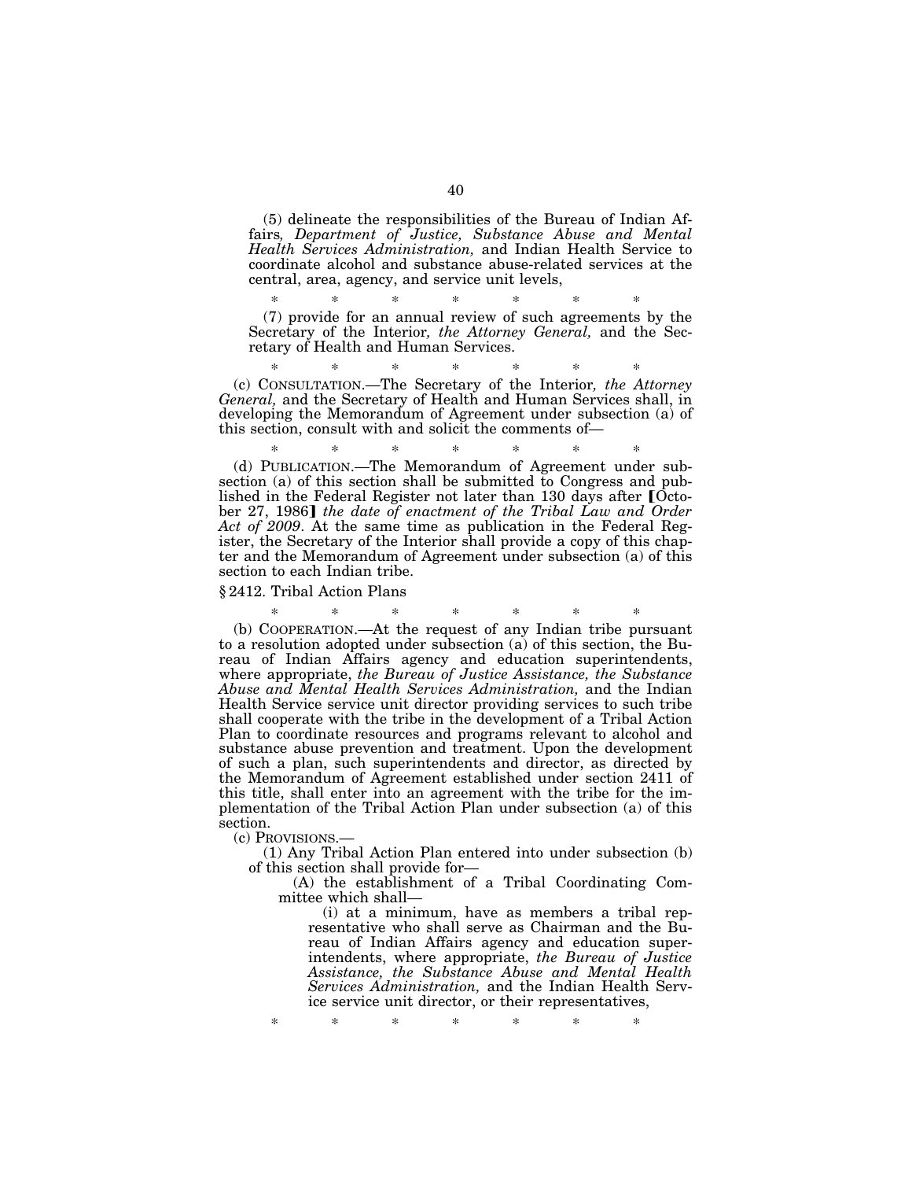(5) delineate the responsibilities of the Bureau of Indian Affairs*, Department of Justice, Substance Abuse and Mental Health Services Administration,* and Indian Health Service to coordinate alcohol and substance abuse-related services at the central, area, agency, and service unit levels,

\* \* \* \* \* \* \*

(7) provide for an annual review of such agreements by the Secretary of the Interior*, the Attorney General,* and the Secretary of Health and Human Services.

\* \* \* \* \* \* \*

(c) CONSULTATION.—The Secretary of the Interior*, the Attorney General,* and the Secretary of Health and Human Services shall, in developing the Memorandum of Agreement under subsection (a) of this section, consult with and solicit the comments of—

\* \* \* \* \* \* \*

(d) PUBLICATION.—The Memorandum of Agreement under subsection (a) of this section shall be submitted to Congress and published in the Federal Register not later than 130 days after ⟦October 27, 1986⟧ *the date of enactment of the Tribal Law and Order Act of 2009*. At the same time as publication in the Federal Register, the Secretary of the Interior shall provide a copy of this chapter and the Memorandum of Agreement under subsection (a) of this section to each Indian tribe.

§ 2412. Tribal Action Plans

\* \* \* \* \* \* \*

(b) COOPERATION.—At the request of any Indian tribe pursuant to a resolution adopted under subsection (a) of this section, the Bureau of Indian Affairs agency and education superintendents, where appropriate, *the Bureau of Justice Assistance, the Substance Abuse and Mental Health Services Administration,* and the Indian Health Service service unit director providing services to such tribe shall cooperate with the tribe in the development of a Tribal Action Plan to coordinate resources and programs relevant to alcohol and substance abuse prevention and treatment. Upon the development of such a plan, such superintendents and director, as directed by the Memorandum of Agreement established under section 2411 of this title, shall enter into an agreement with the tribe for the implementation of the Tribal Action Plan under subsection (a) of this section.

(c) PROVISIONS.—

(1) Any Tribal Action Plan entered into under subsection (b) of this section shall provide for—

(A) the establishment of a Tribal Coordinating Committee which shall—

(i) at a minimum, have as members a tribal representative who shall serve as Chairman and the Bureau of Indian Affairs agency and education superintendents, where appropriate, *the Bureau of Justice Assistance, the Substance Abuse and Mental Health Services Administration,* and the Indian Health Service service unit director, or their representatives,

\* \* \* \* \* \* \*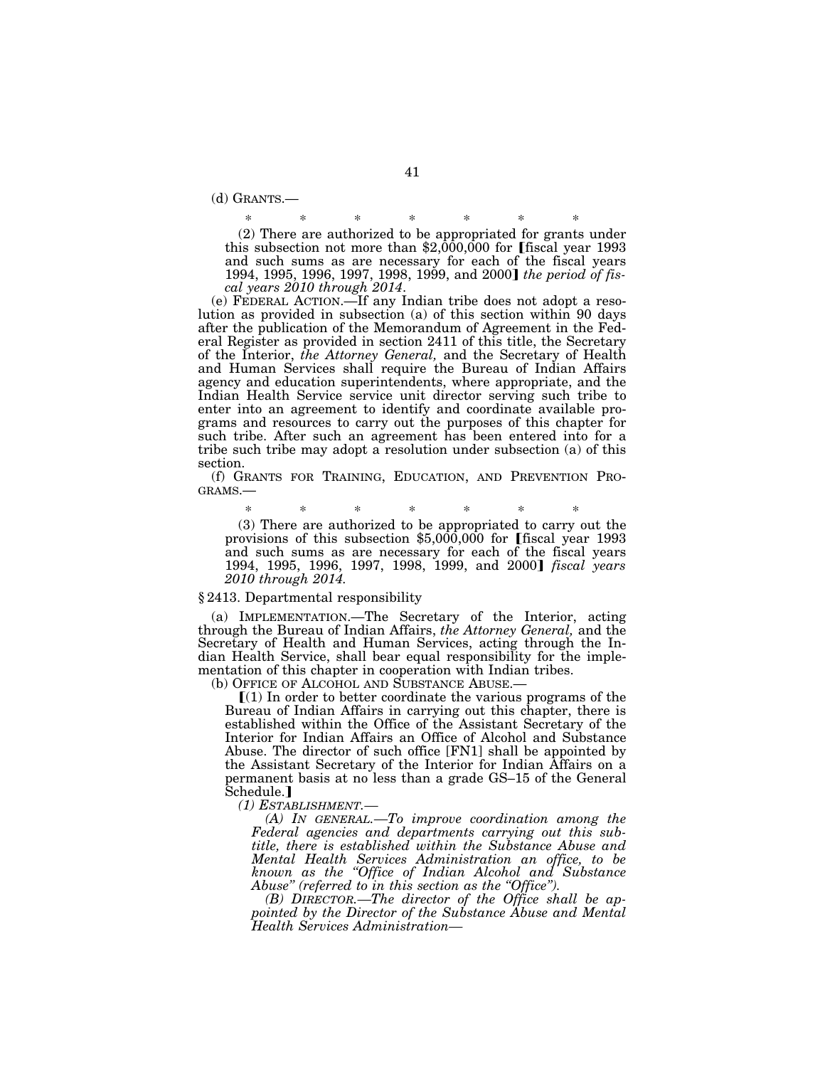(d) GRANTS.—

\* \* \* \* \* \* \*

(2) There are authorized to be appropriated for grants under this subsection not more than $2,000,000 for ⟦fiscal year 1993 and such sums as are necessary for each of the fiscal years 1994, 1995, 1996, 1997, 1998, 1999, and 2000⟧ *the period of fiscal years 2010 through 2014*.

(e) FEDERAL ACTION.—If any Indian tribe does not adopt a resolution as provided in subsection (a) of this section within 90 days after the publication of the Memorandum of Agreement in the Federal Register as provided in section 2411 of this title, the Secretary of the Interior, *the Attorney General,* and the Secretary of Health and Human Services shall require the Bureau of Indian Affairs agency and education superintendents, where appropriate, and the Indian Health Service service unit director serving such tribe to enter into an agreement to identify and coordinate available programs and resources to carry out the purposes of this chapter for such tribe. After such an agreement has been entered into for a tribe such tribe may adopt a resolution under subsection (a) of this section.

(f) GRANTS FOR TRAINING, EDUCATION, AND PREVENTION PROGRAMS.—

\* \* \* \* \* \* \*

(3) There are authorized to be appropriated to carry out the provisions of this subsection $5,000,000 for ⟦fiscal year 1993 and such sums as are necessary for each of the fiscal years 1994, 1995, 1996, 1997, 1998, 1999, and 2000⟧ *fiscal years 2010 through 2014.*

§ 2413. Departmental responsibility

(a) IMPLEMENTATION.—The Secretary of the Interior, acting through the Bureau of Indian Affairs, *the Attorney General,* and the Secretary of Health and Human Services, acting through the Indian Health Service, shall bear equal responsibility for the implementation of this chapter in cooperation with Indian tribes.

(b) OFFICE OF ALCOHOL AND SUBSTANCE ABUSE.—

⟦(1) In order to better coordinate the various programs of the Bureau of Indian Affairs in carrying out this chapter, there is established within the Office of the Assistant Secretary of the Interior for Indian Affairs an Office of Alcohol and Substance Abuse. The director of such office [FN1] shall be appointed by the Assistant Secretary of the Interior for Indian Affairs on a permanent basis at no less than a grade GS–15 of the General Schedule.⟧

*(1) ESTABLISHMENT.—*

*(A) IN GENERAL.—To improve coordination among the Federal agencies and departments carrying out this subtitle, there is established within the Substance Abuse and Mental Health Services Administration an office, to be known as the "Office of Indian Alcohol and Substance Abuse" (referred to in this section as the "Office").*

*(B) DIRECTOR.—The director of the Office shall be appointed by the Director of the Substance Abuse and Mental Health Services Administration—*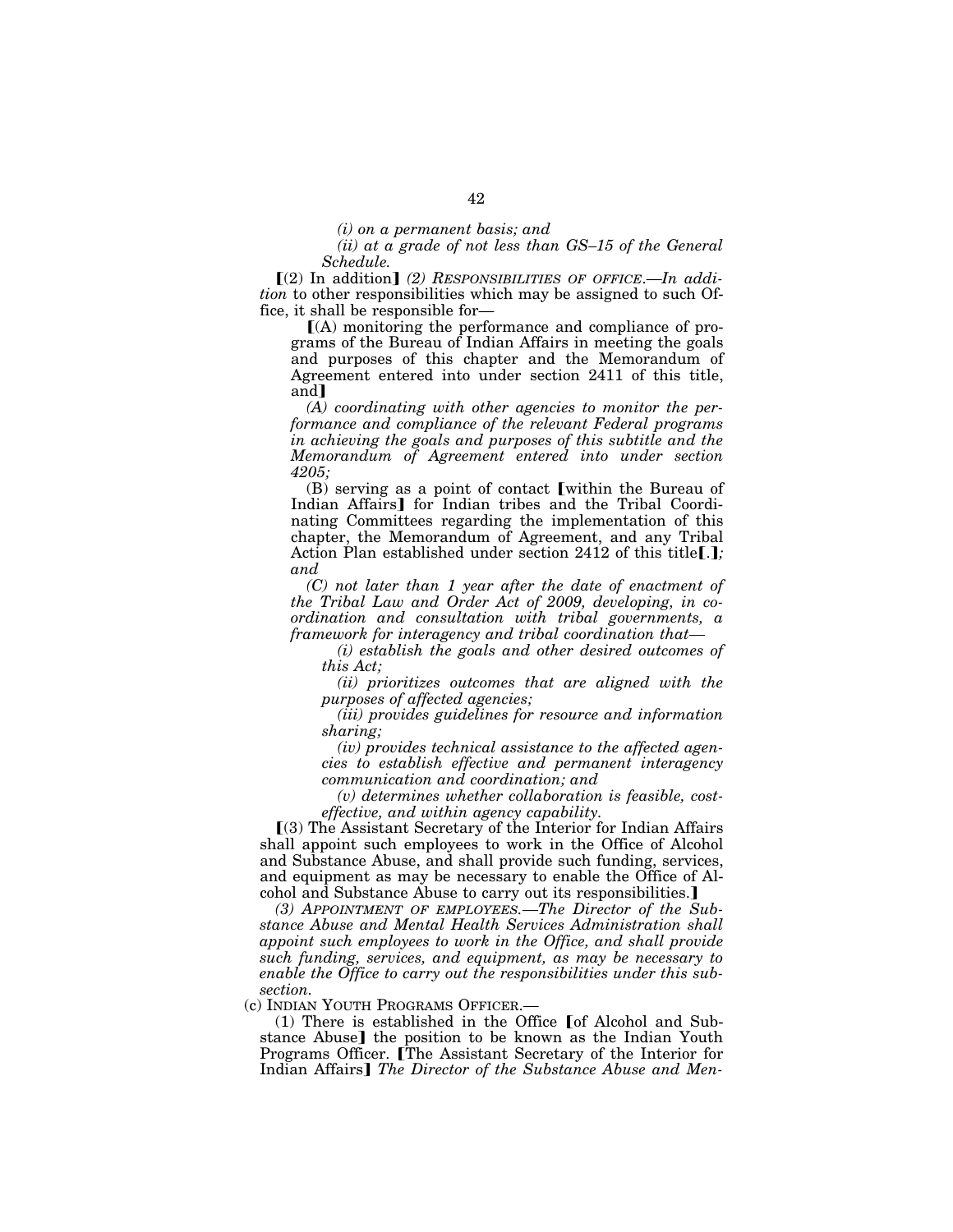*(i) on a permanent basis; and*

*(ii) at a grade of not less than GS–15 of the General Schedule.*

【(2) In addition】 *(2) RESPONSIBILITIES OF OFFICE.—In addition* to other responsibilities which may be assigned to such Office, it shall be responsible for—

【(A) monitoring the performance and compliance of programs of the Bureau of Indian Affairs in meeting the goals and purposes of this chapter and the Memorandum of Agreement entered into under section 2411 of this title, and】

*(A) coordinating with other agencies to monitor the performance and compliance of the relevant Federal programs in achieving the goals and purposes of this subtitle and the Memorandum of Agreement entered into under section 4205;*

(B) serving as a point of contact 【within the Bureau of Indian Affairs】 for Indian tribes and the Tribal Coordinating Committees regarding the implementation of this chapter, the Memorandum of Agreement, and any Tribal Action Plan established under section 2412 of this title【.】*; and*

*(C) not later than 1 year after the date of enactment of the Tribal Law and Order Act of 2009, developing, in coordination and consultation with tribal governments, a framework for interagency and tribal coordination that—*

*(i) establish the goals and other desired outcomes of this Act;*

*(ii) prioritizes outcomes that are aligned with the purposes of affected agencies;*

*(iii) provides guidelines for resource and information sharing;*

*(iv) provides technical assistance to the affected agencies to establish effective and permanent interagency communication and coordination; and*

*(v) determines whether collaboration is feasible, cost-effective, and within agency capability.*

【(3) The Assistant Secretary of the Interior for Indian Affairs shall appoint such employees to work in the Office of Alcohol and Substance Abuse, and shall provide such funding, services, and equipment as may be necessary to enable the Office of Alcohol and Substance Abuse to carry out its responsibilities.】

*(3) APPOINTMENT OF EMPLOYEES.—The Director of the Substance Abuse and Mental Health Services Administration shall appoint such employees to work in the Office, and shall provide such funding, services, and equipment, as may be necessary to enable the Office to carry out the responsibilities under this subsection.*

(c) INDIAN YOUTH PROGRAMS OFFICER.—

(1) There is established in the Office 【of Alcohol and Substance Abuse】 the position to be known as the Indian Youth Programs Officer. 【The Assistant Secretary of the Interior for Indian Affairs】 *The Director of the Substance Abuse and Men-*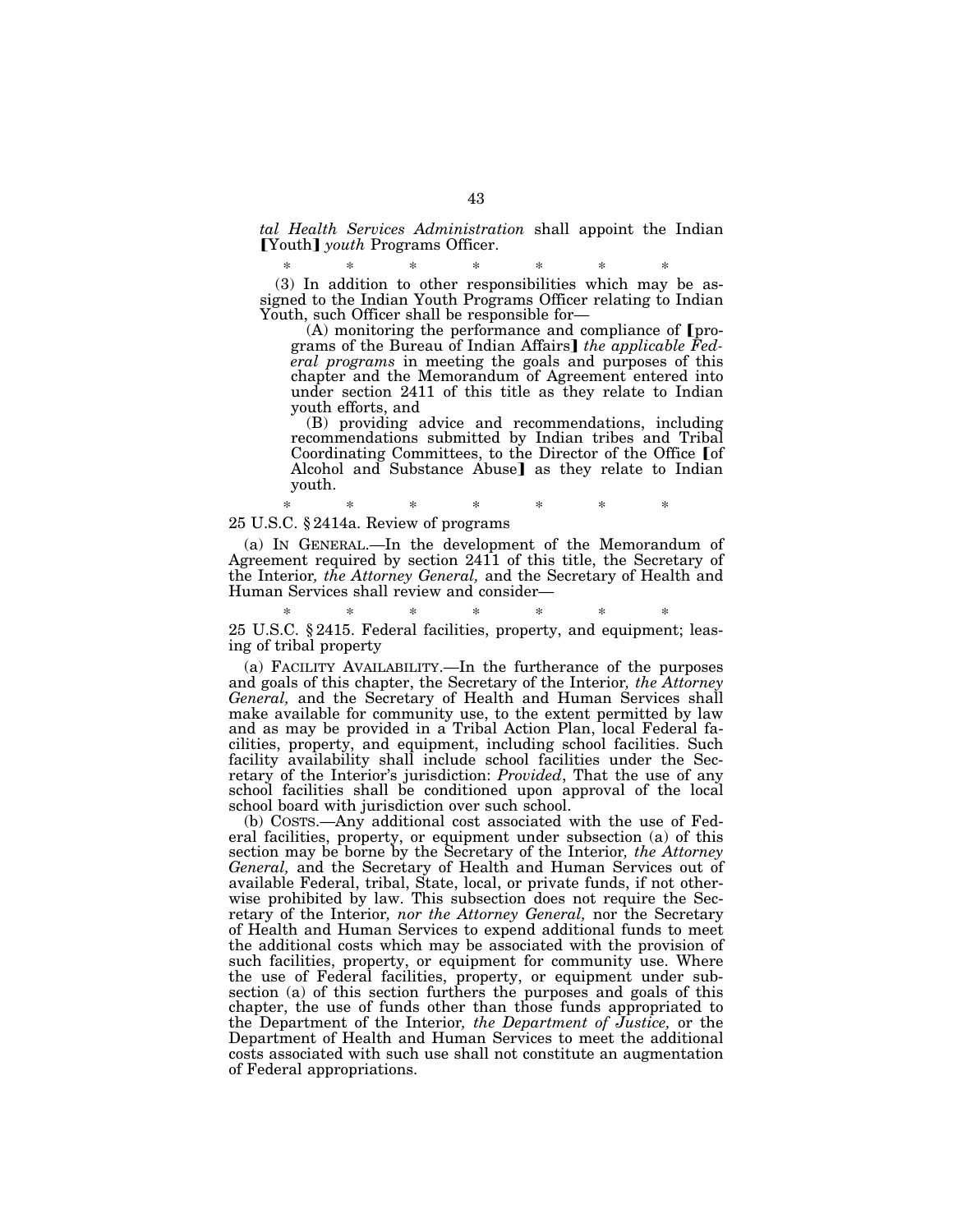*tal Health Services Administration* shall appoint the Indian ⟦Youth⟧ *youth* Programs Officer.

\*            \*            \*            \*            \*            \*            \*

(3) In addition to other responsibilities which may be assigned to the Indian Youth Programs Officer relating to Indian Youth, such Officer shall be responsible for—

(A) monitoring the performance and compliance of ⟦programs of the Bureau of Indian Affairs⟧ *the applicable Federal programs* in meeting the goals and purposes of this chapter and the Memorandum of Agreement entered into under section 2411 of this title as they relate to Indian youth efforts, and

(B) providing advice and recommendations, including recommendations submitted by Indian tribes and Tribal Coordinating Committees, to the Director of the Office ⟦of Alcohol and Substance Abuse⟧ as they relate to Indian youth.

\*            \*            \*            \*            \*            \*            \*

25 U.S.C. § 2414a. Review of programs

(a) IN GENERAL.—In the development of the Memorandum of Agreement required by section 2411 of this title, the Secretary of the Interior*, the Attorney General,* and the Secretary of Health and Human Services shall review and consider—

\*            \*            \*            \*            \*            \*            \*

25 U.S.C. § 2415. Federal facilities, property, and equipment; leasing of tribal property

(a) FACILITY AVAILABILITY.—In the furtherance of the purposes and goals of this chapter, the Secretary of the Interior*, the Attorney General,* and the Secretary of Health and Human Services shall make available for community use, to the extent permitted by law and as may be provided in a Tribal Action Plan, local Federal facilities, property, and equipment, including school facilities. Such facility availability shall include school facilities under the Secretary of the Interior's jurisdiction: *Provided*, That the use of any school facilities shall be conditioned upon approval of the local school board with jurisdiction over such school.

(b) COSTS.—Any additional cost associated with the use of Federal facilities, property, or equipment under subsection (a) of this section may be borne by the Secretary of the Interior*, the Attorney General,* and the Secretary of Health and Human Services out of available Federal, tribal, State, local, or private funds, if not otherwise prohibited by law. This subsection does not require the Secretary of the Interior*, nor the Attorney General,* nor the Secretary of Health and Human Services to expend additional funds to meet the additional costs which may be associated with the provision of such facilities, property, or equipment for community use. Where the use of Federal facilities, property, or equipment under subsection (a) of this section furthers the purposes and goals of this chapter, the use of funds other than those funds appropriated to the Department of the Interior*, the Department of Justice,* or the Department of Health and Human Services to meet the additional costs associated with such use shall not constitute an augmentation of Federal appropriations.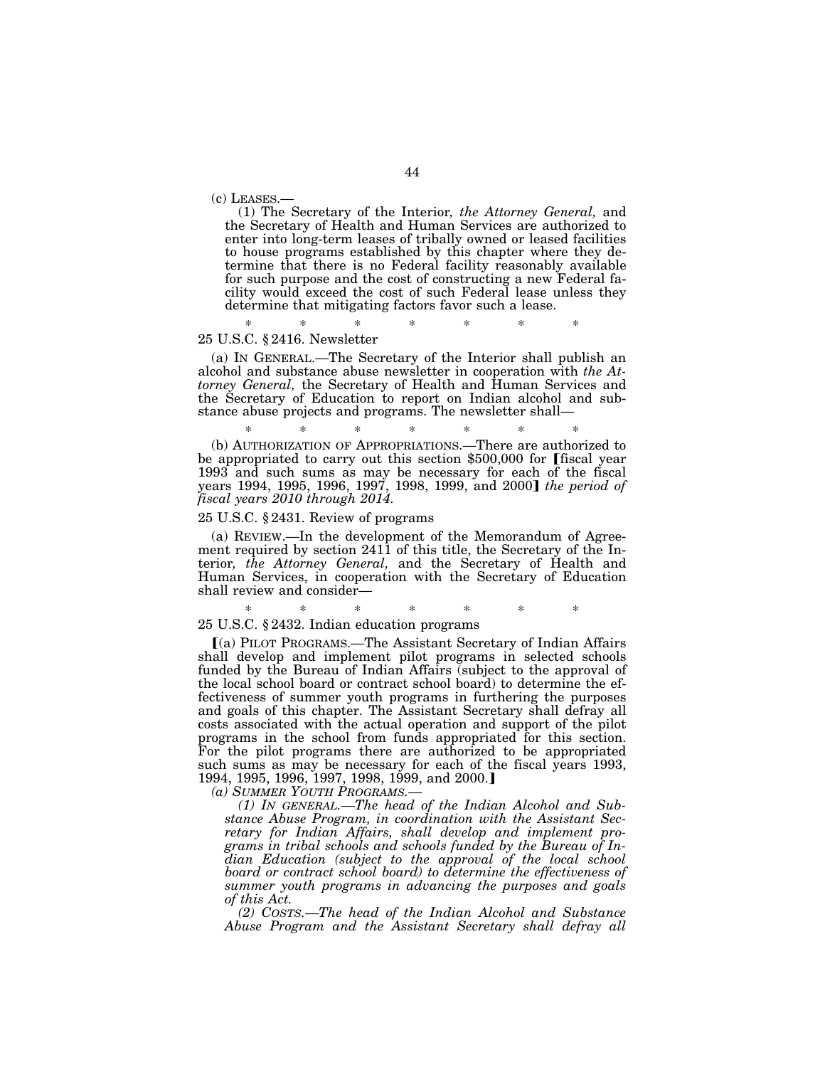(c) LEASES.—

(1) The Secretary of the Interior*, the Attorney General,* and the Secretary of Health and Human Services are authorized to enter into long-term leases of tribally owned or leased facilities to house programs established by this chapter where they determine that there is no Federal facility reasonably available for such purpose and the cost of constructing a new Federal facility would exceed the cost of such Federal lease unless they determine that mitigating factors favor such a lease.

\* \* \* \* \* \* \*

25 U.S.C. § 2416. Newsletter

(a) IN GENERAL.—The Secretary of the Interior shall publish an alcohol and substance abuse newsletter in cooperation with *the Attorney General,* the Secretary of Health and Human Services and the Secretary of Education to report on Indian alcohol and substance abuse projects and programs. The newsletter shall—

\* \* \* \* \* \* \*

(b) AUTHORIZATION OF APPROPRIATIONS.—There are authorized to be appropriated to carry out this section $500,000 for [fiscal year 1993 and such sums as may be necessary for each of the fiscal years 1994, 1995, 1996, 1997, 1998, 1999, and 2000] *the period of fiscal years 2010 through 2014.*

25 U.S.C. § 2431. Review of programs

(a) REVIEW.—In the development of the Memorandum of Agreement required by section 2411 of this title, the Secretary of the Interior*, the Attorney General,* and the Secretary of Health and Human Services, in cooperation with the Secretary of Education shall review and consider—

\* \* \* \* \* \* \*

25 U.S.C. § 2432. Indian education programs

[(a) PILOT PROGRAMS.—The Assistant Secretary of Indian Affairs shall develop and implement pilot programs in selected schools funded by the Bureau of Indian Affairs (subject to the approval of the local school board or contract school board) to determine the effectiveness of summer youth programs in furthering the purposes and goals of this chapter. The Assistant Secretary shall defray all costs associated with the actual operation and support of the pilot programs in the school from funds appropriated for this section. For the pilot programs there are authorized to be appropriated such sums as may be necessary for each of the fiscal years 1993, 1994, 1995, 1996, 1997, 1998, 1999, and 2000.]

*(a) SUMMER YOUTH PROGRAMS.—*

*(1) IN GENERAL.—The head of the Indian Alcohol and Substance Abuse Program, in coordination with the Assistant Secretary for Indian Affairs, shall develop and implement programs in tribal schools and schools funded by the Bureau of Indian Education (subject to the approval of the local school board or contract school board) to determine the effectiveness of summer youth programs in advancing the purposes and goals of this Act.*

*(2) COSTS.—The head of the Indian Alcohol and Substance Abuse Program and the Assistant Secretary shall defray all*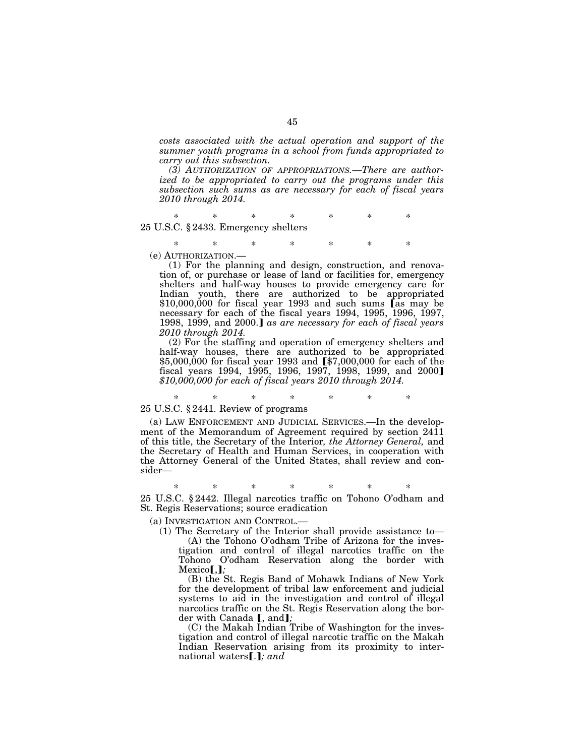*costs associated with the actual operation and support of the summer youth programs in a school from funds appropriated to carry out this subsection.*

*(3) AUTHORIZATION OF APPROPRIATIONS.—There are authorized to be appropriated to carry out the programs under this subsection such sums as are necessary for each of fiscal years 2010 through 2014.*

\* \* \* \* \* \* \*

25 U.S.C. § 2433. Emergency shelters

\* \* \* \* \* \* \*

(e) AUTHORIZATION.—

(1) For the planning and design, construction, and renovation of, or purchase or lease of land or facilities for, emergency shelters and half-way houses to provide emergency care for Indian youth, there are authorized to be appropriated $10,000,000 for fiscal year 1993 and such sums 【as may be necessary for each of the fiscal years 1994, 1995, 1996, 1997, 1998, 1999, and 2000.】 *as are necessary for each of fiscal years 2010 through 2014.*

(2) For the staffing and operation of emergency shelters and half-way houses, there are authorized to be appropriated $5,000,000 for fiscal year 1993 and 【$7,000,000 for each of the fiscal years 1994, 1995, 1996, 1997, 1998, 1999, and 2000】 *$10,000,000 for each of fiscal years 2010 through 2014.*

\* \* \* \* \* \* \*

25 U.S.C. § 2441. Review of programs

(a) LAW ENFORCEMENT AND JUDICIAL SERVICES.—In the development of the Memorandum of Agreement required by section 2411 of this title, the Secretary of the Interior*, the Attorney General,* and the Secretary of Health and Human Services, in cooperation with the Attorney General of the United States, shall review and consider—

\* \* \* \* \* \* \*

25 U.S.C. § 2442. Illegal narcotics traffic on Tohono O'odham and St. Regis Reservations; source eradication

(a) INVESTIGATION AND CONTROL.—

(1) The Secretary of the Interior shall provide assistance to—

(A) the Tohono O'odham Tribe of Arizona for the investigation and control of illegal narcotics traffic on the Tohono O'odham Reservation along the border with Mexico【,】*;*

(B) the St. Regis Band of Mohawk Indians of New York for the development of tribal law enforcement and judicial systems to aid in the investigation and control of illegal narcotics traffic on the St. Regis Reservation along the border with Canada 【, and】*;*

(C) the Makah Indian Tribe of Washington for the investigation and control of illegal narcotic traffic on the Makah Indian Reservation arising from its proximity to international waters【.】*; and*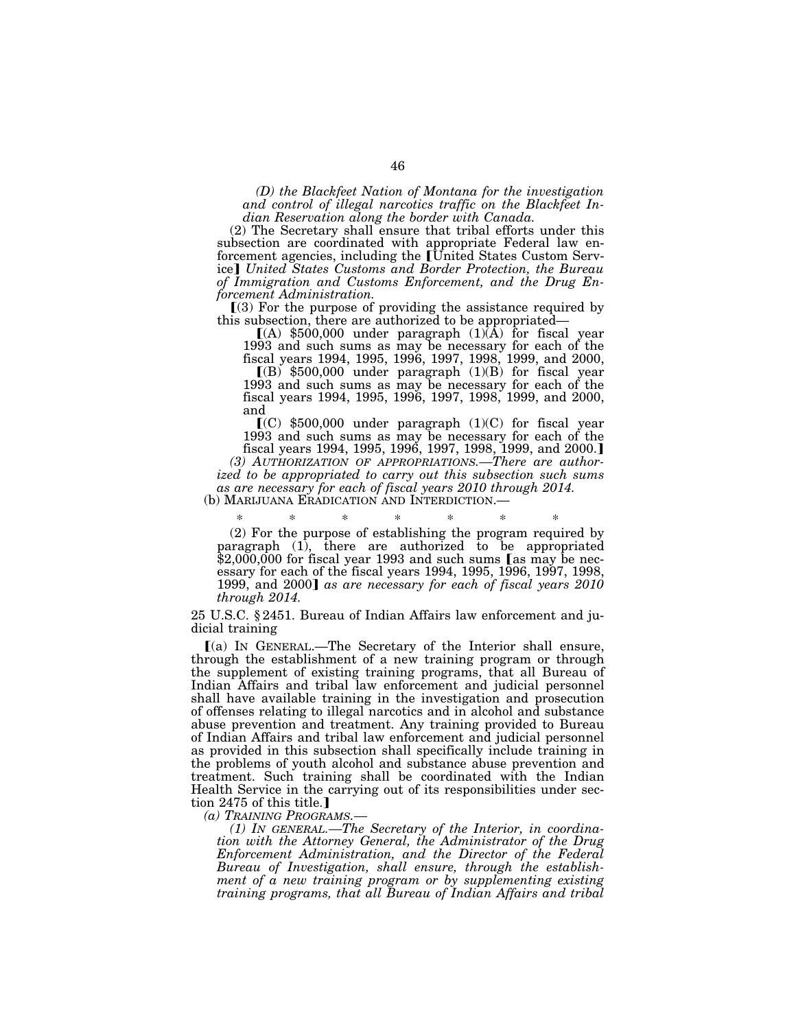*(D) the Blackfeet Nation of Montana for the investigation and control of illegal narcotics traffic on the Blackfeet Indian Reservation along the border with Canada.*

(2) The Secretary shall ensure that tribal efforts under this subsection are coordinated with appropriate Federal law enforcement agencies, including the [United States Custom Service] *United States Customs and Border Protection, the Bureau of Immigration and Customs Enforcement, and the Drug Enforcement Administration.*

[(3) For the purpose of providing the assistance required by this subsection, there are authorized to be appropriated—

[(A) $500,000 under paragraph (1)(A) for fiscal year 1993 and such sums as may be necessary for each of the fiscal years 1994, 1995, 1996, 1997, 1998, 1999, and 2000,

[(B) $500,000 under paragraph (1)(B) for fiscal year 1993 and such sums as may be necessary for each of the fiscal years 1994, 1995, 1996, 1997, 1998, 1999, and 2000, and

[(C) $500,000 under paragraph (1)(C) for fiscal year 1993 and such sums as may be necessary for each of the fiscal years 1994, 1995, 1996, 1997, 1998, 1999, and 2000.]

*(3) AUTHORIZATION OF APPROPRIATIONS.—There are authorized to be appropriated to carry out this subsection such sums as are necessary for each of fiscal years 2010 through 2014.*

(b) MARIJUANA ERADICATION AND INTERDICTION.—

\* \* \* \* \* \* \*

(2) For the purpose of establishing the program required by paragraph (1), there are authorized to be appropriated $2,000,000 for fiscal year 1993 and such sums [as may be necessary for each of the fiscal years 1994, 1995, 1996, 1997, 1998, 1999, and 2000] *as are necessary for each of fiscal years 2010 through 2014.*

25 U.S.C. § 2451. Bureau of Indian Affairs law enforcement and judicial training

[(a) IN GENERAL.—The Secretary of the Interior shall ensure, through the establishment of a new training program or through the supplement of existing training programs, that all Bureau of Indian Affairs and tribal law enforcement and judicial personnel shall have available training in the investigation and prosecution of offenses relating to illegal narcotics and in alcohol and substance abuse prevention and treatment. Any training provided to Bureau of Indian Affairs and tribal law enforcement and judicial personnel as provided in this subsection shall specifically include training in the problems of youth alcohol and substance abuse prevention and treatment. Such training shall be coordinated with the Indian Health Service in the carrying out of its responsibilities under section 2475 of this title.]

*(a) TRAINING PROGRAMS.—*

*(1) IN GENERAL.—The Secretary of the Interior, in coordination with the Attorney General, the Administrator of the Drug Enforcement Administration, and the Director of the Federal Bureau of Investigation, shall ensure, through the establishment of a new training program or by supplementing existing training programs, that all Bureau of Indian Affairs and tribal*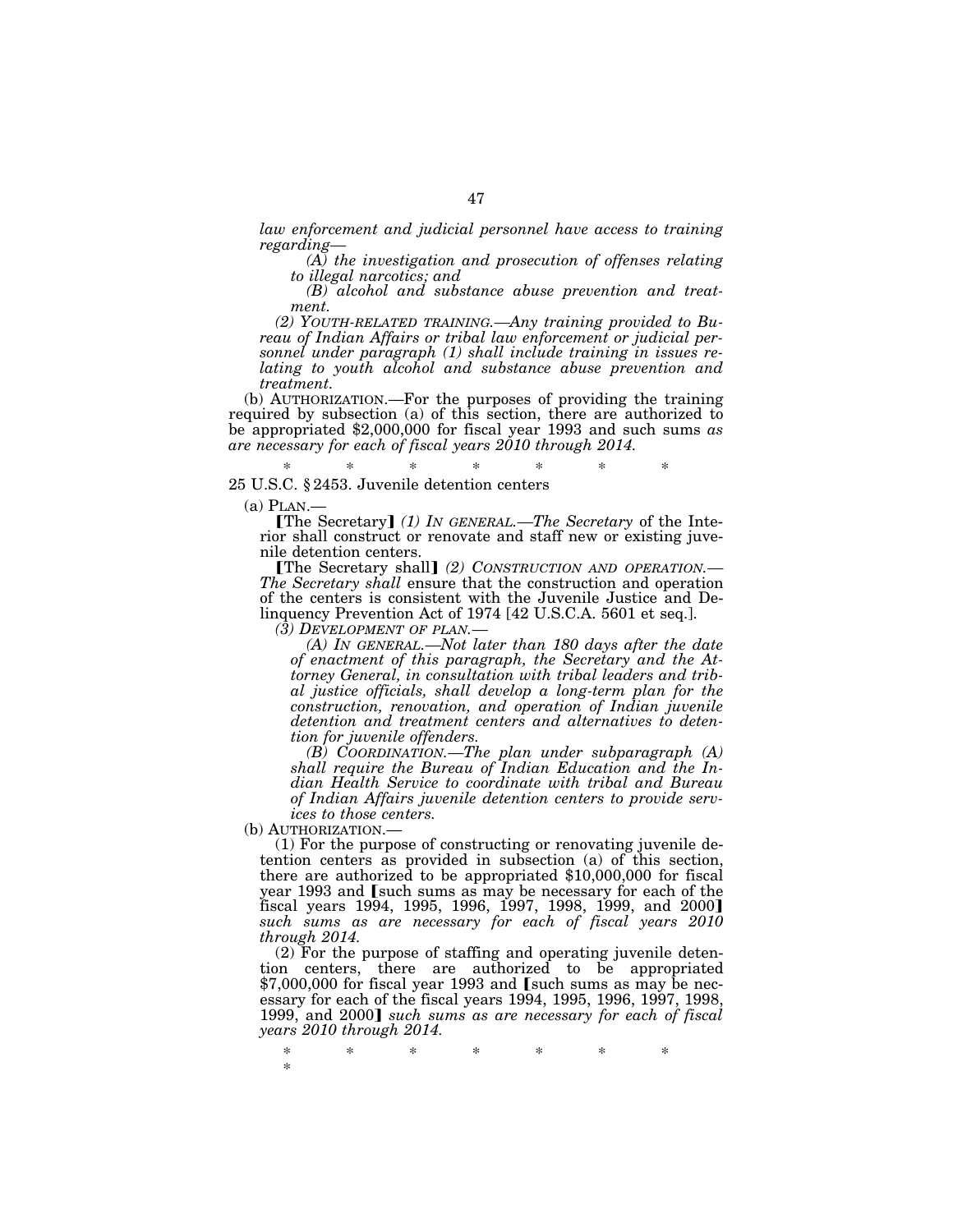*law enforcement and judicial personnel have access to training regarding—*

*(A) the investigation and prosecution of offenses relating to illegal narcotics; and*

*(B) alcohol and substance abuse prevention and treatment.*

*(2) YOUTH-RELATED TRAINING.—Any training provided to Bureau of Indian Affairs or tribal law enforcement or judicial personnel under paragraph (1) shall include training in issues relating to youth alcohol and substance abuse prevention and treatment.*

(b) AUTHORIZATION.—For the purposes of providing the training required by subsection (a) of this section, there are authorized to be appropriated $2,000,000 for fiscal year 1993 and such sums *as are necessary for each of fiscal years 2010 through 2014.*

\* \* \* \* \* \* \*

25 U.S.C. § 2453. Juvenile detention centers

(a) PLAN.—

[The Secretary] *(1) IN GENERAL.—The Secretary* of the Interior shall construct or renovate and staff new or existing juvenile detention centers.

[The Secretary shall] *(2) CONSTRUCTION AND OPERATION.—The Secretary shall* ensure that the construction and operation of the centers is consistent with the Juvenile Justice and Delinquency Prevention Act of 1974 [42 U.S.C.A. 5601 et seq.].

*(3) DEVELOPMENT OF PLAN.—*

*(A) IN GENERAL.—Not later than 180 days after the date of enactment of this paragraph, the Secretary and the Attorney General, in consultation with tribal leaders and tribal justice officials, shall develop a long-term plan for the construction, renovation, and operation of Indian juvenile detention and treatment centers and alternatives to detention for juvenile offenders.*

*(B) COORDINATION.—The plan under subparagraph (A) shall require the Bureau of Indian Education and the Indian Health Service to coordinate with tribal and Bureau of Indian Affairs juvenile detention centers to provide services to those centers.*

(b) AUTHORIZATION.—

(1) For the purpose of constructing or renovating juvenile detention centers as provided in subsection (a) of this section, there are authorized to be appropriated $10,000,000 for fiscal year 1993 and [such sums as may be necessary for each of the fiscal years 1994, 1995, 1996, 1997, 1998, 1999, and 2000] *such sums as are necessary for each of fiscal years 2010 through 2014.*

(2) For the purpose of staffing and operating juvenile detention centers, there are authorized to be appropriated $7,000,000 for fiscal year 1993 and [such sums as may be necessary for each of the fiscal years 1994, 1995, 1996, 1997, 1998, 1999, and 2000] *such sums as are necessary for each of fiscal years 2010 through 2014.*

\* \* \* \* \* \* \*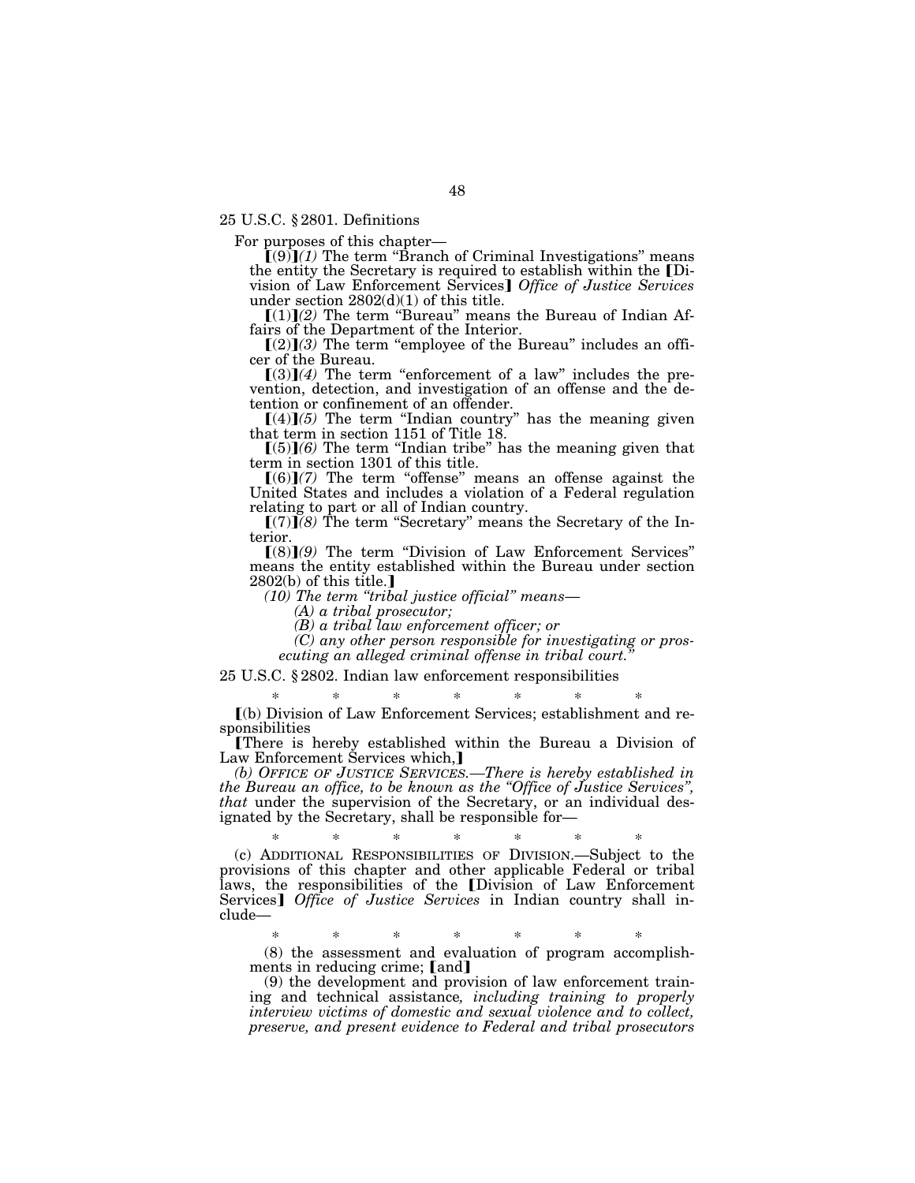25 U.S.C. § 2801. Definitions

For purposes of this chapter—

【(9)】*(1)* The term "Branch of Criminal Investigations" means the entity the Secretary is required to establish within the 【Division of Law Enforcement Services】 *Office of Justice Services* under section 2802(d)(1) of this title.

【(1)】*(2)* The term "Bureau" means the Bureau of Indian Affairs of the Department of the Interior.

【(2)】*(3)* The term "employee of the Bureau" includes an officer of the Bureau.

【(3)】*(4)* The term "enforcement of a law" includes the prevention, detection, and investigation of an offense and the detention or confinement of an offender.

【(4)】*(5)* The term "Indian country" has the meaning given that term in section 1151 of Title 18.

【(5)】*(6)* The term "Indian tribe" has the meaning given that term in section 1301 of this title.

【(6)】*(7)* The term "offense" means an offense against the United States and includes a violation of a Federal regulation relating to part or all of Indian country.

【(7)】*(8)* The term "Secretary" means the Secretary of the Interior.

【(8)】*(9)* The term "Division of Law Enforcement Services" means the entity established within the Bureau under section 2802(b) of this title.】

*(10) The term "tribal justice official" means—*

*(A) a tribal prosecutor;*

*(B) a tribal law enforcement officer; or*

*(C) any other person responsible for investigating or prosecuting an alleged criminal offense in tribal court."*

25 U.S.C. § 2802. Indian law enforcement responsibilities

\* \* \* \* \* \* \*

【(b) Division of Law Enforcement Services; establishment and responsibilities

【There is hereby established within the Bureau a Division of Law Enforcement Services which,】

*(b) OFFICE OF JUSTICE SERVICES.—There is hereby established in the Bureau an office, to be known as the "Office of Justice Services", that* under the supervision of the Secretary, or an individual designated by the Secretary, shall be responsible for—

\* \* \* \* \* \* \*

(c) ADDITIONAL RESPONSIBILITIES OF DIVISION.—Subject to the provisions of this chapter and other applicable Federal or tribal laws, the responsibilities of the 【Division of Law Enforcement Services】 *Office of Justice Services* in Indian country shall include—

\* \* \* \* \* \* \*

(8) the assessment and evaluation of program accomplishments in reducing crime; 【and】

(9) the development and provision of law enforcement training and technical assistance*, including training to properly interview victims of domestic and sexual violence and to collect, preserve, and present evidence to Federal and tribal prosecutors*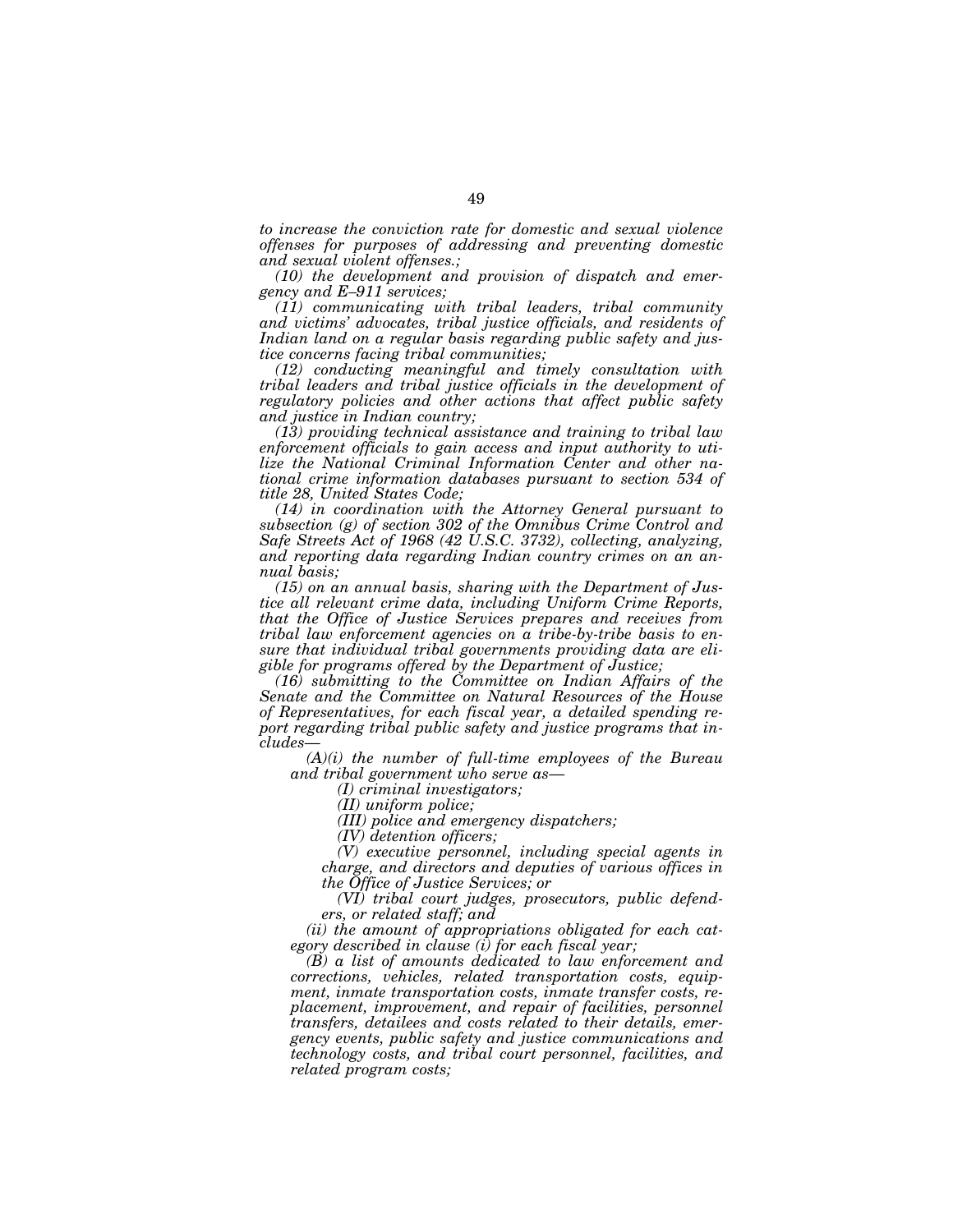*to increase the conviction rate for domestic and sexual violence offenses for purposes of addressing and preventing domestic and sexual violent offenses.;*

*(10) the development and provision of dispatch and emergency and E–911 services;*

*(11) communicating with tribal leaders, tribal community and victims' advocates, tribal justice officials, and residents of Indian land on a regular basis regarding public safety and justice concerns facing tribal communities;*

*(12) conducting meaningful and timely consultation with tribal leaders and tribal justice officials in the development of regulatory policies and other actions that affect public safety and justice in Indian country;*

*(13) providing technical assistance and training to tribal law enforcement officials to gain access and input authority to utilize the National Criminal Information Center and other national crime information databases pursuant to section 534 of title 28, United States Code;*

*(14) in coordination with the Attorney General pursuant to subsection (g) of section 302 of the Omnibus Crime Control and Safe Streets Act of 1968 (42 U.S.C. 3732), collecting, analyzing, and reporting data regarding Indian country crimes on an annual basis;*

*(15) on an annual basis, sharing with the Department of Justice all relevant crime data, including Uniform Crime Reports, that the Office of Justice Services prepares and receives from tribal law enforcement agencies on a tribe-by-tribe basis to ensure that individual tribal governments providing data are eligible for programs offered by the Department of Justice;*

*(16) submitting to the Committee on Indian Affairs of the Senate and the Committee on Natural Resources of the House of Representatives, for each fiscal year, a detailed spending report regarding tribal public safety and justice programs that includes—*

*(A)(i) the number of full-time employees of the Bureau and tribal government who serve as—*

*(I) criminal investigators;*

*(II) uniform police;*

*(III) police and emergency dispatchers;*

*(IV) detention officers;*

*(V) executive personnel, including special agents in charge, and directors and deputies of various offices in the Office of Justice Services; or*

*(VI) tribal court judges, prosecutors, public defenders, or related staff; and*

*(ii) the amount of appropriations obligated for each category described in clause (i) for each fiscal year;*

*(B) a list of amounts dedicated to law enforcement and corrections, vehicles, related transportation costs, equipment, inmate transportation costs, inmate transfer costs, replacement, improvement, and repair of facilities, personnel transfers, detailees and costs related to their details, emergency events, public safety and justice communications and technology costs, and tribal court personnel, facilities, and related program costs;*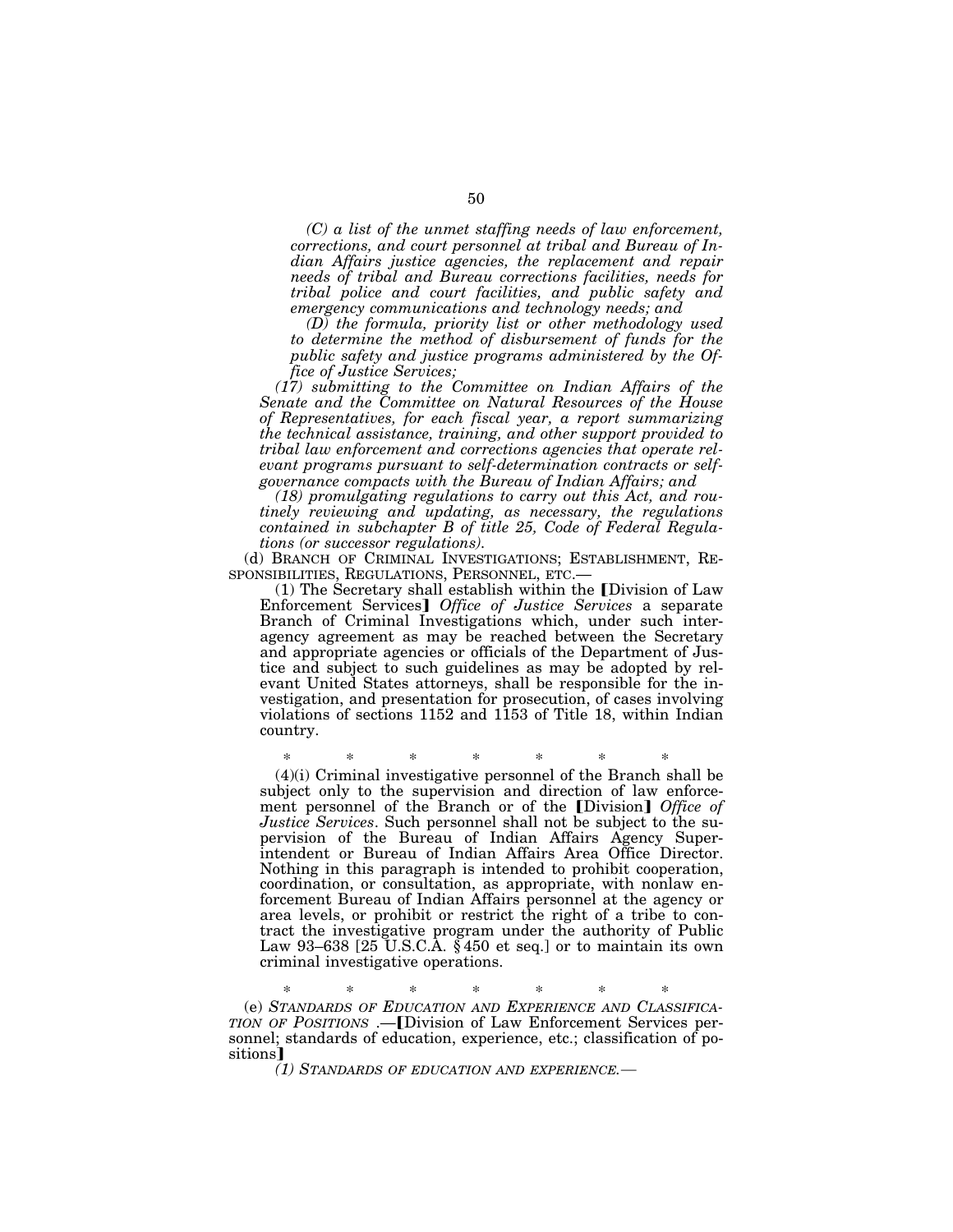*(C) a list of the unmet staffing needs of law enforcement, corrections, and court personnel at tribal and Bureau of Indian Affairs justice agencies, the replacement and repair needs of tribal and Bureau corrections facilities, needs for tribal police and court facilities, and public safety and emergency communications and technology needs; and*

*(D) the formula, priority list or other methodology used to determine the method of disbursement of funds for the public safety and justice programs administered by the Office of Justice Services;*

*(17) submitting to the Committee on Indian Affairs of the Senate and the Committee on Natural Resources of the House of Representatives, for each fiscal year, a report summarizing the technical assistance, training, and other support provided to tribal law enforcement and corrections agencies that operate relevant programs pursuant to self-determination contracts or self-governance compacts with the Bureau of Indian Affairs; and*

*(18) promulgating regulations to carry out this Act, and routinely reviewing and updating, as necessary, the regulations contained in subchapter B of title 25, Code of Federal Regulations (or successor regulations).*

(d) BRANCH OF CRIMINAL INVESTIGATIONS; ESTABLISHMENT, RESPONSIBILITIES, REGULATIONS, PERSONNEL, ETC.—

(1) The Secretary shall establish within the [Division of Law Enforcement Services] *Office of Justice Services* a separate Branch of Criminal Investigations which, under such interagency agreement as may be reached between the Secretary and appropriate agencies or officials of the Department of Justice and subject to such guidelines as may be adopted by relevant United States attorneys, shall be responsible for the investigation, and presentation for prosecution, of cases involving violations of sections 1152 and 1153 of Title 18, within Indian country.

\* \* \* \* \* \* \*

(4)(i) Criminal investigative personnel of the Branch shall be subject only to the supervision and direction of law enforcement personnel of the Branch or of the [Division] *Office of Justice Services*. Such personnel shall not be subject to the supervision of the Bureau of Indian Affairs Agency Superintendent or Bureau of Indian Affairs Area Office Director. Nothing in this paragraph is intended to prohibit cooperation, coordination, or consultation, as appropriate, with nonlaw enforcement Bureau of Indian Affairs personnel at the agency or area levels, or prohibit or restrict the right of a tribe to contract the investigative program under the authority of Public Law 93–638 [25 U.S.C.A. § 450 et seq.] or to maintain its own criminal investigative operations.

\* \* \* \* \* \* \*

(e) *STANDARDS OF EDUCATION AND EXPERIENCE AND CLASSIFICATION OF POSITIONS* .—[Division of Law Enforcement Services personnel; standards of education, experience, etc.; classification of positions]

*(1) STANDARDS OF EDUCATION AND EXPERIENCE.—*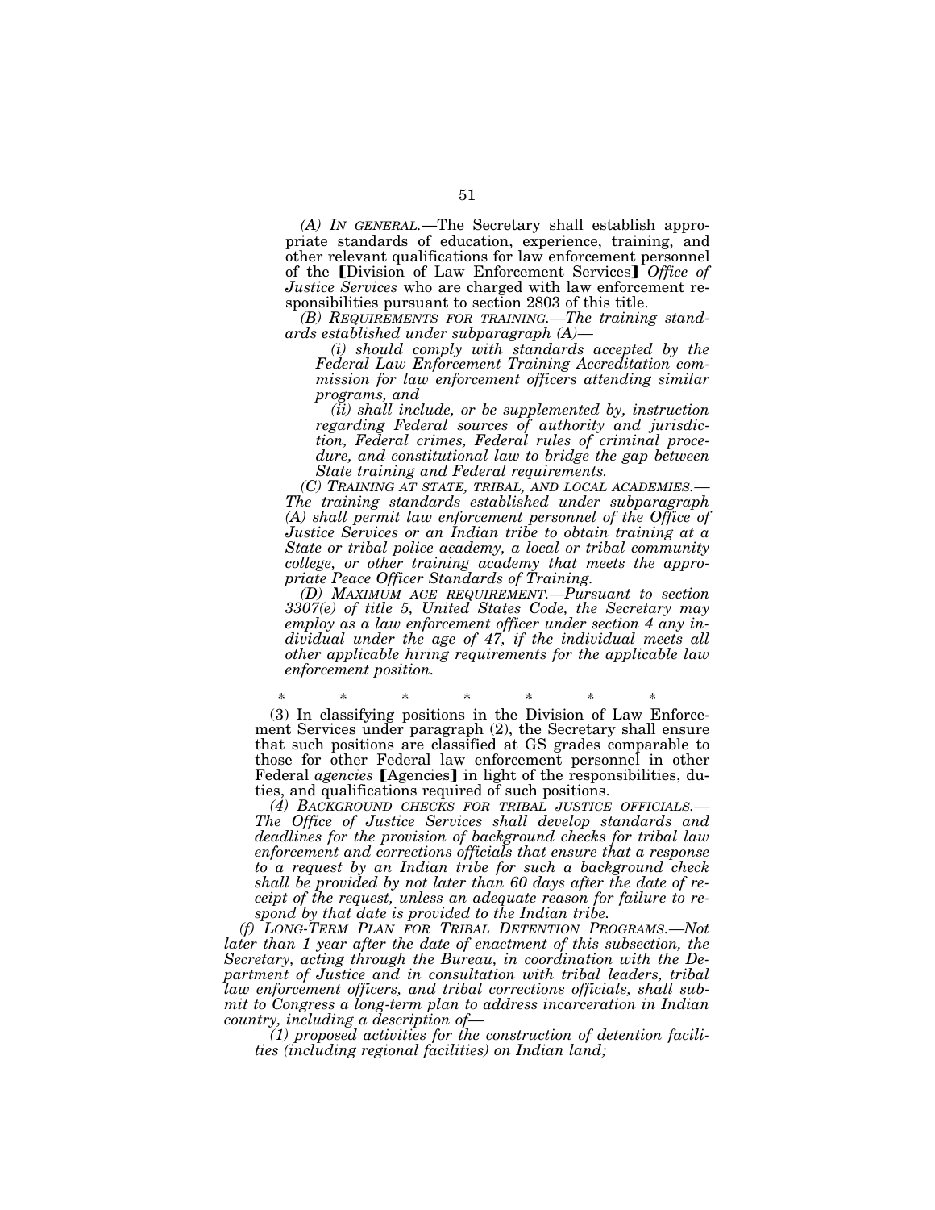*(A) IN GENERAL.*—The Secretary shall establish appropriate standards of education, experience, training, and other relevant qualifications for law enforcement personnel of the ⟦Division of Law Enforcement Services⟧ *Office of Justice Services* who are charged with law enforcement responsibilities pursuant to section 2803 of this title.

*(B) REQUIREMENTS FOR TRAINING.—The training standards established under subparagraph (A)—*

*(i) should comply with standards accepted by the Federal Law Enforcement Training Accreditation commission for law enforcement officers attending similar programs, and*

*(ii) shall include, or be supplemented by, instruction regarding Federal sources of authority and jurisdiction, Federal crimes, Federal rules of criminal procedure, and constitutional law to bridge the gap between State training and Federal requirements.*

*(C) TRAINING AT STATE, TRIBAL, AND LOCAL ACADEMIES.—The training standards established under subparagraph (A) shall permit law enforcement personnel of the Office of Justice Services or an Indian tribe to obtain training at a State or tribal police academy, a local or tribal community college, or other training academy that meets the appropriate Peace Officer Standards of Training.*

*(D) MAXIMUM AGE REQUIREMENT.—Pursuant to section 3307(e) of title 5, United States Code, the Secretary may employ as a law enforcement officer under section 4 any individual under the age of 47, if the individual meets all other applicable hiring requirements for the applicable law enforcement position.*

\* \* \* \* \* \* \*

(3) In classifying positions in the Division of Law Enforcement Services under paragraph (2), the Secretary shall ensure that such positions are classified at GS grades comparable to those for other Federal law enforcement personnel in other Federal *agencies* ⟦Agencies⟧ in light of the responsibilities, duties, and qualifications required of such positions.

*(4) BACKGROUND CHECKS FOR TRIBAL JUSTICE OFFICIALS.—The Office of Justice Services shall develop standards and deadlines for the provision of background checks for tribal law enforcement and corrections officials that ensure that a response to a request by an Indian tribe for such a background check shall be provided by not later than 60 days after the date of receipt of the request, unless an adequate reason for failure to respond by that date is provided to the Indian tribe.*

*(f) LONG-TERM PLAN FOR TRIBAL DETENTION PROGRAMS.—Not later than 1 year after the date of enactment of this subsection, the Secretary, acting through the Bureau, in coordination with the Department of Justice and in consultation with tribal leaders, tribal law enforcement officers, and tribal corrections officials, shall submit to Congress a long-term plan to address incarceration in Indian country, including a description of—*

*(1) proposed activities for the construction of detention facilities (including regional facilities) on Indian land;*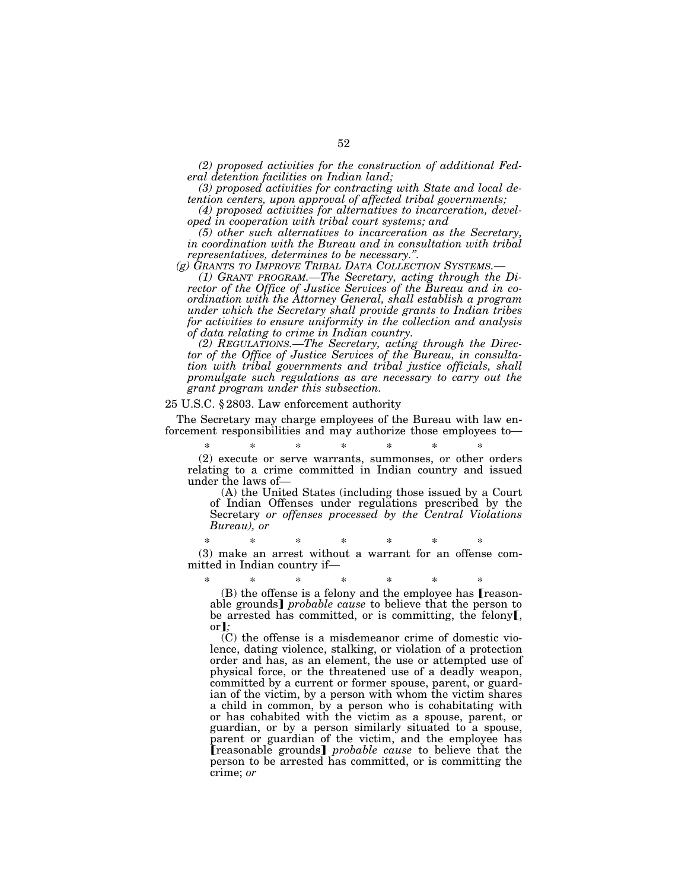*(2) proposed activities for the construction of additional Federal detention facilities on Indian land;*

*(3) proposed activities for contracting with State and local detention centers, upon approval of affected tribal governments;*

*(4) proposed activities for alternatives to incarceration, developed in cooperation with tribal court systems; and*

*(5) other such alternatives to incarceration as the Secretary, in coordination with the Bureau and in consultation with tribal representatives, determines to be necessary.".*

*(g) GRANTS TO IMPROVE TRIBAL DATA COLLECTION SYSTEMS.—*

*(1) GRANT PROGRAM.—The Secretary, acting through the Director of the Office of Justice Services of the Bureau and in coordination with the Attorney General, shall establish a program under which the Secretary shall provide grants to Indian tribes for activities to ensure uniformity in the collection and analysis of data relating to crime in Indian country.*

*(2) REGULATIONS.—The Secretary, acting through the Director of the Office of Justice Services of the Bureau, in consultation with tribal governments and tribal justice officials, shall promulgate such regulations as are necessary to carry out the grant program under this subsection.*

25 U.S.C. § 2803. Law enforcement authority

The Secretary may charge employees of the Bureau with law enforcement responsibilities and may authorize those employees to—

\* \* \* \* \* \* \*

(2) execute or serve warrants, summonses, or other orders relating to a crime committed in Indian country and issued under the laws of—

(A) the United States (including those issued by a Court of Indian Offenses under regulations prescribed by the Secretary *or offenses processed by the Central Violations Bureau*), or

\* \* \* \* \* \* \*

(3) make an arrest without a warrant for an offense committed in Indian country if—

\* \* \* \* \* \* \*

(B) the offense is a felony and the employee has ⟦reasonable grounds⟧ *probable cause* to believe that the person to be arrested has committed, or is committing, the felony⟦, or⟧*;*

(C) the offense is a misdemeanor crime of domestic violence, dating violence, stalking, or violation of a protection order and has, as an element, the use or attempted use of physical force, or the threatened use of a deadly weapon, committed by a current or former spouse, parent, or guardian of the victim, by a person with whom the victim shares a child in common, by a person who is cohabitating with or has cohabited with the victim as a spouse, parent, or guardian, or by a person similarly situated to a spouse, parent or guardian of the victim, and the employee has ⟦reasonable grounds⟧ *probable cause* to believe that the person to be arrested has committed, or is committing the crime; *or*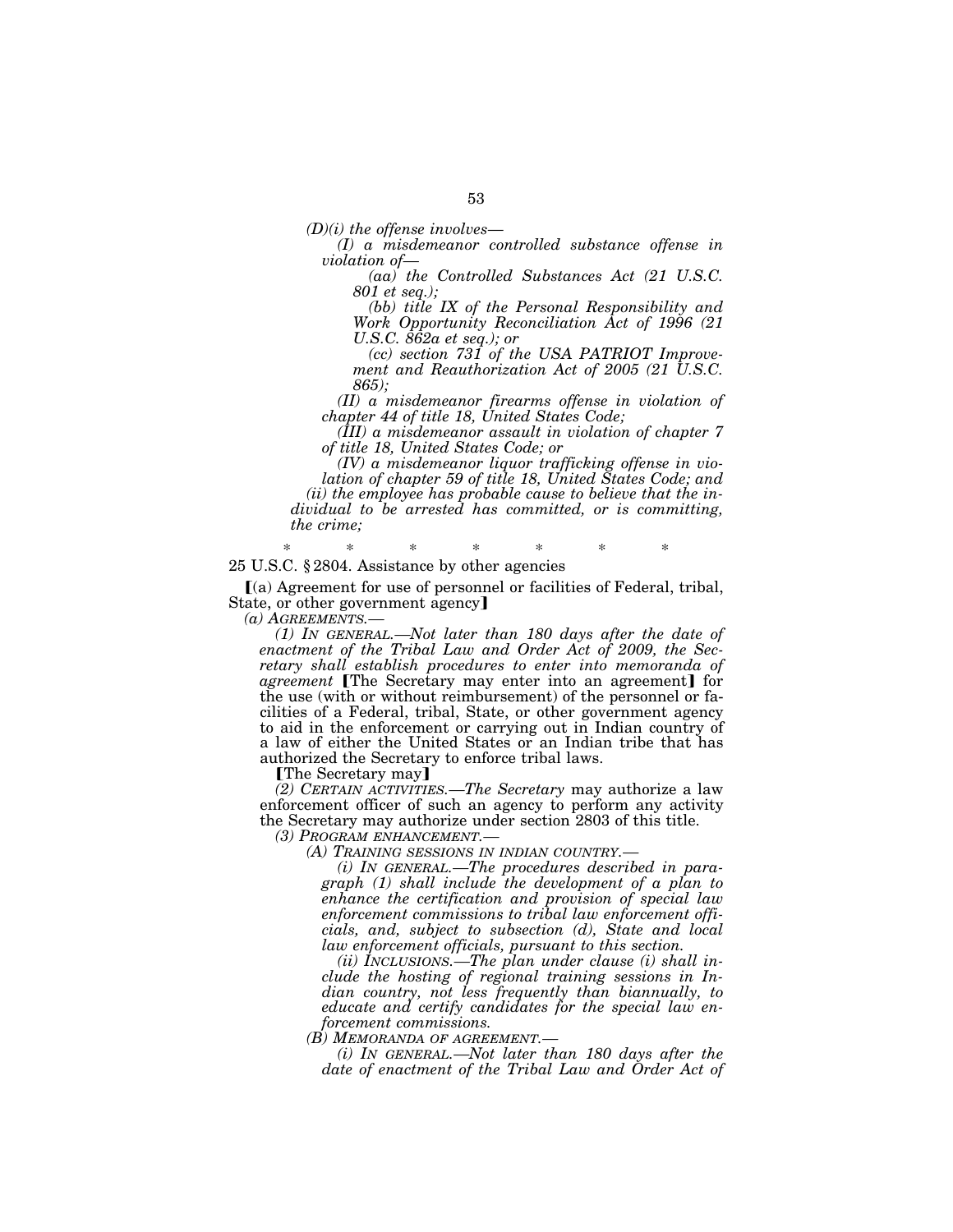*(D)(i) the offense involves—*

*(I) a misdemeanor controlled substance offense in violation of—*

*(aa) the Controlled Substances Act (21 U.S.C. 801 et seq.);*

*(bb) title IX of the Personal Responsibility and Work Opportunity Reconciliation Act of 1996 (21 U.S.C. 862a et seq.); or*

*(cc) section 731 of the USA PATRIOT Improvement and Reauthorization Act of 2005 (21 U.S.C. 865);*

*(II) a misdemeanor firearms offense in violation of chapter 44 of title 18, United States Code;*

*(III) a misdemeanor assault in violation of chapter 7 of title 18, United States Code; or*

*(IV) a misdemeanor liquor trafficking offense in violation of chapter 59 of title 18, United States Code; and*

*(ii) the employee has probable cause to believe that the individual to be arrested has committed, or is committing, the crime;*

\* \* \* \* \* \* \*

25 U.S.C. § 2804. Assistance by other agencies

【(a) Agreement for use of personnel or facilities of Federal, tribal, State, or other government agency】

*(a) AGREEMENTS.—*

*(1) IN GENERAL.—Not later than 180 days after the date of enactment of the Tribal Law and Order Act of 2009, the Secretary shall establish procedures to enter into memoranda of agreement* 【The Secretary may enter into an agreement】 for the use (with or without reimbursement) of the personnel or facilities of a Federal, tribal, State, or other government agency to aid in the enforcement or carrying out in Indian country of a law of either the United States or an Indian tribe that has authorized the Secretary to enforce tribal laws.

【The Secretary may】

*(2) CERTAIN ACTIVITIES.—The Secretary* may authorize a law enforcement officer of such an agency to perform any activity the Secretary may authorize under section 2803 of this title.

*(3) PROGRAM ENHANCEMENT.—*

*(A) TRAINING SESSIONS IN INDIAN COUNTRY.—*

*(i) IN GENERAL.—The procedures described in paragraph (1) shall include the development of a plan to enhance the certification and provision of special law enforcement commissions to tribal law enforcement officials, and, subject to subsection (d), State and local law enforcement officials, pursuant to this section.*

*(ii) INCLUSIONS.—The plan under clause (i) shall include the hosting of regional training sessions in Indian country, not less frequently than biannually, to educate and certify candidates for the special law enforcement commissions.*

*(B) MEMORANDA OF AGREEMENT.—*

*(i) IN GENERAL.—Not later than 180 days after the date of enactment of the Tribal Law and Order Act of*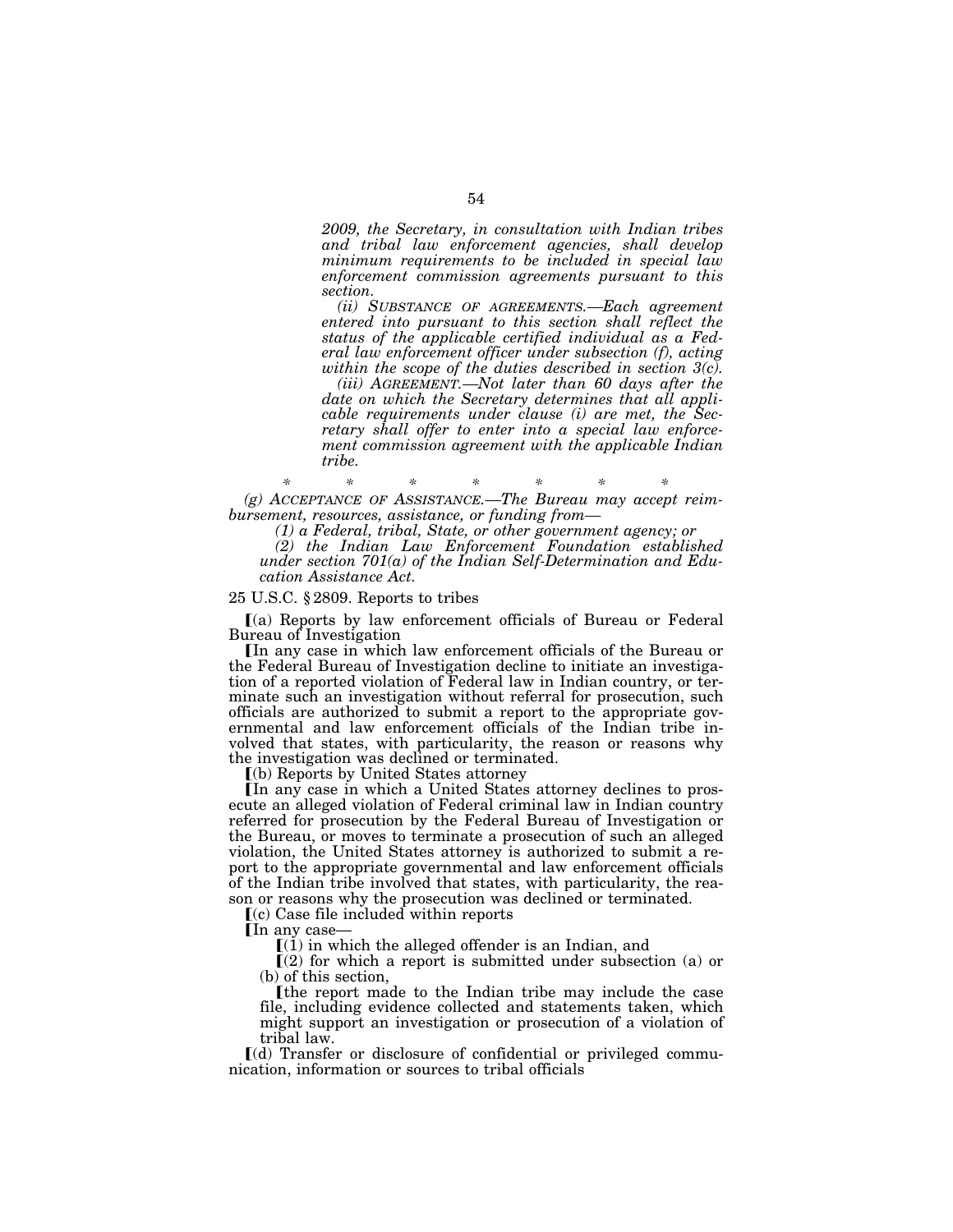*2009, the Secretary, in consultation with Indian tribes and tribal law enforcement agencies, shall develop minimum requirements to be included in special law enforcement commission agreements pursuant to this section.*

*(ii) SUBSTANCE OF AGREEMENTS.—Each agreement entered into pursuant to this section shall reflect the status of the applicable certified individual as a Federal law enforcement officer under subsection (f), acting within the scope of the duties described in section 3(c).*

*(iii) AGREEMENT.—Not later than 60 days after the date on which the Secretary determines that all applicable requirements under clause (i) are met, the Secretary shall offer to enter into a special law enforcement commission agreement with the applicable Indian tribe.*

\* \* \* \* \* \* \*

*(g) ACCEPTANCE OF ASSISTANCE.—The Bureau may accept reimbursement, resources, assistance, or funding from—*

*(1) a Federal, tribal, State, or other government agency; or*

*(2) the Indian Law Enforcement Foundation established under section 701(a) of the Indian Self-Determination and Education Assistance Act.*

25 U.S.C. § 2809. Reports to tribes

⟦(a) Reports by law enforcement officials of Bureau or Federal Bureau of Investigation

⟦In any case in which law enforcement officials of the Bureau or the Federal Bureau of Investigation decline to initiate an investigation of a reported violation of Federal law in Indian country, or terminate such an investigation without referral for prosecution, such officials are authorized to submit a report to the appropriate governmental and law enforcement officials of the Indian tribe involved that states, with particularity, the reason or reasons why the investigation was declined or terminated.

⟦(b) Reports by United States attorney

⟦In any case in which a United States attorney declines to prosecute an alleged violation of Federal criminal law in Indian country referred for prosecution by the Federal Bureau of Investigation or the Bureau, or moves to terminate a prosecution of such an alleged violation, the United States attorney is authorized to submit a report to the appropriate governmental and law enforcement officials of the Indian tribe involved that states, with particularity, the reason or reasons why the prosecution was declined or terminated.

⟦(c) Case file included within reports

⟦In any case—

⟦(1) in which the alleged offender is an Indian, and

⟦(2) for which a report is submitted under subsection (a) or (b) of this section,

⟦the report made to the Indian tribe may include the case file, including evidence collected and statements taken, which might support an investigation or prosecution of a violation of tribal law.

⟦(d) Transfer or disclosure of confidential or privileged communication, information or sources to tribal officials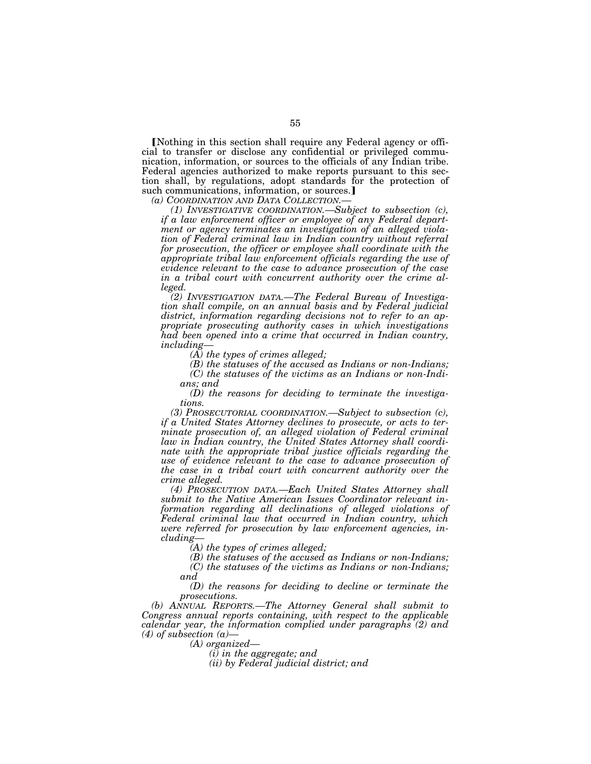⟦Nothing in this section shall require any Federal agency or official to transfer or disclose any confidential or privileged communication, information, or sources to the officials of any Indian tribe. Federal agencies authorized to make reports pursuant to this section shall, by regulations, adopt standards for the protection of such communications, information, or sources.⟧

*(a) COORDINATION AND DATA COLLECTION.—*

*(1) INVESTIGATIVE COORDINATION.—Subject to subsection (c), if a law enforcement officer or employee of any Federal department or agency terminates an investigation of an alleged violation of Federal criminal law in Indian country without referral for prosecution, the officer or employee shall coordinate with the appropriate tribal law enforcement officials regarding the use of evidence relevant to the case to advance prosecution of the case in a tribal court with concurrent authority over the crime alleged.*

*(2) INVESTIGATION DATA.—The Federal Bureau of Investigation shall compile, on an annual basis and by Federal judicial district, information regarding decisions not to refer to an appropriate prosecuting authority cases in which investigations had been opened into a crime that occurred in Indian country, including—*

*(A) the types of crimes alleged;*

*(B) the statuses of the accused as Indians or non-Indians;*

*(C) the statuses of the victims as an Indians or non-Indians; and*

*(D) the reasons for deciding to terminate the investigations.*

*(3) PROSECUTORIAL COORDINATION.—Subject to subsection (c), if a United States Attorney declines to prosecute, or acts to terminate prosecution of, an alleged violation of Federal criminal law in Indian country, the United States Attorney shall coordinate with the appropriate tribal justice officials regarding the use of evidence relevant to the case to advance prosecution of the case in a tribal court with concurrent authority over the crime alleged.*

*(4) PROSECUTION DATA.—Each United States Attorney shall submit to the Native American Issues Coordinator relevant information regarding all declinations of alleged violations of Federal criminal law that occurred in Indian country, which were referred for prosecution by law enforcement agencies, including—*

*(A) the types of crimes alleged;*

*(B) the statuses of the accused as Indians or non-Indians;*

*(C) the statuses of the victims as Indians or non-Indians; and*

*(D) the reasons for deciding to decline or terminate the prosecutions.*

*(b) ANNUAL REPORTS.—The Attorney General shall submit to Congress annual reports containing, with respect to the applicable calendar year, the information complied under paragraphs (2) and (4) of subsection (a)—*

*(A) organized—*

*(i) in the aggregate; and*

*(ii) by Federal judicial district; and*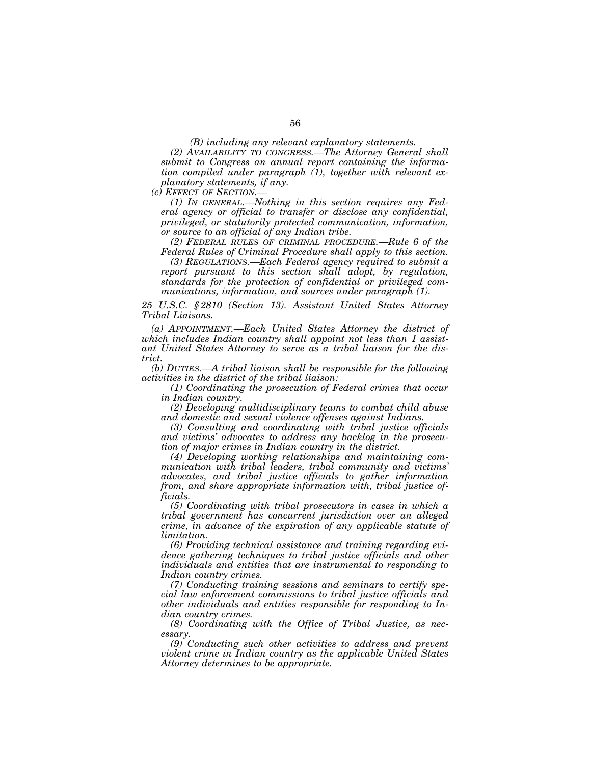*(B) including any relevant explanatory statements.*

*(2) AVAILABILITY TO CONGRESS.—The Attorney General shall submit to Congress an annual report containing the information compiled under paragraph (1), together with relevant explanatory statements, if any.*

*(c) EFFECT OF SECTION.—*

*(1) IN GENERAL.—Nothing in this section requires any Federal agency or official to transfer or disclose any confidential, privileged, or statutorily protected communication, information, or source to an official of any Indian tribe.*

*(2) FEDERAL RULES OF CRIMINAL PROCEDURE.—Rule 6 of the Federal Rules of Criminal Procedure shall apply to this section.*

*(3) REGULATIONS.—Each Federal agency required to submit a report pursuant to this section shall adopt, by regulation, standards for the protection of confidential or privileged communications, information, and sources under paragraph (1).*

*25 U.S.C. §2810 (Section 13). Assistant United States Attorney Tribal Liaisons.*

*(a) APPOINTMENT.—Each United States Attorney the district of which includes Indian country shall appoint not less than 1 assistant United States Attorney to serve as a tribal liaison for the district.*

*(b) DUTIES.—A tribal liaison shall be responsible for the following activities in the district of the tribal liaison:*

*(1) Coordinating the prosecution of Federal crimes that occur in Indian country.*

*(2) Developing multidisciplinary teams to combat child abuse and domestic and sexual violence offenses against Indians.*

*(3) Consulting and coordinating with tribal justice officials and victims' advocates to address any backlog in the prosecution of major crimes in Indian country in the district.*

*(4) Developing working relationships and maintaining communication with tribal leaders, tribal community and victims' advocates, and tribal justice officials to gather information from, and share appropriate information with, tribal justice officials.*

*(5) Coordinating with tribal prosecutors in cases in which a tribal government has concurrent jurisdiction over an alleged crime, in advance of the expiration of any applicable statute of limitation.*

*(6) Providing technical assistance and training regarding evidence gathering techniques to tribal justice officials and other individuals and entities that are instrumental to responding to Indian country crimes.*

*(7) Conducting training sessions and seminars to certify special law enforcement commissions to tribal justice officials and other individuals and entities responsible for responding to Indian country crimes.*

*(8) Coordinating with the Office of Tribal Justice, as necessary.*

*(9) Conducting such other activities to address and prevent violent crime in Indian country as the applicable United States Attorney determines to be appropriate.*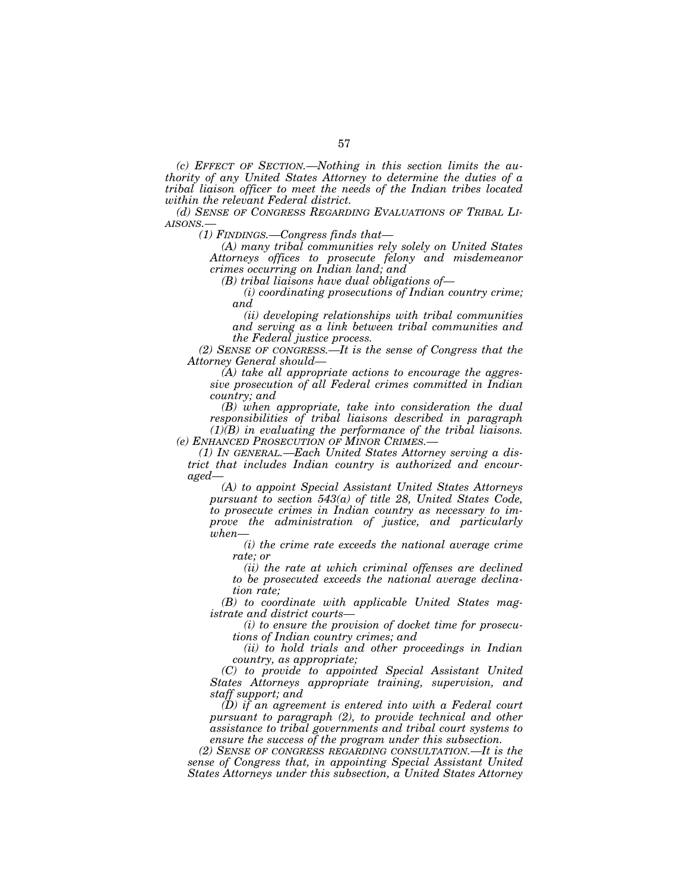*(c) EFFECT OF SECTION.—Nothing in this section limits the authority of any United States Attorney to determine the duties of a tribal liaison officer to meet the needs of the Indian tribes located within the relevant Federal district.*

*(d) SENSE OF CONGRESS REGARDING EVALUATIONS OF TRIBAL LIAISONS.—*

*(1) FINDINGS.—Congress finds that—*

*(A) many tribal communities rely solely on United States Attorneys offices to prosecute felony and misdemeanor crimes occurring on Indian land; and*

*(B) tribal liaisons have dual obligations of—*

*(i) coordinating prosecutions of Indian country crime; and*

*(ii) developing relationships with tribal communities and serving as a link between tribal communities and the Federal justice process.*

*(2) SENSE OF CONGRESS.—It is the sense of Congress that the Attorney General should—*

*(A) take all appropriate actions to encourage the aggressive prosecution of all Federal crimes committed in Indian country; and*

*(B) when appropriate, take into consideration the dual responsibilities of tribal liaisons described in paragraph (1)(B) in evaluating the performance of the tribal liaisons.*

*(e) ENHANCED PROSECUTION OF MINOR CRIMES.—*

*(1) IN GENERAL.—Each United States Attorney serving a district that includes Indian country is authorized and encouraged—*

*(A) to appoint Special Assistant United States Attorneys pursuant to section 543(a) of title 28, United States Code, to prosecute crimes in Indian country as necessary to improve the administration of justice, and particularly when—*

*(i) the crime rate exceeds the national average crime rate; or*

*(ii) the rate at which criminal offenses are declined to be prosecuted exceeds the national average declination rate;*

*(B) to coordinate with applicable United States magistrate and district courts—*

*(i) to ensure the provision of docket time for prosecutions of Indian country crimes; and*

*(ii) to hold trials and other proceedings in Indian country, as appropriate;*

*(C) to provide to appointed Special Assistant United States Attorneys appropriate training, supervision, and staff support; and*

*(D) if an agreement is entered into with a Federal court pursuant to paragraph (2), to provide technical and other assistance to tribal governments and tribal court systems to ensure the success of the program under this subsection.*

*(2) SENSE OF CONGRESS REGARDING CONSULTATION.—It is the sense of Congress that, in appointing Special Assistant United States Attorneys under this subsection, a United States Attorney*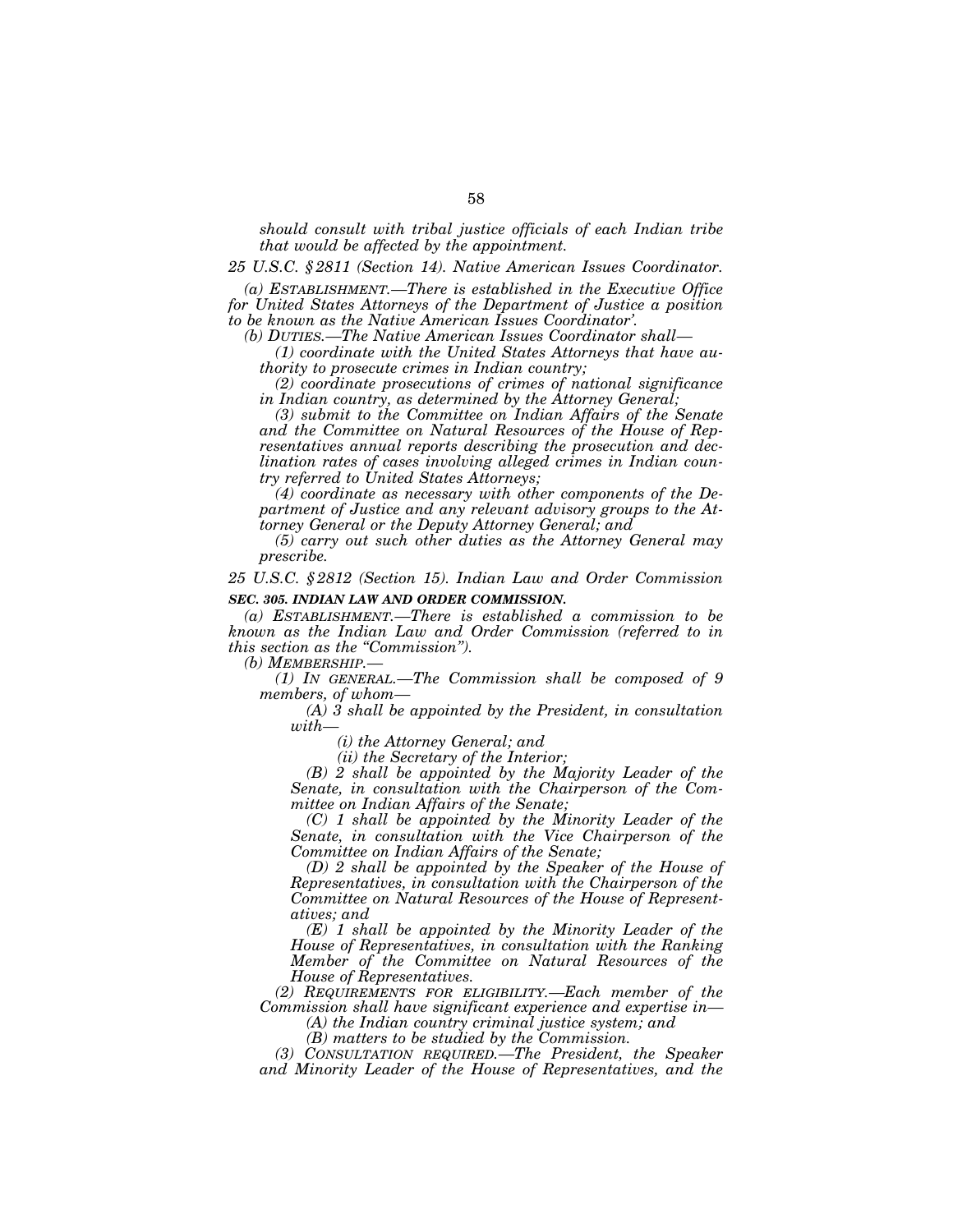*should consult with tribal justice officials of each Indian tribe that would be affected by the appointment.*

*25 U.S.C. § 2811 (Section 14). Native American Issues Coordinator.*

*(a) ESTABLISHMENT.—There is established in the Executive Office for United States Attorneys of the Department of Justice a position to be known as the Native American Issues Coordinator'.*

*(b) DUTIES.—The Native American Issues Coordinator shall—*

*(1) coordinate with the United States Attorneys that have authority to prosecute crimes in Indian country;*

*(2) coordinate prosecutions of crimes of national significance in Indian country, as determined by the Attorney General;*

*(3) submit to the Committee on Indian Affairs of the Senate and the Committee on Natural Resources of the House of Representatives annual reports describing the prosecution and declination rates of cases involving alleged crimes in Indian country referred to United States Attorneys;*

*(4) coordinate as necessary with other components of the Department of Justice and any relevant advisory groups to the Attorney General or the Deputy Attorney General; and*

*(5) carry out such other duties as the Attorney General may prescribe.*

*25 U.S.C. § 2812 (Section 15). Indian Law and Order Commission*

***SEC. 305. INDIAN LAW AND ORDER COMMISSION.***

*(a) ESTABLISHMENT.—There is established a commission to be known as the Indian Law and Order Commission (referred to in this section as the "Commission").*

*(b) MEMBERSHIP.—*

*(1) IN GENERAL.—The Commission shall be composed of 9 members, of whom—*

*(A) 3 shall be appointed by the President, in consultation with—*

*(i) the Attorney General; and*

*(ii) the Secretary of the Interior;*

*(B) 2 shall be appointed by the Majority Leader of the Senate, in consultation with the Chairperson of the Committee on Indian Affairs of the Senate;*

*(C) 1 shall be appointed by the Minority Leader of the Senate, in consultation with the Vice Chairperson of the Committee on Indian Affairs of the Senate;*

*(D) 2 shall be appointed by the Speaker of the House of Representatives, in consultation with the Chairperson of the Committee on Natural Resources of the House of Representatives; and*

*(E) 1 shall be appointed by the Minority Leader of the House of Representatives, in consultation with the Ranking Member of the Committee on Natural Resources of the House of Representatives.*

*(2) REQUIREMENTS FOR ELIGIBILITY.—Each member of the Commission shall have significant experience and expertise in—*

*(A) the Indian country criminal justice system; and*

*(B) matters to be studied by the Commission.*

*(3) CONSULTATION REQUIRED.—The President, the Speaker and Minority Leader of the House of Representatives, and the*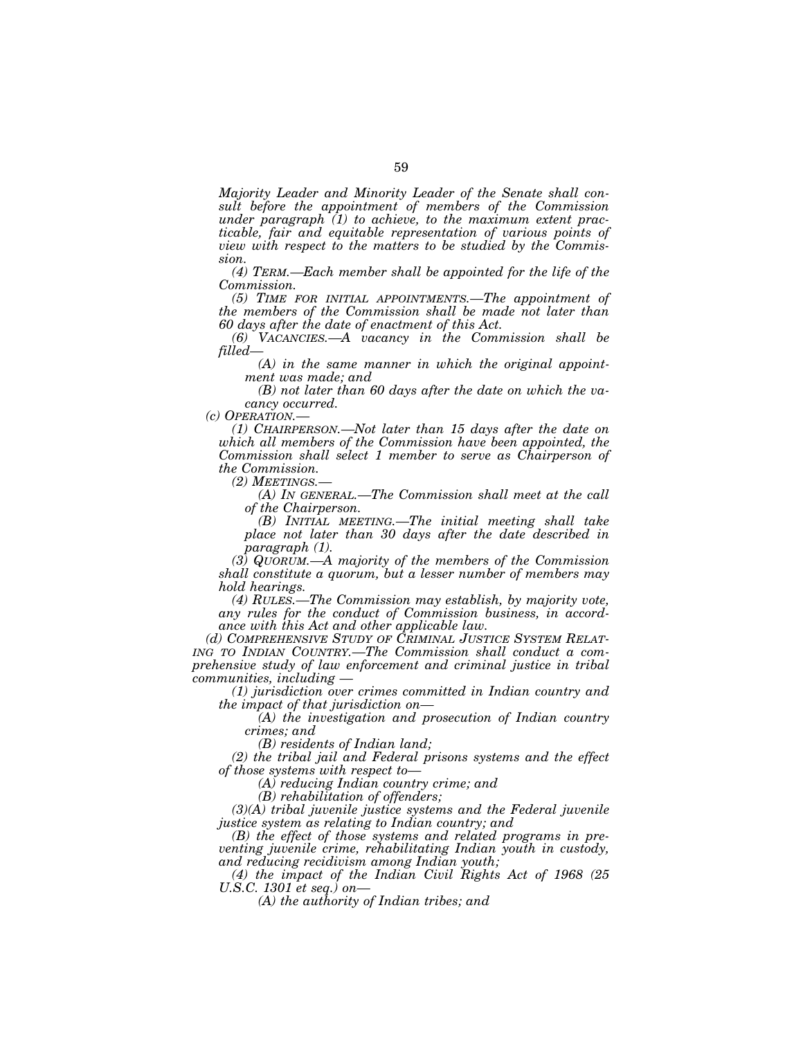*Majority Leader and Minority Leader of the Senate shall consult before the appointment of members of the Commission under paragraph (1) to achieve, to the maximum extent practicable, fair and equitable representation of various points of view with respect to the matters to be studied by the Commission.*

*(4) TERM.—Each member shall be appointed for the life of the Commission.*

*(5) TIME FOR INITIAL APPOINTMENTS.—The appointment of the members of the Commission shall be made not later than 60 days after the date of enactment of this Act.*

*(6) VACANCIES.—A vacancy in the Commission shall be filled—*

*(A) in the same manner in which the original appointment was made; and*

*(B) not later than 60 days after the date on which the vacancy occurred.*

*(c) OPERATION.—*

*(1) CHAIRPERSON.—Not later than 15 days after the date on which all members of the Commission have been appointed, the Commission shall select 1 member to serve as Chairperson of the Commission.*

*(2) MEETINGS.—*

*(A) IN GENERAL.—The Commission shall meet at the call of the Chairperson.*

*(B) INITIAL MEETING.—The initial meeting shall take place not later than 30 days after the date described in paragraph (1).*

*(3) QUORUM.—A majority of the members of the Commission shall constitute a quorum, but a lesser number of members may hold hearings.*

*(4) RULES.—The Commission may establish, by majority vote, any rules for the conduct of Commission business, in accordance with this Act and other applicable law.*

*(d) COMPREHENSIVE STUDY OF CRIMINAL JUSTICE SYSTEM RELATING TO INDIAN COUNTRY.—The Commission shall conduct a comprehensive study of law enforcement and criminal justice in tribal communities, including —*

*(1) jurisdiction over crimes committed in Indian country and the impact of that jurisdiction on—*

*(A) the investigation and prosecution of Indian country crimes; and*

*(B) residents of Indian land;*

*(2) the tribal jail and Federal prisons systems and the effect of those systems with respect to—*

*(A) reducing Indian country crime; and*

*(B) rehabilitation of offenders;*

*(3)(A) tribal juvenile justice systems and the Federal juvenile justice system as relating to Indian country; and*

*(B) the effect of those systems and related programs in preventing juvenile crime, rehabilitating Indian youth in custody, and reducing recidivism among Indian youth;*

*(4) the impact of the Indian Civil Rights Act of 1968 (25 U.S.C. 1301 et seq.) on—*

*(A) the authority of Indian tribes; and*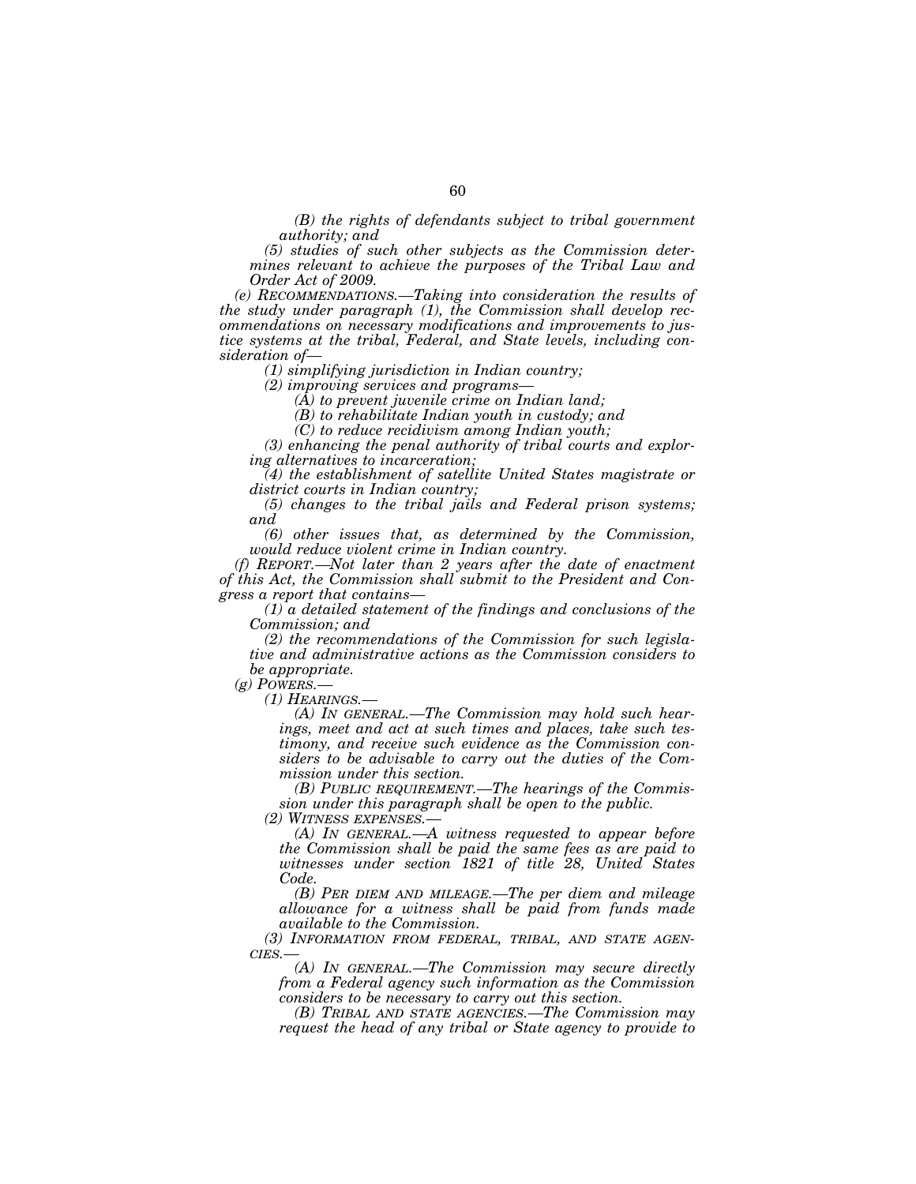*(B) the rights of defendants subject to tribal government authority; and*

*(5) studies of such other subjects as the Commission determines relevant to achieve the purposes of the Tribal Law and Order Act of 2009.*

*(e) RECOMMENDATIONS.—Taking into consideration the results of the study under paragraph (1), the Commission shall develop recommendations on necessary modifications and improvements to justice systems at the tribal, Federal, and State levels, including consideration of—*

*(1) simplifying jurisdiction in Indian country;*

*(2) improving services and programs—*

*(A) to prevent juvenile crime on Indian land;*

*(B) to rehabilitate Indian youth in custody; and*

*(C) to reduce recidivism among Indian youth;*

*(3) enhancing the penal authority of tribal courts and exploring alternatives to incarceration;*

*(4) the establishment of satellite United States magistrate or district courts in Indian country;*

*(5) changes to the tribal jails and Federal prison systems; and*

*(6) other issues that, as determined by the Commission, would reduce violent crime in Indian country.*

*(f) REPORT.—Not later than 2 years after the date of enactment of this Act, the Commission shall submit to the President and Congress a report that contains—*

*(1) a detailed statement of the findings and conclusions of the Commission; and*

*(2) the recommendations of the Commission for such legislative and administrative actions as the Commission considers to be appropriate.*

*(g) POWERS.—*

*(1) HEARINGS.—*

*(A) IN GENERAL.—The Commission may hold such hearings, meet and act at such times and places, take such testimony, and receive such evidence as the Commission considers to be advisable to carry out the duties of the Commission under this section.*

*(B) PUBLIC REQUIREMENT.—The hearings of the Commission under this paragraph shall be open to the public.*

*(2) WITNESS EXPENSES.—*

*(A) IN GENERAL.—A witness requested to appear before the Commission shall be paid the same fees as are paid to witnesses under section 1821 of title 28, United States Code.*

*(B) PER DIEM AND MILEAGE.—The per diem and mileage allowance for a witness shall be paid from funds made available to the Commission.*

*(3) INFORMATION FROM FEDERAL, TRIBAL, AND STATE AGENCIES.—*

*(A) IN GENERAL.—The Commission may secure directly from a Federal agency such information as the Commission considers to be necessary to carry out this section.*

*(B) TRIBAL AND STATE AGENCIES.—The Commission may request the head of any tribal or State agency to provide to*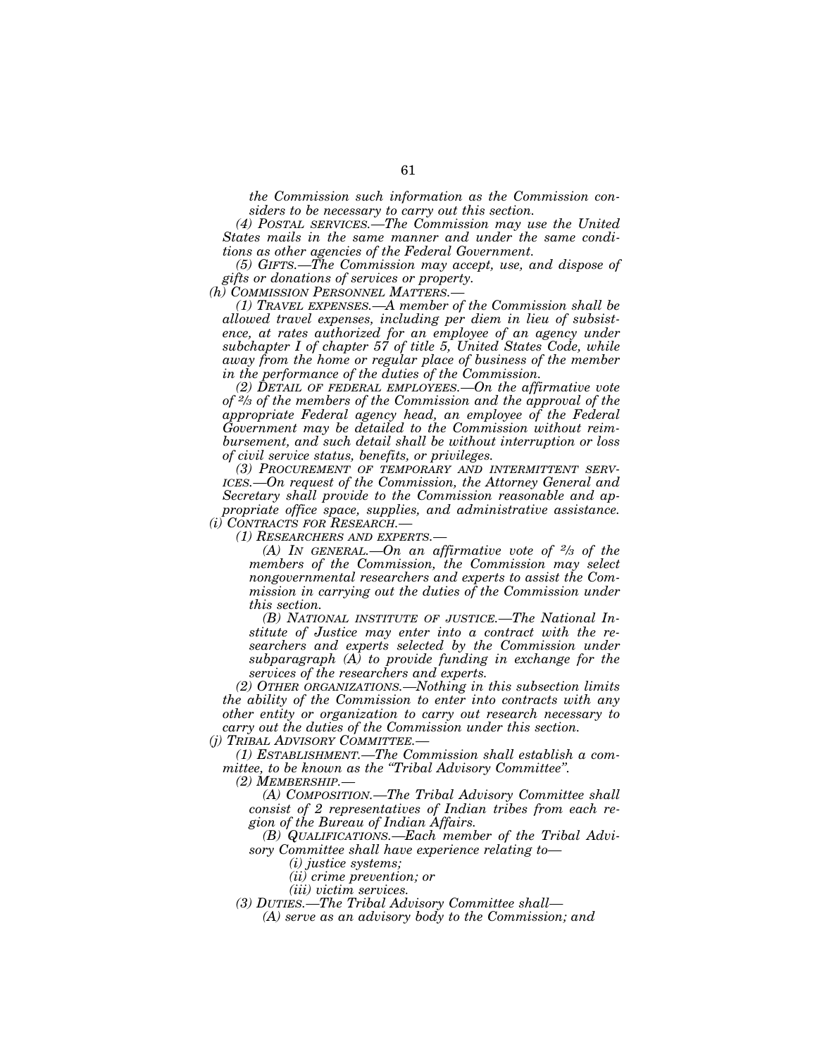*the Commission such information as the Commission considers to be necessary to carry out this section.*

*(4) POSTAL SERVICES.—The Commission may use the United States mails in the same manner and under the same conditions as other agencies of the Federal Government.*

*(5) GIFTS.—The Commission may accept, use, and dispose of gifts or donations of services or property.*

*(h) COMMISSION PERSONNEL MATTERS.—*

*(1) TRAVEL EXPENSES.—A member of the Commission shall be allowed travel expenses, including per diem in lieu of subsistence, at rates authorized for an employee of an agency under subchapter I of chapter 57 of title 5, United States Code, while away from the home or regular place of business of the member in the performance of the duties of the Commission.*

*(2) DETAIL OF FEDERAL EMPLOYEES.—On the affirmative vote of 2/3 of the members of the Commission and the approval of the appropriate Federal agency head, an employee of the Federal Government may be detailed to the Commission without reimbursement, and such detail shall be without interruption or loss of civil service status, benefits, or privileges.*

*(3) PROCUREMENT OF TEMPORARY AND INTERMITTENT SERVICES.—On request of the Commission, the Attorney General and Secretary shall provide to the Commission reasonable and appropriate office space, supplies, and administrative assistance.*

*(i) CONTRACTS FOR RESEARCH.—*

*(1) RESEARCHERS AND EXPERTS.—*

*(A) IN GENERAL.—On an affirmative vote of 2/3 of the members of the Commission, the Commission may select nongovernmental researchers and experts to assist the Commission in carrying out the duties of the Commission under this section.*

*(B) NATIONAL INSTITUTE OF JUSTICE.—The National Institute of Justice may enter into a contract with the researchers and experts selected by the Commission under subparagraph (A) to provide funding in exchange for the services of the researchers and experts.*

*(2) OTHER ORGANIZATIONS.—Nothing in this subsection limits the ability of the Commission to enter into contracts with any other entity or organization to carry out research necessary to carry out the duties of the Commission under this section.*

*(j) TRIBAL ADVISORY COMMITTEE.—*

*(1) ESTABLISHMENT.—The Commission shall establish a committee, to be known as the "Tribal Advisory Committee".*

*(2) MEMBERSHIP.—*

*(A) COMPOSITION.—The Tribal Advisory Committee shall consist of 2 representatives of Indian tribes from each region of the Bureau of Indian Affairs.*

*(B) QUALIFICATIONS.—Each member of the Tribal Advisory Committee shall have experience relating to—*

*(i) justice systems;*

*(ii) crime prevention; or*

*(iii) victim services.*

*(3) DUTIES.—The Tribal Advisory Committee shall—*

*(A) serve as an advisory body to the Commission; and*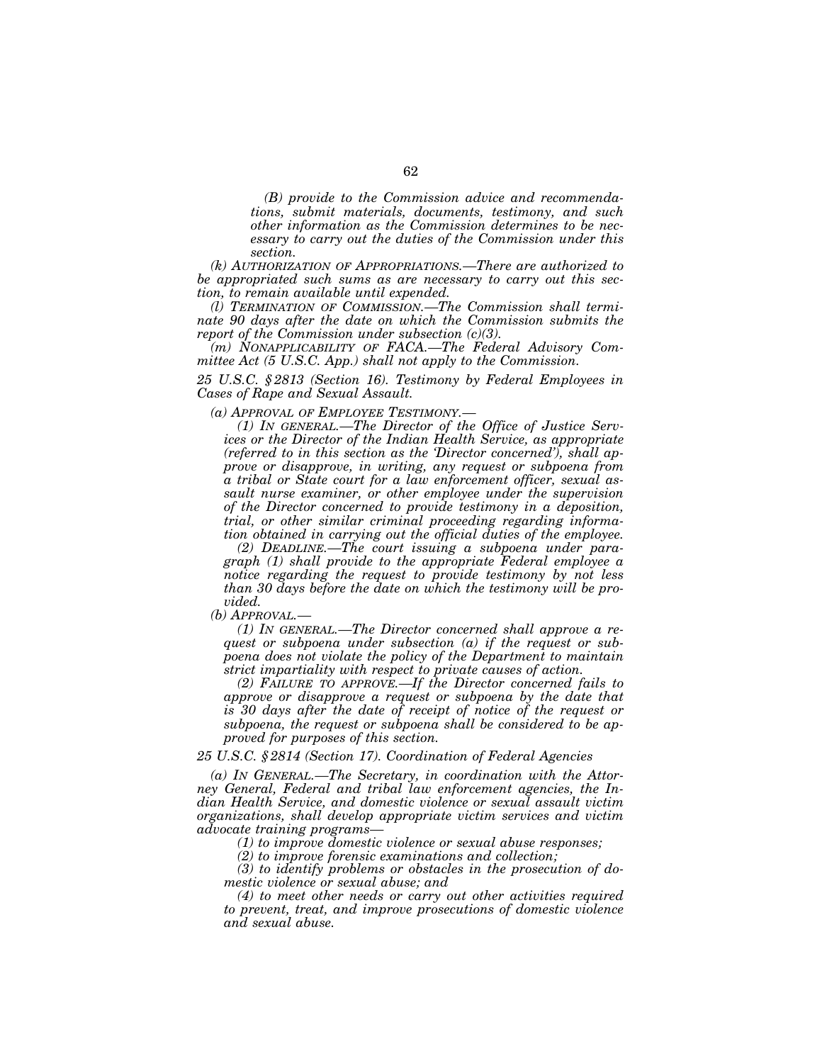*(B) provide to the Commission advice and recommendations, submit materials, documents, testimony, and such other information as the Commission determines to be necessary to carry out the duties of the Commission under this section.*

*(k) AUTHORIZATION OF APPROPRIATIONS.—There are authorized to be appropriated such sums as are necessary to carry out this section, to remain available until expended.*

*(l) TERMINATION OF COMMISSION.—The Commission shall terminate 90 days after the date on which the Commission submits the report of the Commission under subsection (c)(3).*

*(m) NONAPPLICABILITY OF FACA.—The Federal Advisory Committee Act (5 U.S.C. App.) shall not apply to the Commission.*

*25 U.S.C. § 2813 (Section 16). Testimony by Federal Employees in Cases of Rape and Sexual Assault.*

*(a) APPROVAL OF EMPLOYEE TESTIMONY.—*

*(1) IN GENERAL.—The Director of the Office of Justice Services or the Director of the Indian Health Service, as appropriate (referred to in this section as the 'Director concerned'), shall approve or disapprove, in writing, any request or subpoena from a tribal or State court for a law enforcement officer, sexual assault nurse examiner, or other employee under the supervision of the Director concerned to provide testimony in a deposition, trial, or other similar criminal proceeding regarding information obtained in carrying out the official duties of the employee.*

*(2) DEADLINE.—The court issuing a subpoena under paragraph (1) shall provide to the appropriate Federal employee a notice regarding the request to provide testimony by not less than 30 days before the date on which the testimony will be provided.*

*(b) APPROVAL.—*

*(1) IN GENERAL.—The Director concerned shall approve a request or subpoena under subsection (a) if the request or subpoena does not violate the policy of the Department to maintain strict impartiality with respect to private causes of action.*

*(2) FAILURE TO APPROVE.—If the Director concerned fails to approve or disapprove a request or subpoena by the date that is 30 days after the date of receipt of notice of the request or subpoena, the request or subpoena shall be considered to be approved for purposes of this section.*

*25 U.S.C. § 2814 (Section 17). Coordination of Federal Agencies*

*(a) IN GENERAL.—The Secretary, in coordination with the Attorney General, Federal and tribal law enforcement agencies, the Indian Health Service, and domestic violence or sexual assault victim organizations, shall develop appropriate victim services and victim advocate training programs—*

*(1) to improve domestic violence or sexual abuse responses;*

*(2) to improve forensic examinations and collection;*

*(3) to identify problems or obstacles in the prosecution of domestic violence or sexual abuse; and*

*(4) to meet other needs or carry out other activities required to prevent, treat, and improve prosecutions of domestic violence and sexual abuse.*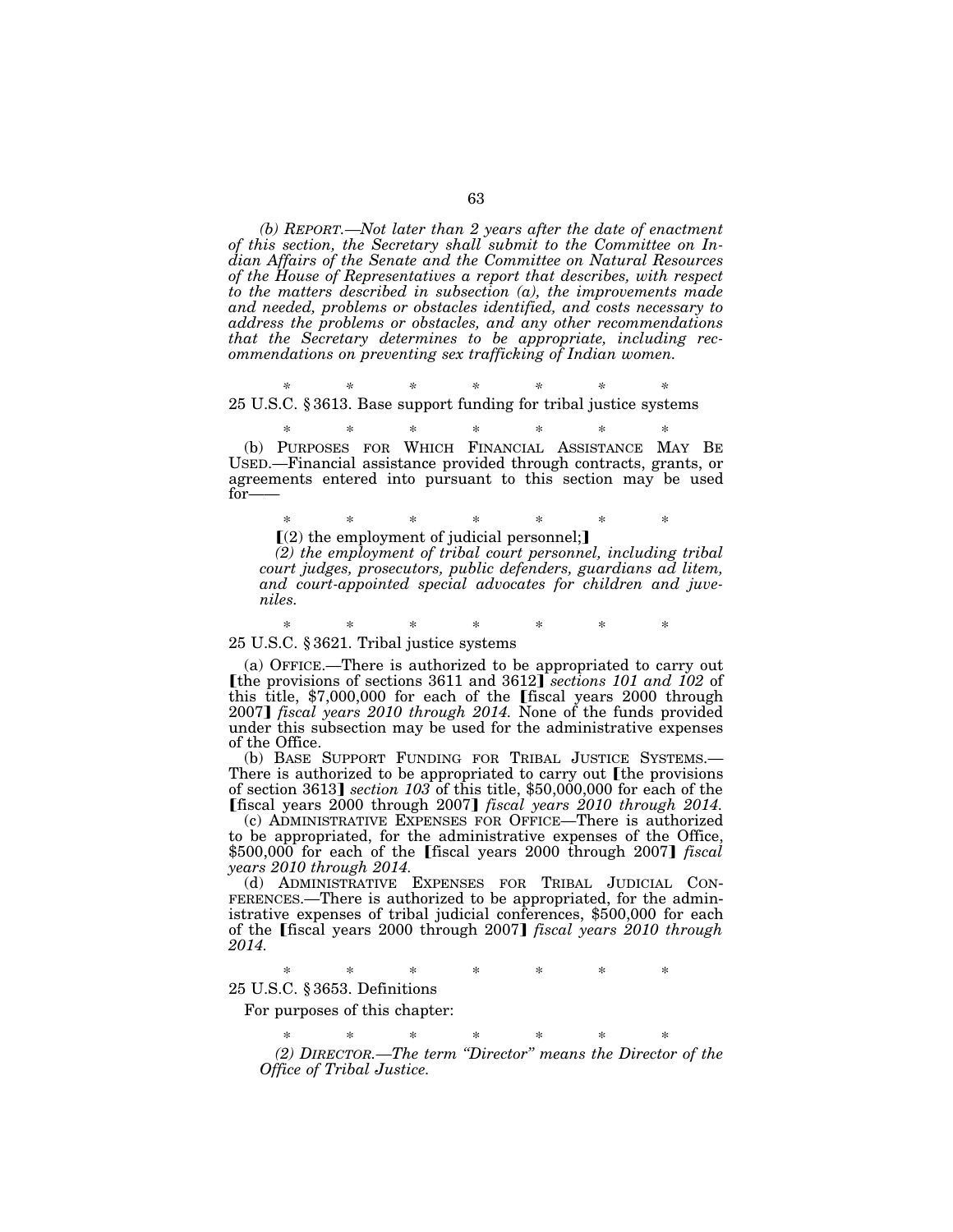*(b) REPORT.—Not later than 2 years after the date of enactment of this section, the Secretary shall submit to the Committee on Indian Affairs of the Senate and the Committee on Natural Resources of the House of Representatives a report that describes, with respect to the matters described in subsection (a), the improvements made and needed, problems or obstacles identified, and costs necessary to address the problems or obstacles, and any other recommendations that the Secretary determines to be appropriate, including recommendations on preventing sex trafficking of Indian women.*

\* \* \* \* \* \* \*

25 U.S.C. § 3613. Base support funding for tribal justice systems

\* \* \* \* \* \* \*

(b) PURPOSES FOR WHICH FINANCIAL ASSISTANCE MAY BE USED.—Financial assistance provided through contracts, grants, or agreements entered into pursuant to this section may be used for——

\* \* \* \* \* \* \*

【(2) the employment of judicial personnel;】

*(2) the employment of tribal court personnel, including tribal court judges, prosecutors, public defenders, guardians ad litem, and court-appointed special advocates for children and juveniles.*

\* \* \* \* \* \* \*

25 U.S.C. § 3621. Tribal justice systems

(a) OFFICE.—There is authorized to be appropriated to carry out 【the provisions of sections 3611 and 3612】 *sections 101 and 102* of this title, $7,000,000 for each of the 【fiscal years 2000 through 2007】 *fiscal years 2010 through 2014.* None of the funds provided under this subsection may be used for the administrative expenses of the Office.

(b) BASE SUPPORT FUNDING FOR TRIBAL JUSTICE SYSTEMS.—There is authorized to be appropriated to carry out 【the provisions of section 3613】 *section 103* of this title, $50,000,000 for each of the 【fiscal years 2000 through 2007】 *fiscal years 2010 through 2014.*

(c) ADMINISTRATIVE EXPENSES FOR OFFICE—There is authorized to be appropriated, for the administrative expenses of the Office, $500,000 for each of the 【fiscal years 2000 through 2007】 *fiscal years 2010 through 2014.*

(d) ADMINISTRATIVE EXPENSES FOR TRIBAL JUDICIAL CONFERENCES.—There is authorized to be appropriated, for the administrative expenses of tribal judicial conferences, $500,000 for each of the 【fiscal years 2000 through 2007】 *fiscal years 2010 through 2014.*

\* \* \* \* \* \* \*

25 U.S.C. § 3653. Definitions

For purposes of this chapter:

\* \* \* \* \* \* \*

*(2) DIRECTOR.—The term "Director" means the Director of the Office of Tribal Justice.*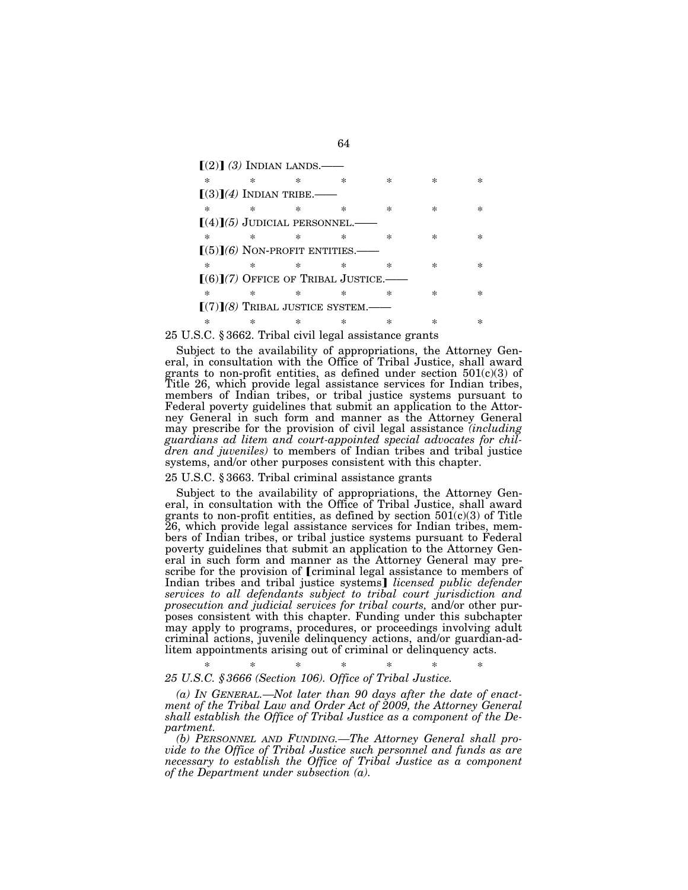[(2)] *(3)* INDIAN LANDS.——

\* \* \* \* \* \* \*

[(3)]*(4)* INDIAN TRIBE.——

\* \* \* \* \* \* \*

[(4)]*(5)* JUDICIAL PERSONNEL.——

\* \* \* \* \* \* \*

[(5)]*(6)* NON-PROFIT ENTITIES.——

\* \* \* \* \* \* \*

[(6)]*(7)* OFFICE OF TRIBAL JUSTICE.——

\* \* \* \* \* \* \*

[(7)]*(8)* TRIBAL JUSTICE SYSTEM.——

\* \* \* \* \* \* \*

25 U.S.C. § 3662. Tribal civil legal assistance grants

Subject to the availability of appropriations, the Attorney General, in consultation with the Office of Tribal Justice, shall award grants to non-profit entities, as defined under section 501(c)(3) of Title 26, which provide legal assistance services for Indian tribes, members of Indian tribes, or tribal justice systems pursuant to Federal poverty guidelines that submit an application to the Attorney General in such form and manner as the Attorney General may prescribe for the provision of civil legal assistance *(including guardians ad litem and court-appointed special advocates for children and juveniles)* to members of Indian tribes and tribal justice systems, and/or other purposes consistent with this chapter.

25 U.S.C. § 3663. Tribal criminal assistance grants

Subject to the availability of appropriations, the Attorney General, in consultation with the Office of Tribal Justice, shall award grants to non-profit entities, as defined by section 501(c)(3) of Title 26, which provide legal assistance services for Indian tribes, members of Indian tribes, or tribal justice systems pursuant to Federal poverty guidelines that submit an application to the Attorney General in such form and manner as the Attorney General may prescribe for the provision of [criminal legal assistance to members of Indian tribes and tribal justice systems] *licensed public defender services to all defendants subject to tribal court jurisdiction and prosecution and judicial services for tribal courts,* and/or other purposes consistent with this chapter. Funding under this subchapter may apply to programs, procedures, or proceedings involving adult criminal actions, juvenile delinquency actions, and/or guardian-ad-litem appointments arising out of criminal or delinquency acts.

\* \* \* \* \* \* \*

*25 U.S.C. § 3666 (Section 106). Office of Tribal Justice.*

*(a) IN GENERAL.—Not later than 90 days after the date of enactment of the Tribal Law and Order Act of 2009, the Attorney General shall establish the Office of Tribal Justice as a component of the Department.*

*(b) PERSONNEL AND FUNDING.—The Attorney General shall provide to the Office of Tribal Justice such personnel and funds as are necessary to establish the Office of Tribal Justice as a component of the Department under subsection (a).*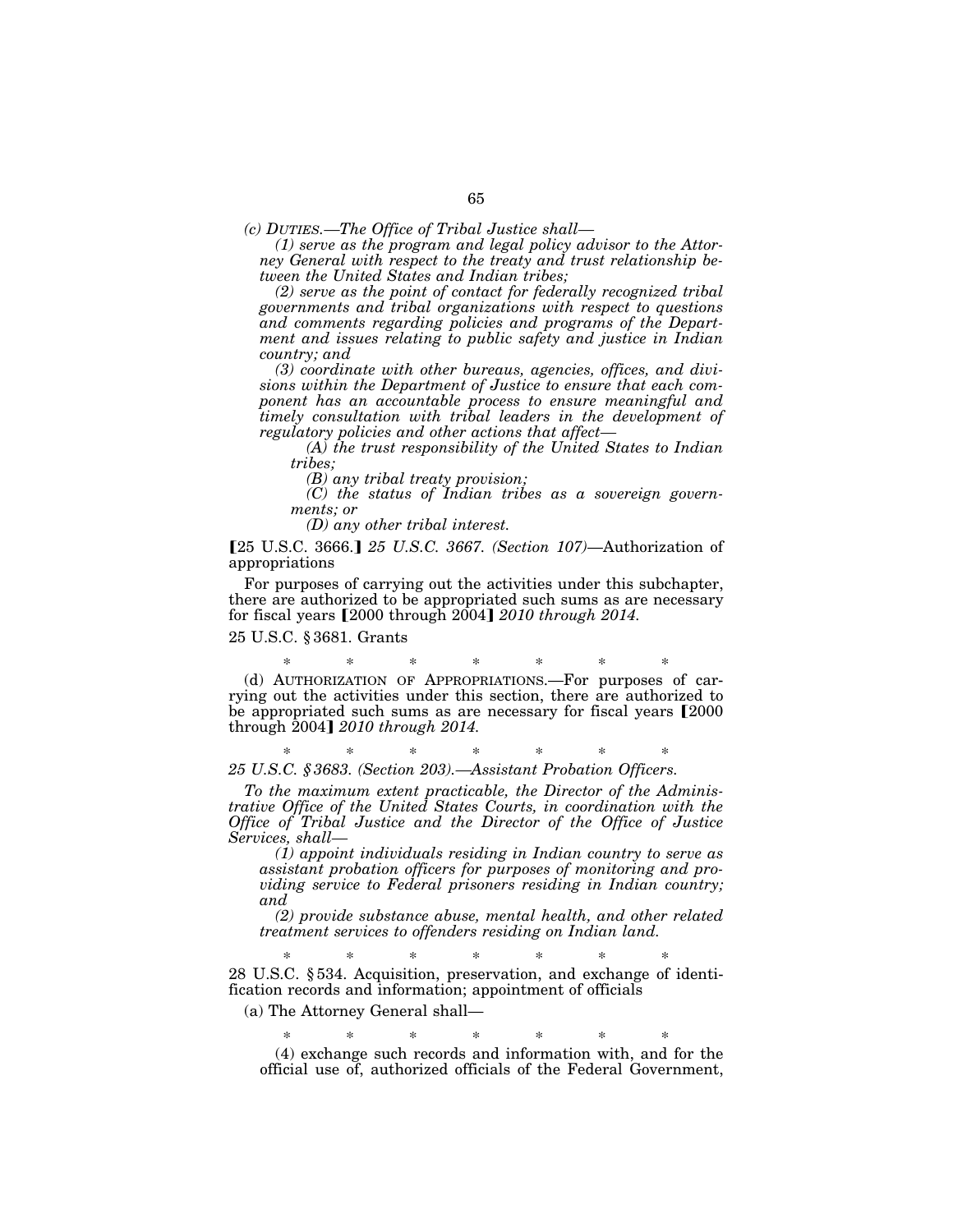*(c) DUTIES.—The Office of Tribal Justice shall—*

*(1) serve as the program and legal policy advisor to the Attorney General with respect to the treaty and trust relationship between the United States and Indian tribes;*

*(2) serve as the point of contact for federally recognized tribal governments and tribal organizations with respect to questions and comments regarding policies and programs of the Department and issues relating to public safety and justice in Indian country; and*

*(3) coordinate with other bureaus, agencies, offices, and divisions within the Department of Justice to ensure that each component has an accountable process to ensure meaningful and timely consultation with tribal leaders in the development of regulatory policies and other actions that affect—*

*(A) the trust responsibility of the United States to Indian tribes;*

*(B) any tribal treaty provision;*

*(C) the status of Indian tribes as a sovereign governments; or*

*(D) any other tribal interest.*

【25 U.S.C. 3666.】 *25 U.S.C. 3667. (Section 107)*—Authorization of appropriations

For purposes of carrying out the activities under this subchapter, there are authorized to be appropriated such sums as are necessary for fiscal years 【2000 through 2004】 *2010 through 2014.*

25 U.S.C. § 3681. Grants

\* \* \* \* \* \* \*

(d) AUTHORIZATION OF APPROPRIATIONS.—For purposes of carrying out the activities under this section, there are authorized to be appropriated such sums as are necessary for fiscal years 【2000 through 2004】 *2010 through 2014.*

\* \* \* \* \* \* \*

*25 U.S.C. § 3683. (Section 203).—Assistant Probation Officers.*

*To the maximum extent practicable, the Director of the Administrative Office of the United States Courts, in coordination with the Office of Tribal Justice and the Director of the Office of Justice Services, shall—*

*(1) appoint individuals residing in Indian country to serve as assistant probation officers for purposes of monitoring and providing service to Federal prisoners residing in Indian country; and*

*(2) provide substance abuse, mental health, and other related treatment services to offenders residing on Indian land.*

\* \* \* \* \* \* \*

28 U.S.C. § 534. Acquisition, preservation, and exchange of identification records and information; appointment of officials

(a) The Attorney General shall—

\* \* \* \* \* \* \*

(4) exchange such records and information with, and for the official use of, authorized officials of the Federal Government,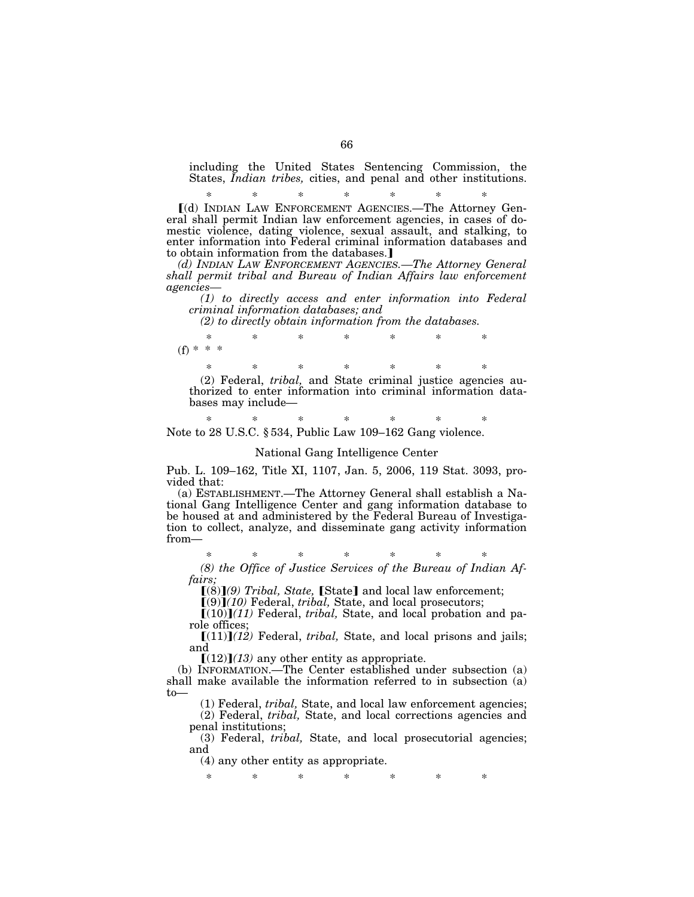including the United States Sentencing Commission, the States, *Indian tribes,* cities, and penal and other institutions.

\* \* \* \* \* \* \*

【(d) INDIAN LAW ENFORCEMENT AGENCIES.—The Attorney General shall permit Indian law enforcement agencies, in cases of domestic violence, dating violence, sexual assault, and stalking, to enter information into Federal criminal information databases and to obtain information from the databases.】

*(d) INDIAN LAW ENFORCEMENT AGENCIES.—The Attorney General shall permit tribal and Bureau of Indian Affairs law enforcement agencies—*

*(1) to directly access and enter information into Federal criminal information databases; and*

*(2) to directly obtain information from the databases.*

\* \* \* \* \* \* \*

(f) \* \* \*

\* \* \* \* \* \* \*

(2) Federal, *tribal,* and State criminal justice agencies authorized to enter information into criminal information databases may include—

\* \* \* \* \* \* \*

Note to 28 U.S.C. § 534, Public Law 109–162 Gang violence.

National Gang Intelligence Center

Pub. L. 109–162, Title XI, 1107, Jan. 5, 2006, 119 Stat. 3093, provided that:

(a) ESTABLISHMENT.—The Attorney General shall establish a National Gang Intelligence Center and gang information database to be housed at and administered by the Federal Bureau of Investigation to collect, analyze, and disseminate gang activity information from—

\* \* \* \* \* \* \*

*(8) the Office of Justice Services of the Bureau of Indian Affairs;*

【(8)】*(9) Tribal, State,* 【State】 and local law enforcement;

【(9)】*(10)* Federal, *tribal,* State, and local prosecutors;

【(10)】*(11)* Federal, *tribal,* State, and local probation and parole offices;

【(11)】*(12)* Federal, *tribal,* State, and local prisons and jails; and

【(12)】*(13)* any other entity as appropriate.

(b) INFORMATION.—The Center established under subsection (a) shall make available the information referred to in subsection (a) to—

(1) Federal, *tribal,* State, and local law enforcement agencies;

(2) Federal, *tribal,* State, and local corrections agencies and penal institutions;

(3) Federal, *tribal,* State, and local prosecutorial agencies; and

(4) any other entity as appropriate.

\* \* \* \* \* \* \*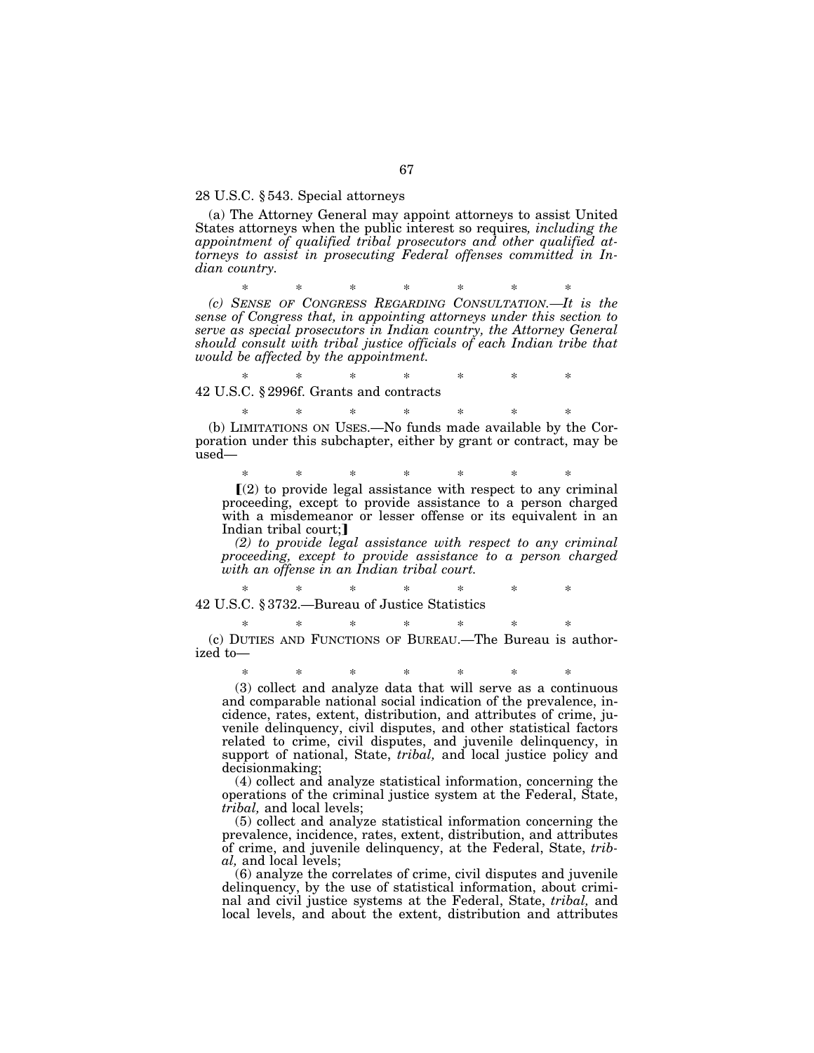28 U.S.C. § 543. Special attorneys

(a) The Attorney General may appoint attorneys to assist United States attorneys when the public interest so requires*, including the appointment of qualified tribal prosecutors and other qualified attorneys to assist in prosecuting Federal offenses committed in Indian country.*

\* \* \* \* \* \* \*

*(c) SENSE OF CONGRESS REGARDING CONSULTATION.—It is the sense of Congress that, in appointing attorneys under this section to serve as special prosecutors in Indian country, the Attorney General should consult with tribal justice officials of each Indian tribe that would be affected by the appointment.*

\* \* \* \* \* \* \*

42 U.S.C. § 2996f. Grants and contracts

\* \* \* \* \* \* \*

(b) LIMITATIONS ON USES.—No funds made available by the Corporation under this subchapter, either by grant or contract, may be used—

\* \* \* \* \* \* \*

> ⟦(2) to provide legal assistance with respect to any criminal proceeding, except to provide assistance to a person charged with a misdemeanor or lesser offense or its equivalent in an Indian tribal court;⟧
>
> *(2) to provide legal assistance with respect to any criminal proceeding, except to provide assistance to a person charged with an offense in an Indian tribal court.*

\* \* \* \* \* \* \*

42 U.S.C. § 3732.—Bureau of Justice Statistics

\* \* \* \* \* \* \*

(c) DUTIES AND FUNCTIONS OF BUREAU.—The Bureau is authorized to—

\* \* \* \* \* \* \*

> (3) collect and analyze data that will serve as a continuous and comparable national social indication of the prevalence, incidence, rates, extent, distribution, and attributes of crime, juvenile delinquency, civil disputes, and other statistical factors related to crime, civil disputes, and juvenile delinquency, in support of national, State, *tribal,* and local justice policy and decisionmaking;
>
> (4) collect and analyze statistical information, concerning the operations of the criminal justice system at the Federal, State, *tribal,* and local levels;
>
> (5) collect and analyze statistical information concerning the prevalence, incidence, rates, extent, distribution, and attributes of crime, and juvenile delinquency, at the Federal, State, *tribal,* and local levels;
>
> (6) analyze the correlates of crime, civil disputes and juvenile delinquency, by the use of statistical information, about criminal and civil justice systems at the Federal, State, *tribal,* and local levels, and about the extent, distribution and attributes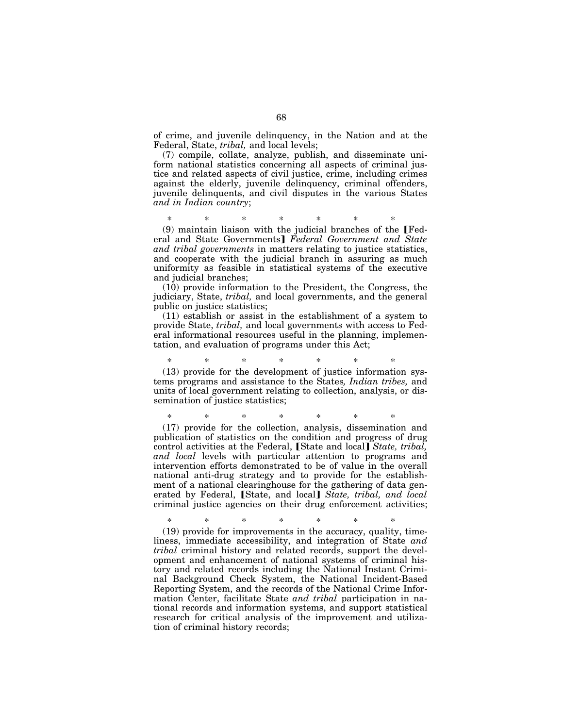of crime, and juvenile delinquency, in the Nation and at the Federal, State, *tribal,* and local levels;

(7) compile, collate, analyze, publish, and disseminate uniform national statistics concerning all aspects of criminal justice and related aspects of civil justice, crime, including crimes against the elderly, juvenile delinquency, criminal offenders, juvenile delinquents, and civil disputes in the various States *and in Indian country*;

\* \* \* \* \* \* \*

(9) maintain liaison with the judicial branches of the ⟦Federal and State Governments⟧ *Federal Government and State and tribal governments* in matters relating to justice statistics, and cooperate with the judicial branch in assuring as much uniformity as feasible in statistical systems of the executive and judicial branches;

(10) provide information to the President, the Congress, the judiciary, State, *tribal,* and local governments, and the general public on justice statistics;

(11) establish or assist in the establishment of a system to provide State, *tribal,* and local governments with access to Federal informational resources useful in the planning, implementation, and evaluation of programs under this Act;

\* \* \* \* \* \* \*

(13) provide for the development of justice information systems programs and assistance to the States*, Indian tribes,* and units of local government relating to collection, analysis, or dissemination of justice statistics;

\* \* \* \* \* \* \*

(17) provide for the collection, analysis, dissemination and publication of statistics on the condition and progress of drug control activities at the Federal, ⟦State and local⟧ *State, tribal, and local* levels with particular attention to programs and intervention efforts demonstrated to be of value in the overall national anti-drug strategy and to provide for the establishment of a national clearinghouse for the gathering of data generated by Federal, ⟦State, and local⟧ *State, tribal, and local* criminal justice agencies on their drug enforcement activities;

\* \* \* \* \* \* \*

(19) provide for improvements in the accuracy, quality, timeliness, immediate accessibility, and integration of State *and tribal* criminal history and related records, support the development and enhancement of national systems of criminal history and related records including the National Instant Criminal Background Check System, the National Incident-Based Reporting System, and the records of the National Crime Information Center, facilitate State *and tribal* participation in national records and information systems, and support statistical research for critical analysis of the improvement and utilization of criminal history records;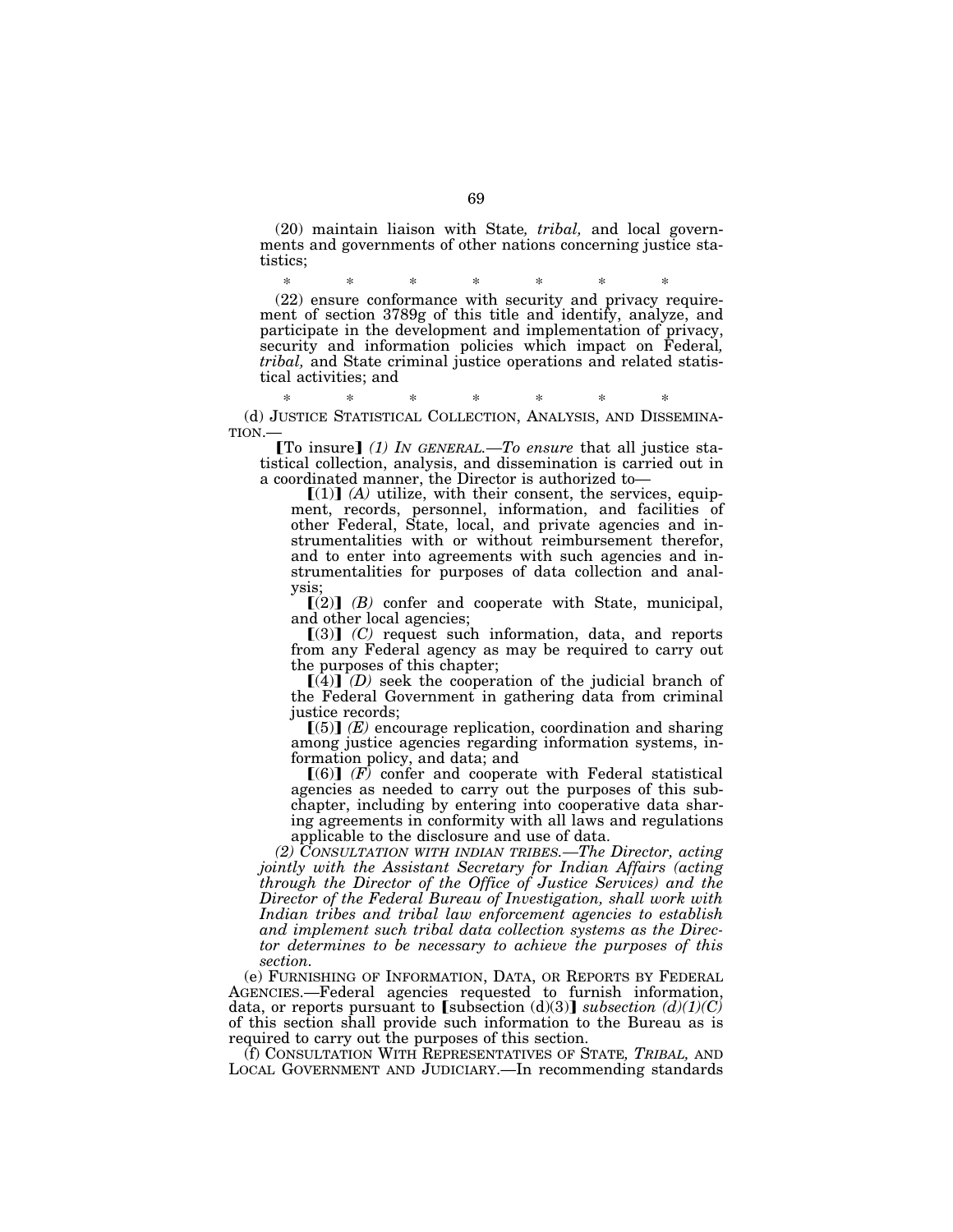(20) maintain liaison with State*, tribal,* and local governments and governments of other nations concerning justice statistics;

\* \* \* \* \* \* \*

(22) ensure conformance with security and privacy requirement of section 3789g of this title and identify, analyze, and participate in the development and implementation of privacy, security and information policies which impact on Federal*, tribal,* and State criminal justice operations and related statistical activities; and

\* \* \* \* \* \* \*

(d) JUSTICE STATISTICAL COLLECTION, ANALYSIS, AND DISSEMINATION.—

【To insure】 *(1) IN GENERAL.—To ensure* that all justice statistical collection, analysis, and dissemination is carried out in a coordinated manner, the Director is authorized to—

【(1)】 *(A)* utilize, with their consent, the services, equipment, records, personnel, information, and facilities of other Federal, State, local, and private agencies and instrumentalities with or without reimbursement therefor, and to enter into agreements with such agencies and instrumentalities for purposes of data collection and analysis;

【(2)】 *(B)* confer and cooperate with State, municipal, and other local agencies;

【(3)】 *(C)* request such information, data, and reports from any Federal agency as may be required to carry out the purposes of this chapter;

【(4)】 *(D)* seek the cooperation of the judicial branch of the Federal Government in gathering data from criminal justice records;

【(5)】 *(E)* encourage replication, coordination and sharing among justice agencies regarding information systems, information policy, and data; and

【(6)】 *(F)* confer and cooperate with Federal statistical agencies as needed to carry out the purposes of this subchapter, including by entering into cooperative data sharing agreements in conformity with all laws and regulations applicable to the disclosure and use of data.

*(2) CONSULTATION WITH INDIAN TRIBES.—The Director, acting jointly with the Assistant Secretary for Indian Affairs (acting through the Director of the Office of Justice Services) and the Director of the Federal Bureau of Investigation, shall work with Indian tribes and tribal law enforcement agencies to establish and implement such tribal data collection systems as the Director determines to be necessary to achieve the purposes of this section.*

(e) FURNISHING OF INFORMATION, DATA, OR REPORTS BY FEDERAL AGENCIES.—Federal agencies requested to furnish information, data, or reports pursuant to 【subsection (d)(3)】 *subsection (d)(1)(C)* of this section shall provide such information to the Bureau as is required to carry out the purposes of this section.

(f) CONSULTATION WITH REPRESENTATIVES OF STATE, *TRIBAL,* AND LOCAL GOVERNMENT AND JUDICIARY.—In recommending standards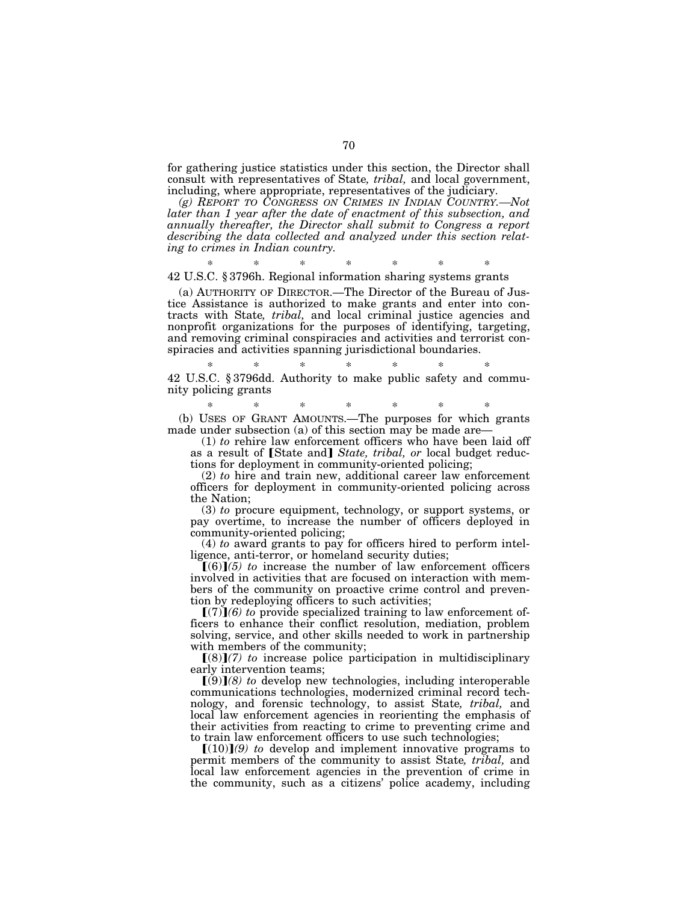for gathering justice statistics under this section, the Director shall consult with representatives of State*, tribal,* and local government, including, where appropriate, representatives of the judiciary.

*(g) REPORT TO CONGRESS ON CRIMES IN INDIAN COUNTRY.—Not later than 1 year after the date of enactment of this subsection, and annually thereafter, the Director shall submit to Congress a report describing the data collected and analyzed under this section relating to crimes in Indian country.*

\* \* \* \* \* \* \*

42 U.S.C. § 3796h. Regional information sharing systems grants

(a) AUTHORITY OF DIRECTOR.—The Director of the Bureau of Justice Assistance is authorized to make grants and enter into contracts with State*, tribal,* and local criminal justice agencies and nonprofit organizations for the purposes of identifying, targeting, and removing criminal conspiracies and activities and terrorist conspiracies and activities spanning jurisdictional boundaries.

\* \* \* \* \* \* \*

42 U.S.C. § 3796dd. Authority to make public safety and community policing grants

\* \* \* \* \* \* \*

(b) USES OF GRANT AMOUNTS.—The purposes for which grants made under subsection (a) of this section may be made are—

(1) *to* rehire law enforcement officers who have been laid off as a result of ⟦State and⟧ *State, tribal, or* local budget reductions for deployment in community-oriented policing;

(2) *to* hire and train new, additional career law enforcement officers for deployment in community-oriented policing across the Nation;

(3) *to* procure equipment, technology, or support systems, or pay overtime, to increase the number of officers deployed in community-oriented policing;

(4) *to* award grants to pay for officers hired to perform intelligence, anti-terror, or homeland security duties;

⟦(6)⟧*(5) to* increase the number of law enforcement officers involved in activities that are focused on interaction with members of the community on proactive crime control and prevention by redeploying officers to such activities;

⟦(7)⟧*(6) to* provide specialized training to law enforcement officers to enhance their conflict resolution, mediation, problem solving, service, and other skills needed to work in partnership with members of the community;

⟦(8)⟧*(7) to* increase police participation in multidisciplinary early intervention teams;

⟦(9)⟧*(8) to* develop new technologies, including interoperable communications technologies, modernized criminal record technology, and forensic technology, to assist State*, tribal,* and local law enforcement agencies in reorienting the emphasis of their activities from reacting to crime to preventing crime and to train law enforcement officers to use such technologies;

⟦(10)⟧*(9) to* develop and implement innovative programs to permit members of the community to assist State*, tribal,* and local law enforcement agencies in the prevention of crime in the community, such as a citizens' police academy, including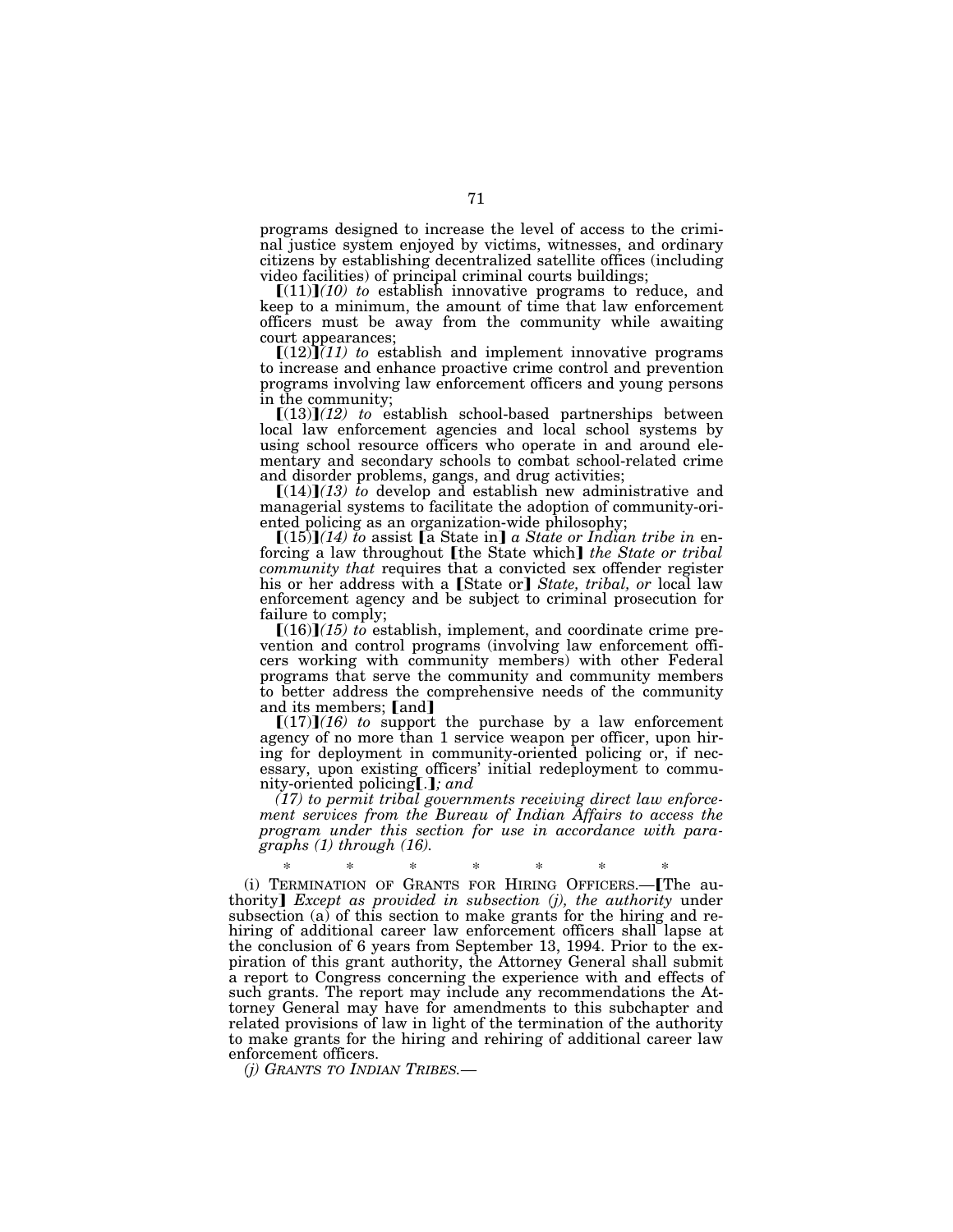programs designed to increase the level of access to the criminal justice system enjoyed by victims, witnesses, and ordinary citizens by establishing decentralized satellite offices (including video facilities) of principal criminal courts buildings;

【(11)】*(10) to* establish innovative programs to reduce, and keep to a minimum, the amount of time that law enforcement officers must be away from the community while awaiting court appearances;

【(12)】*(11) to* establish and implement innovative programs to increase and enhance proactive crime control and prevention programs involving law enforcement officers and young persons in the community;

【(13)】*(12) to* establish school-based partnerships between local law enforcement agencies and local school systems by using school resource officers who operate in and around elementary and secondary schools to combat school-related crime and disorder problems, gangs, and drug activities;

【(14)】*(13) to* develop and establish new administrative and managerial systems to facilitate the adoption of community-oriented policing as an organization-wide philosophy;

【(15)】*(14) to* assist 【a State in】 *a State or Indian tribe in* enforcing a law throughout 【the State which】 *the State or tribal community that* requires that a convicted sex offender register his or her address with a 【State or】 *State, tribal, or* local law enforcement agency and be subject to criminal prosecution for failure to comply;

【(16)】*(15) to* establish, implement, and coordinate crime prevention and control programs (involving law enforcement officers working with community members) with other Federal programs that serve the community and community members to better address the comprehensive needs of the community and its members; 【and】

【(17)】*(16) to* support the purchase by a law enforcement agency of no more than 1 service weapon per officer, upon hiring for deployment in community-oriented policing or, if necessary, upon existing officers' initial redeployment to community-oriented policing【.】*; and*

*(17) to permit tribal governments receiving direct law enforcement services from the Bureau of Indian Affairs to access the program under this section for use in accordance with paragraphs (1) through (16).*

\* \* \* \* \* \* \*

(i) TERMINATION OF GRANTS FOR HIRING OFFICERS.—【The authority】 *Except as provided in subsection (j), the authority* under subsection (a) of this section to make grants for the hiring and rehiring of additional career law enforcement officers shall lapse at the conclusion of 6 years from September 13, 1994. Prior to the expiration of this grant authority, the Attorney General shall submit a report to Congress concerning the experience with and effects of such grants. The report may include any recommendations the Attorney General may have for amendments to this subchapter and related provisions of law in light of the termination of the authority to make grants for the hiring and rehiring of additional career law enforcement officers.

*(j) GRANTS TO INDIAN TRIBES.—*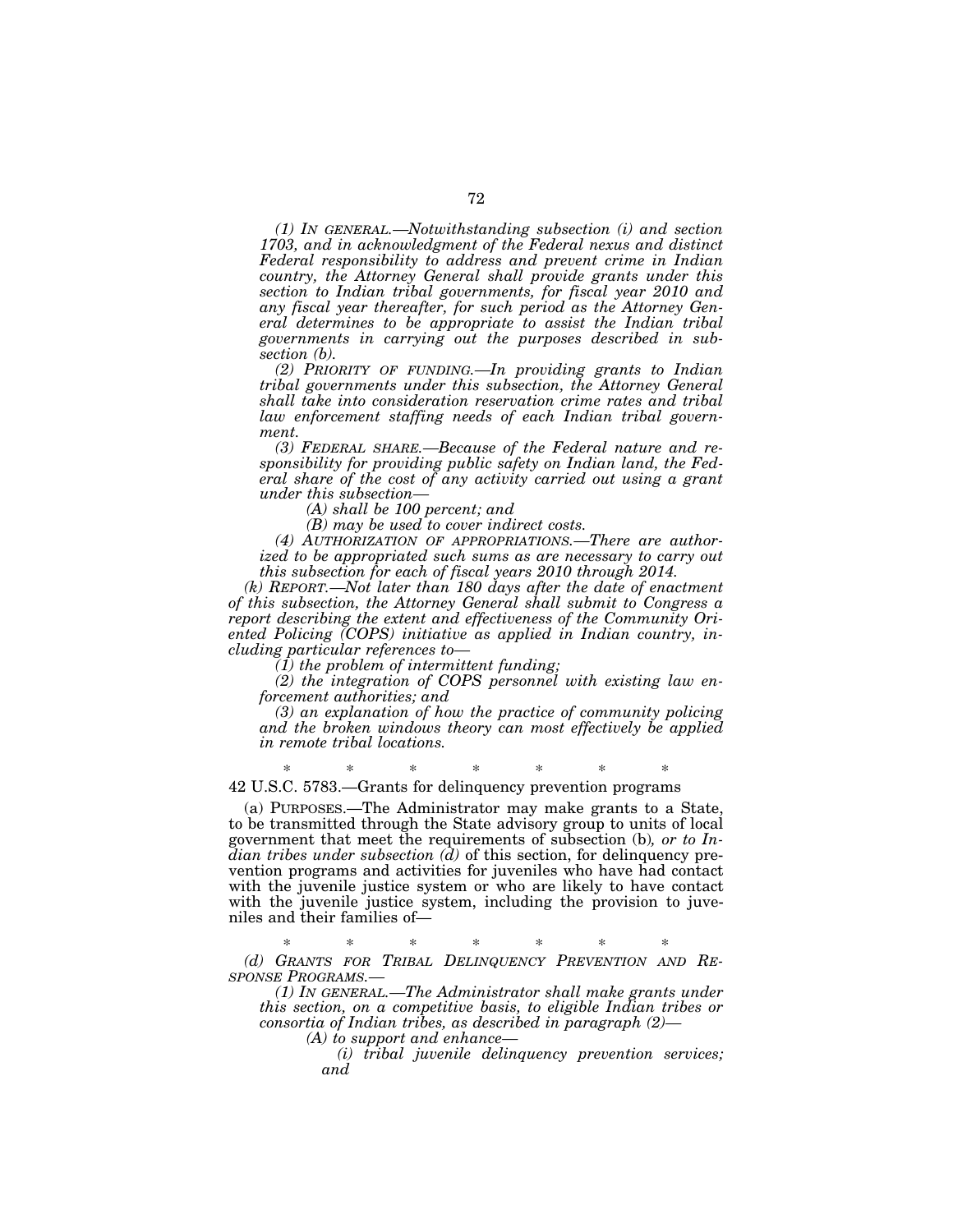*(1) IN GENERAL.—Notwithstanding subsection (i) and section 1703, and in acknowledgment of the Federal nexus and distinct Federal responsibility to address and prevent crime in Indian country, the Attorney General shall provide grants under this section to Indian tribal governments, for fiscal year 2010 and any fiscal year thereafter, for such period as the Attorney General determines to be appropriate to assist the Indian tribal governments in carrying out the purposes described in subsection (b).*

*(2) PRIORITY OF FUNDING.—In providing grants to Indian tribal governments under this subsection, the Attorney General shall take into consideration reservation crime rates and tribal law enforcement staffing needs of each Indian tribal government.*

*(3) FEDERAL SHARE.—Because of the Federal nature and responsibility for providing public safety on Indian land, the Federal share of the cost of any activity carried out using a grant under this subsection—*

*(A) shall be 100 percent; and*

*(B) may be used to cover indirect costs.*

*(4) AUTHORIZATION OF APPROPRIATIONS.—There are authorized to be appropriated such sums as are necessary to carry out this subsection for each of fiscal years 2010 through 2014.*

*(k) REPORT.—Not later than 180 days after the date of enactment of this subsection, the Attorney General shall submit to Congress a report describing the extent and effectiveness of the Community Oriented Policing (COPS) initiative as applied in Indian country, including particular references to—*

*(1) the problem of intermittent funding;*

*(2) the integration of COPS personnel with existing law enforcement authorities; and*

*(3) an explanation of how the practice of community policing and the broken windows theory can most effectively be applied in remote tribal locations.*

\* \* \* \* \* \* \*

42 U.S.C. 5783.—Grants for delinquency prevention programs

(a) PURPOSES.—The Administrator may make grants to a State, to be transmitted through the State advisory group to units of local government that meet the requirements of subsection (b)*, or to Indian tribes under subsection (d)* of this section, for delinquency prevention programs and activities for juveniles who have had contact with the juvenile justice system or who are likely to have contact with the juvenile justice system, including the provision to juveniles and their families of—

\* \* \* \* \* \* \*

*(d) GRANTS FOR TRIBAL DELINQUENCY PREVENTION AND RESPONSE PROGRAMS.—*

*(1) IN GENERAL.—The Administrator shall make grants under this section, on a competitive basis, to eligible Indian tribes or consortia of Indian tribes, as described in paragraph (2)—*

*(A) to support and enhance—*

*(i) tribal juvenile delinquency prevention services; and*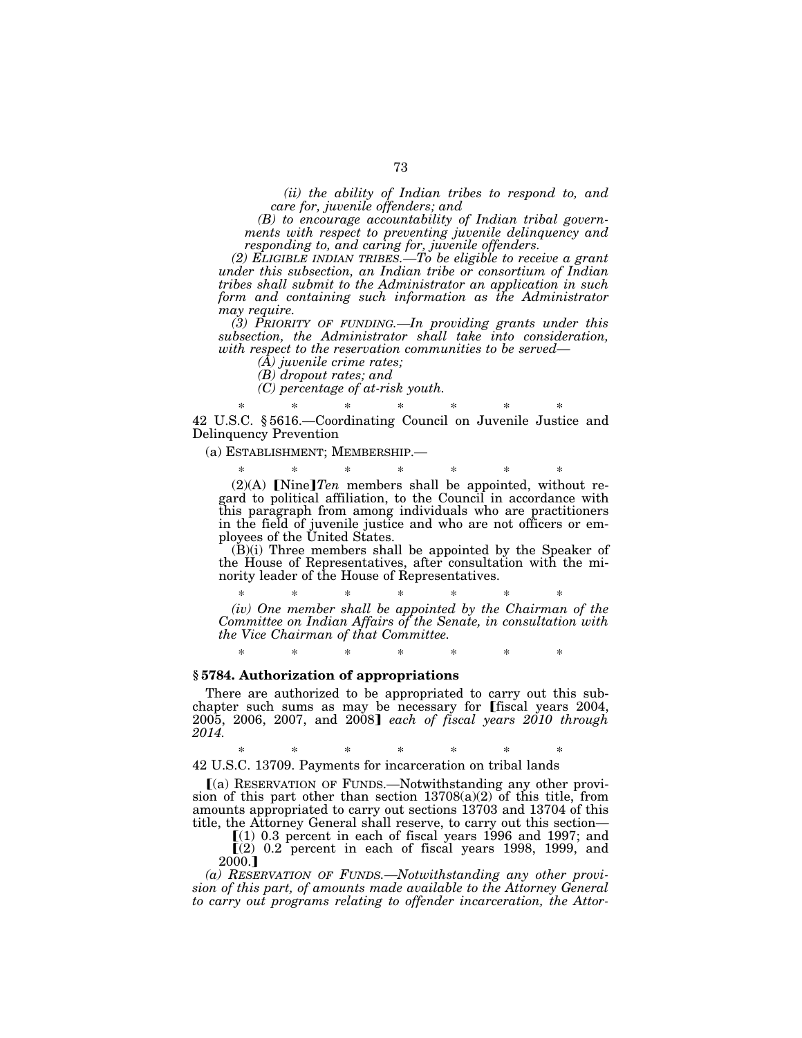*(ii) the ability of Indian tribes to respond to, and care for, juvenile offenders; and*

*(B) to encourage accountability of Indian tribal governments with respect to preventing juvenile delinquency and responding to, and caring for, juvenile offenders.*

*(2) ELIGIBLE INDIAN TRIBES.—To be eligible to receive a grant under this subsection, an Indian tribe or consortium of Indian tribes shall submit to the Administrator an application in such form and containing such information as the Administrator may require.*

*(3) PRIORITY OF FUNDING.—In providing grants under this subsection, the Administrator shall take into consideration, with respect to the reservation communities to be served—*

*(A) juvenile crime rates;*

*(B) dropout rates; and*

*(C) percentage of at-risk youth.*

\* \* \* \* \* \* \*

42 U.S.C. § 5616.—Coordinating Council on Juvenile Justice and Delinquency Prevention

(a) ESTABLISHMENT; MEMBERSHIP.—

\* \* \* \* \* \* \*

(2)(A) [Nine] *Ten* members shall be appointed, without regard to political affiliation, to the Council in accordance with this paragraph from among individuals who are practitioners in the field of juvenile justice and who are not officers or employees of the United States.

(B)(i) Three members shall be appointed by the Speaker of the House of Representatives, after consultation with the minority leader of the House of Representatives.

\* \* \* \* \* \* \*

*(iv) One member shall be appointed by the Chairman of the Committee on Indian Affairs of the Senate, in consultation with the Vice Chairman of that Committee.*

\* \* \* \* \* \* \*

### § 5784. Authorization of appropriations

There are authorized to be appropriated to carry out this subchapter such sums as may be necessary for [fiscal years 2004, 2005, 2006, 2007, and 2008] *each of fiscal years 2010 through 2014.*

\* \* \* \* \* \* \*

42 U.S.C. 13709. Payments for incarceration on tribal lands

[(a) RESERVATION OF FUNDS.—Notwithstanding any other provision of this part other than section 13708(a)(2) of this title, from amounts appropriated to carry out sections 13703 and 13704 of this title, the Attorney General shall reserve, to carry out this section—

[(1) 0.3 percent in each of fiscal years 1996 and 1997; and

[(2) 0.2 percent in each of fiscal years 1998, 1999, and 2000.]

*(a) RESERVATION OF FUNDS.—Notwithstanding any other provision of this part, of amounts made available to the Attorney General to carry out programs relating to offender incarceration, the Attor-*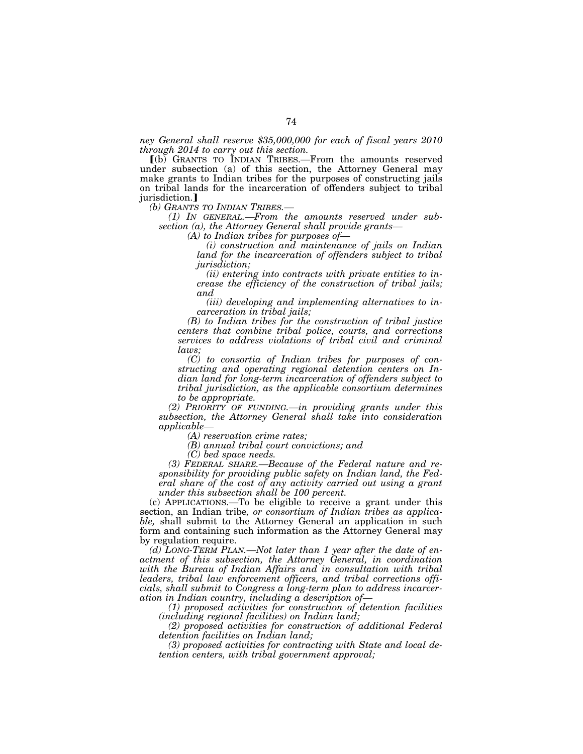*ney General shall reserve $35,000,000 for each of fiscal years 2010 through 2014 to carry out this section.*

[(b) GRANTS TO INDIAN TRIBES.—From the amounts reserved under subsection (a) of this section, the Attorney General may make grants to Indian tribes for the purposes of constructing jails on tribal lands for the incarceration of offenders subject to tribal jurisdiction.]

*(b) GRANTS TO INDIAN TRIBES.—*

*(1) IN GENERAL.—From the amounts reserved under subsection (a), the Attorney General shall provide grants—*

*(A) to Indian tribes for purposes of—*

*(i) construction and maintenance of jails on Indian land for the incarceration of offenders subject to tribal jurisdiction;*

*(ii) entering into contracts with private entities to increase the efficiency of the construction of tribal jails; and*

*(iii) developing and implementing alternatives to incarceration in tribal jails;*

*(B) to Indian tribes for the construction of tribal justice centers that combine tribal police, courts, and corrections services to address violations of tribal civil and criminal laws;*

*(C) to consortia of Indian tribes for purposes of constructing and operating regional detention centers on Indian land for long-term incarceration of offenders subject to tribal jurisdiction, as the applicable consortium determines to be appropriate.*

*(2) PRIORITY OF FUNDING.—in providing grants under this subsection, the Attorney General shall take into consideration applicable—*

*(A) reservation crime rates;*

*(B) annual tribal court convictions; and*

*(C) bed space needs.*

*(3) FEDERAL SHARE.—Because of the Federal nature and responsibility for providing public safety on Indian land, the Federal share of the cost of any activity carried out using a grant under this subsection shall be 100 percent.*

(c) APPLICATIONS.—To be eligible to receive a grant under this section, an Indian tribe*, or consortium of Indian tribes as applicable,* shall submit to the Attorney General an application in such form and containing such information as the Attorney General may by regulation require.

*(d) LONG-TERM PLAN.—Not later than 1 year after the date of enactment of this subsection, the Attorney General, in coordination with the Bureau of Indian Affairs and in consultation with tribal leaders, tribal law enforcement officers, and tribal corrections officials, shall submit to Congress a long-term plan to address incarceration in Indian country, including a description of—*

*(1) proposed activities for construction of detention facilities (including regional facilities) on Indian land;*

*(2) proposed activities for construction of additional Federal detention facilities on Indian land;*

*(3) proposed activities for contracting with State and local detention centers, with tribal government approval;*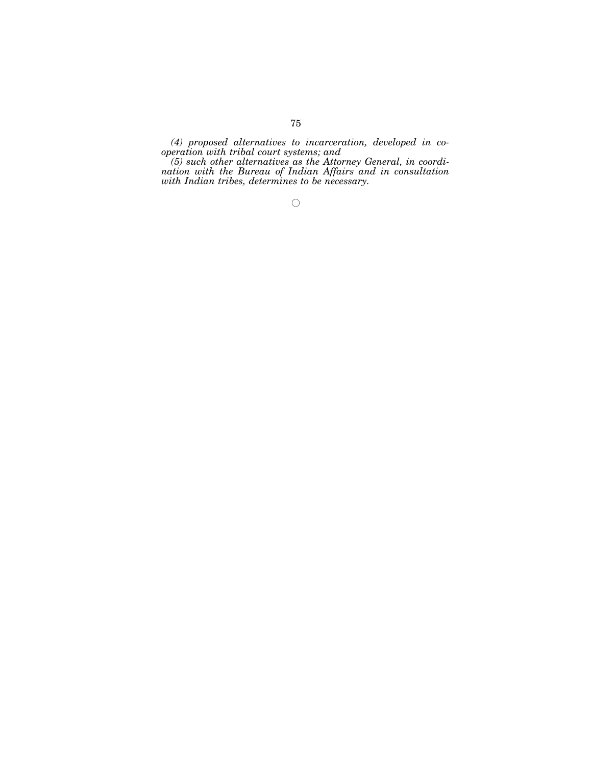*(4) proposed alternatives to incarceration, developed in cooperation with tribal court systems; and*

*(5) such other alternatives as the Attorney General, in coordination with the Bureau of Indian Affairs and in consultation with Indian tribes, determines to be necessary.*